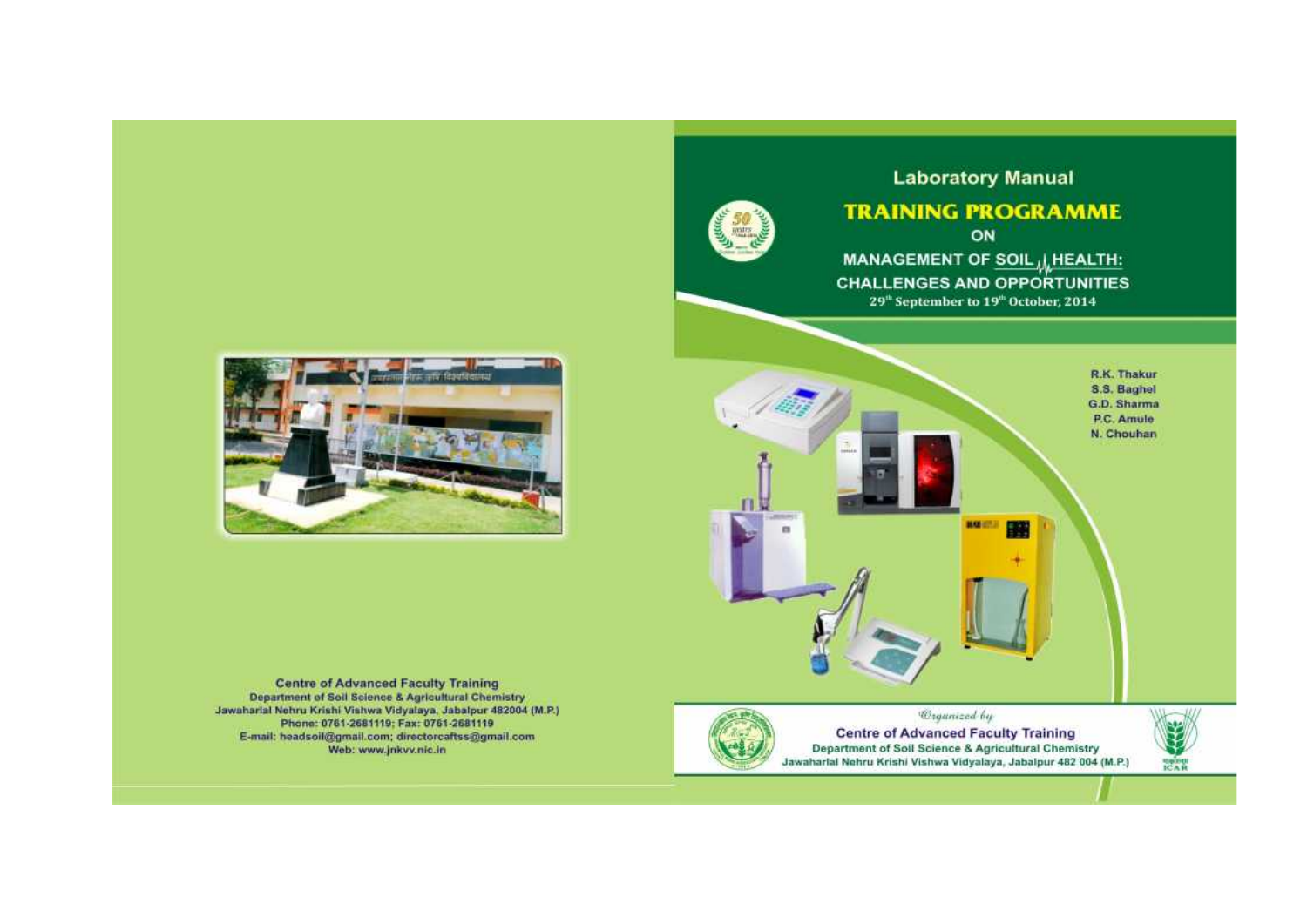Centre of Advanced Faculty Training
Department of Soil Science & Agricultural Chemistry
Jawaharlal Nehru Krishi Vishwa Vidyalaya, Jabalpur 482004 (M.P.)
Phone: 0761-2681119; Fax: 0761-2681119
E-mail: headsoil@gmail.com; directorcaftss@gmail.com
Web: www.jnkvv.nic.in

# Laboratory Manual

## TRAINING PROGRAMME

ON

## MANAGEMENT OF SOIL HEALTH: CHALLENGES AND OPPORTUNITIES

29th September to 19th October, 2014

R.K. Thakur
S.S. Baghel
G.D. Sharma
P.C. Amule
N. Chouhan

*Organized by*

Centre of Advanced Faculty Training
Department of Soil Science & Agricultural Chemistry
Jawaharlal Nehru Krishi Vishwa Vidyalaya, Jabalpur 482 004 (M.P.)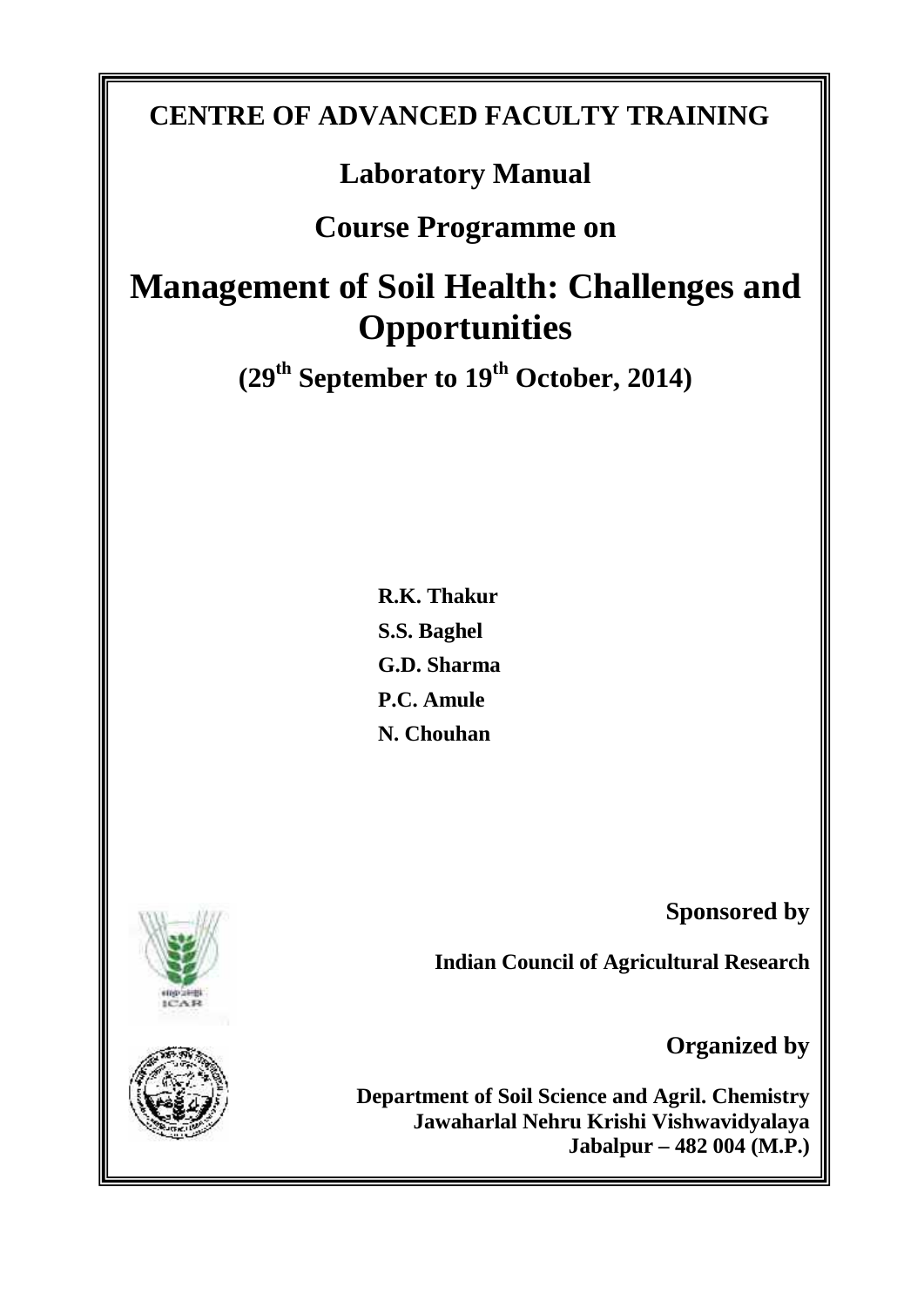# CENTRE OF ADVANCED FACULTY TRAINING

## Laboratory Manual

## Course Programme on

# Management of Soil Health: Challenges and Opportunities

## ($29^{th}$ September to $19^{th}$ October, 2014)

**R.K. Thakur**
**S.S. Baghel**
**G.D. Sharma**
**P.C. Amule**
**N. Chouhan**

**Sponsored by**

**Indian Council of Agricultural Research**

**Organized by**

**Department of Soil Science and Agril. Chemistry**
**Jawaharlal Nehru Krishi Vishwavidyalaya**
**Jabalpur – 482 004 (M.P.)**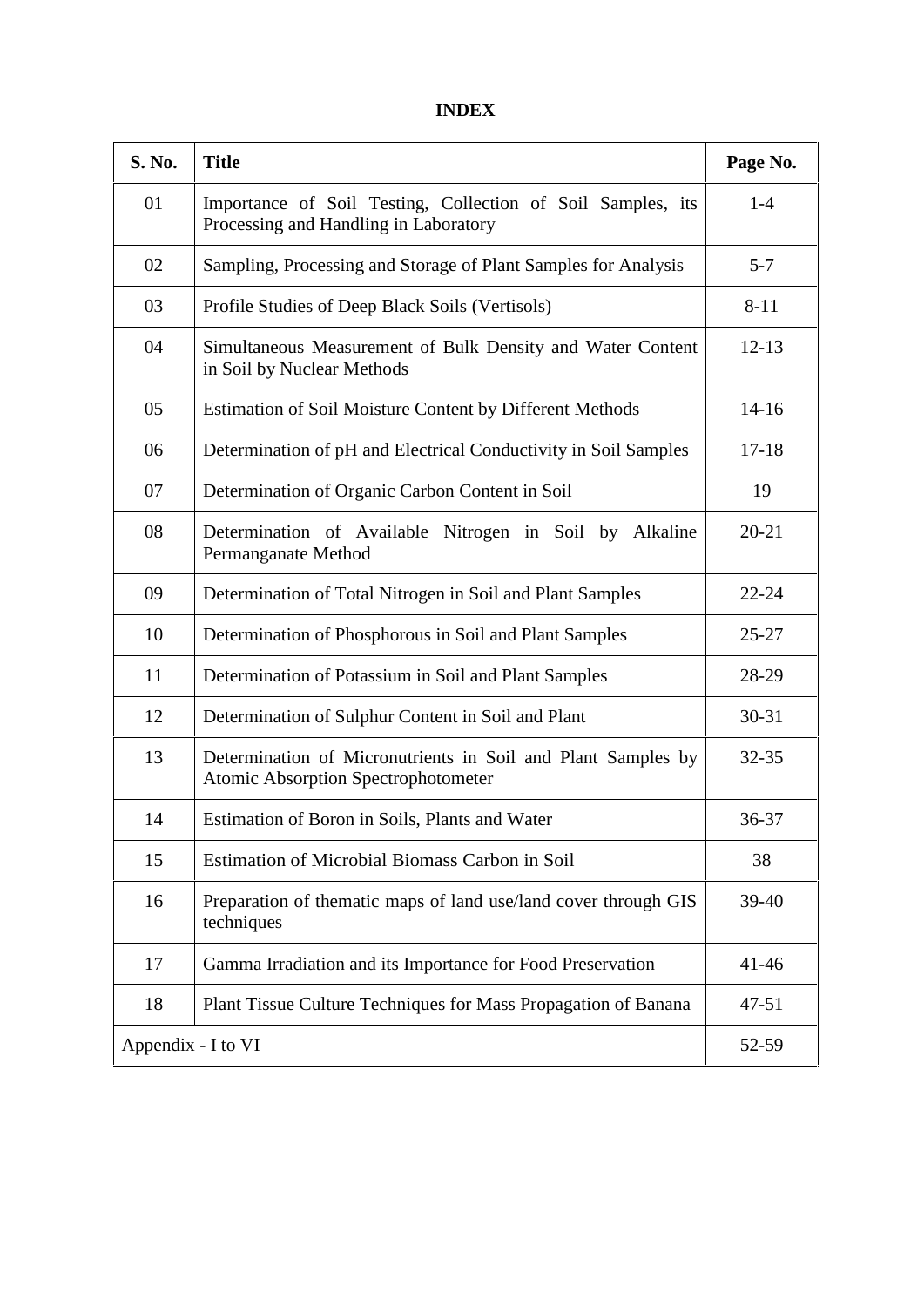# INDEX

| S. No. | Title | Page No. |
|---|---|---|
| 01 | Importance of Soil Testing, Collection of Soil Samples, its Processing and Handling in Laboratory | 1-4 |
| 02 | Sampling, Processing and Storage of Plant Samples for Analysis | 5-7 |
| 03 | Profile Studies of Deep Black Soils (Vertisols) | 8-11 |
| 04 | Simultaneous Measurement of Bulk Density and Water Content in Soil by Nuclear Methods | 12-13 |
| 05 | Estimation of Soil Moisture Content by Different Methods | 14-16 |
| 06 | Determination of pH and Electrical Conductivity in Soil Samples | 17-18 |
| 07 | Determination of Organic Carbon Content in Soil | 19 |
| 08 | Determination of Available Nitrogen in Soil by Alkaline Permanganate Method | 20-21 |
| 09 | Determination of Total Nitrogen in Soil and Plant Samples | 22-24 |
| 10 | Determination of Phosphorous in Soil and Plant Samples | 25-27 |
| 11 | Determination of Potassium in Soil and Plant Samples | 28-29 |
| 12 | Determination of Sulphur Content in Soil and Plant | 30-31 |
| 13 | Determination of Micronutrients in Soil and Plant Samples by Atomic Absorption Spectrophotometer | 32-35 |
| 14 | Estimation of Boron in Soils, Plants and Water | 36-37 |
| 15 | Estimation of Microbial Biomass Carbon in Soil | 38 |
| 16 | Preparation of thematic maps of land use/land cover through GIS techniques | 39-40 |
| 17 | Gamma Irradiation and its Importance for Food Preservation | 41-46 |
| 18 | Plant Tissue Culture Techniques for Mass Propagation of Banana | 47-51 |
| Appendix - I to VI | | 52-59 |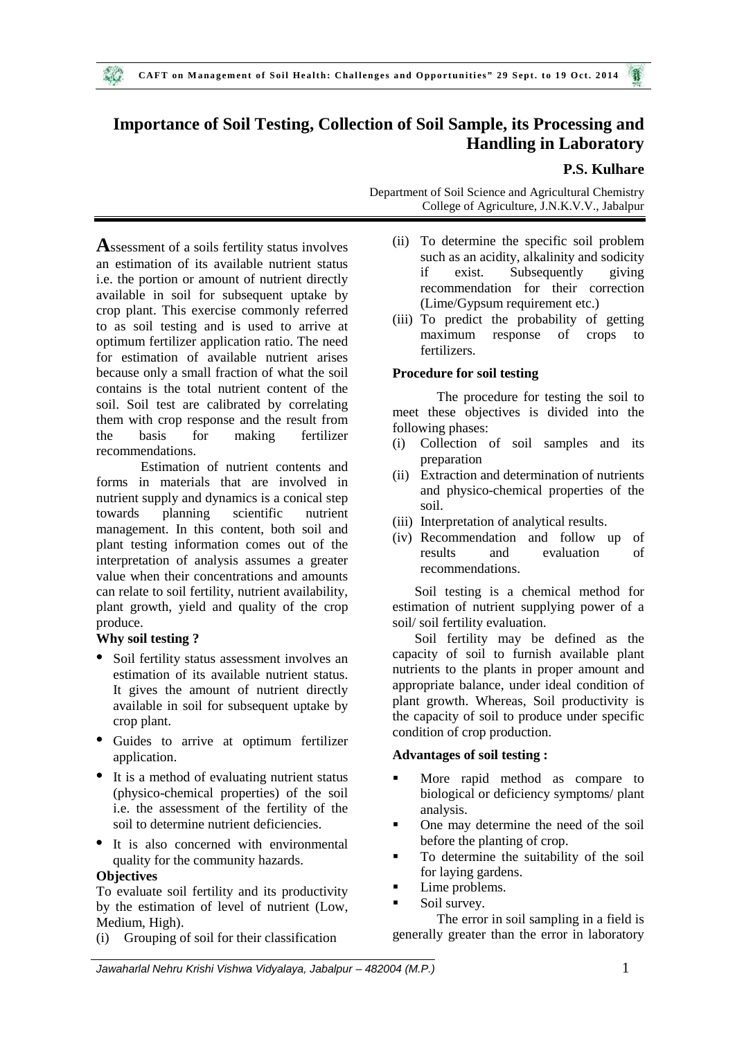# Importance of Soil Testing, Collection of Soil Sample, its Processing and Handling in Laboratory

**P.S. Kulhare**

Department of Soil Science and Agricultural Chemistry
College of Agriculture, J.N.K.V.V., Jabalpur

**A**ssessment of a soils fertility status involves an estimation of its available nutrient status i.e. the portion or amount of nutrient directly available in soil for subsequent uptake by crop plant. This exercise commonly referred to as soil testing and is used to arrive at optimum fertilizer application ratio. The need for estimation of available nutrient arises because only a small fraction of what the soil contains is the total nutrient content of the soil. Soil test are calibrated by correlating them with crop response and the result from the basis for making fertilizer recommendations.

Estimation of nutrient contents and forms in materials that are involved in nutrient supply and dynamics is a conical step towards planning scientific nutrient management. In this content, both soil and plant testing information comes out of the interpretation of analysis assumes a greater value when their concentrations and amounts can relate to soil fertility, nutrient availability, plant growth, yield and quality of the crop produce.

**Why soil testing ?**

- Soil fertility status assessment involves an estimation of its available nutrient status. It gives the amount of nutrient directly available in soil for subsequent uptake by crop plant.
- Guides to arrive at optimum fertilizer application.
- It is a method of evaluating nutrient status (physico-chemical properties) of the soil i.e. the assessment of the fertility of the soil to determine nutrient deficiencies.
- It is also concerned with environmental quality for the community hazards.

**Objectives**

To evaluate soil fertility and its productivity by the estimation of level of nutrient (Low, Medium, High).

(i) Grouping of soil for their classification

(ii) To determine the specific soil problem such as an acidity, alkalinity and sodicity if exist. Subsequently giving recommendation for their correction (Lime/Gypsum requirement etc.)

(iii) To predict the probability of getting maximum response of crops to fertilizers.

**Procedure for soil testing**

The procedure for testing the soil to meet these objectives is divided into the following phases:

(i) Collection of soil samples and its preparation

(ii) Extraction and determination of nutrients and physico-chemical properties of the soil.

(iii) Interpretation of analytical results.

(iv) Recommendation and follow up of results and evaluation of recommendations.

Soil testing is a chemical method for estimation of nutrient supplying power of a soil/ soil fertility evaluation.

Soil fertility may be defined as the capacity of soil to furnish available plant nutrients to the plants in proper amount and appropriate balance, under ideal condition of plant growth. Whereas, Soil productivity is the capacity of soil to produce under specific condition of crop production.

**Advantages of soil testing :**

- More rapid method as compare to biological or deficiency symptoms/ plant analysis.
- One may determine the need of the soil before the planting of crop.
- To determine the suitability of the soil for laying gardens.
- Lime problems.
- Soil survey.

The error in soil sampling in a field is generally greater than the error in laboratory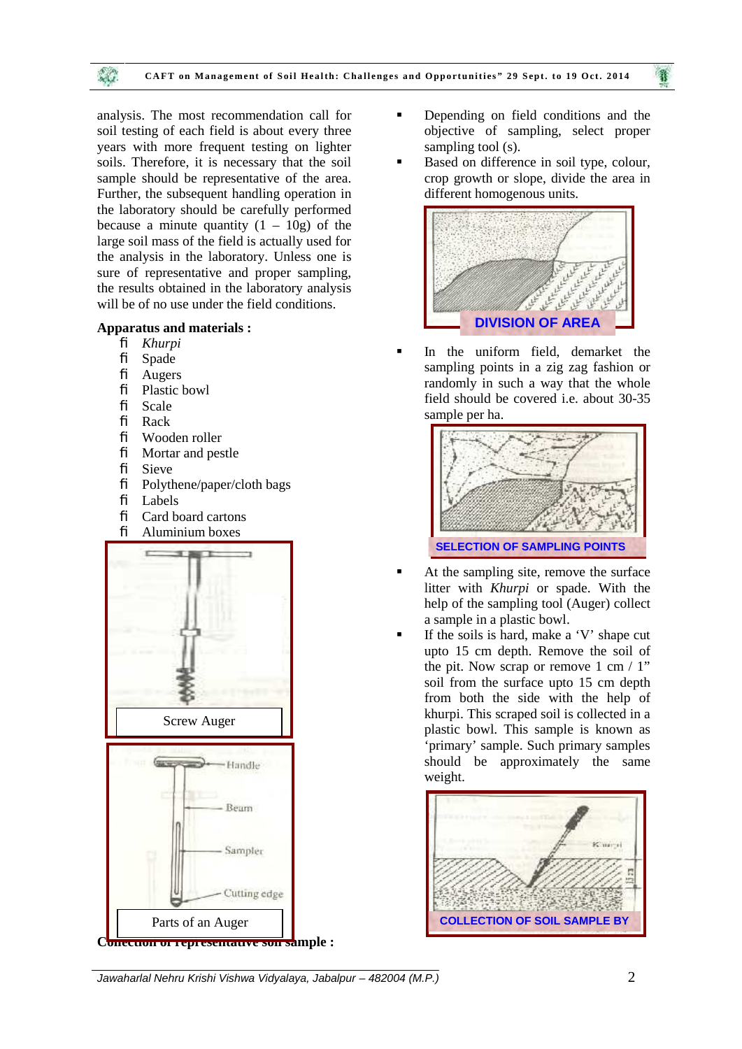analysis. The most recommendation call for soil testing of each field is about every three years with more frequent testing on lighter soils. Therefore, it is necessary that the soil sample should be representative of the area. Further, the subsequent handling operation in the laboratory should be carefully performed because a minute quantity (1 – 10g) of the large soil mass of the field is actually used for the analysis in the laboratory. Unless one is sure of representative and proper sampling, the results obtained in the laboratory analysis will be of no use under the field conditions.

**Apparatus and materials :**

- *Khurpi*
- Spade
- Augers
- Plastic bowl
- Scale
- Rack
- Wooden roller
- Mortar and pestle
- Sieve
- Polythene/paper/cloth bags
- Labels
- Card board cartons
- Aluminium boxes

Screw Auger

Parts of an Auger

**Collection of representative soil sample :**

- Depending on field conditions and the objective of sampling, select proper sampling tool (s).
- Based on difference in soil type, colour, crop growth or slope, divide the area in different homogenous units.

DIVISION OF AREA

- In the uniform field, demarket the sampling points in a zig zag fashion or randomly in such a way that the whole field should be covered i.e. about 30-35 sample per ha.

SELECTION OF SAMPLING POINTS

- At the sampling site, remove the surface litter with *Khurpi* or spade. With the help of the sampling tool (Auger) collect a sample in a plastic bowl.
- If the soils is hard, make a 'V' shape cut upto 15 cm depth. Remove the soil of the pit. Now scrap or remove 1 cm / 1" soil from the surface upto 15 cm depth from both the side with the help of khurpi. This scraped soil is collected in a plastic bowl. This sample is known as 'primary' sample. Such primary samples should be approximately the same weight.

COLLECTION OF SOIL SAMPLE BY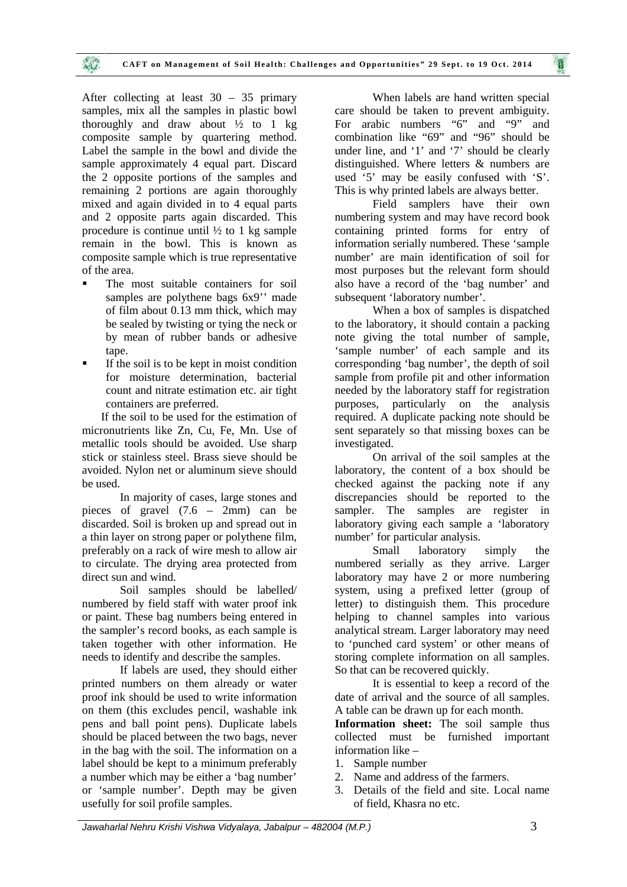After collecting at least 30 – 35 primary samples, mix all the samples in plastic bowl thoroughly and draw about ½ to 1 kg composite sample by quartering method. Label the sample in the bowl and divide the sample approximately 4 equal part. Discard the 2 opposite portions of the samples and remaining 2 portions are again thoroughly mixed and again divided in to 4 equal parts and 2 opposite parts again discarded. This procedure is continue until ½ to 1 kg sample remain in the bowl. This is known as composite sample which is true representative of the area.

- The most suitable containers for soil samples are polythene bags 6x9'' made of film about 0.13 mm thick, which may be sealed by twisting or tying the neck or by mean of rubber bands or adhesive tape.
- If the soil is to be kept in moist condition for moisture determination, bacterial count and nitrate estimation etc. air tight containers are preferred.

If the soil to be used for the estimation of micronutrients like Zn, Cu, Fe, Mn. Use of metallic tools should be avoided. Use sharp stick or stainless steel. Brass sieve should be avoided. Nylon net or aluminum sieve should be used.

In majority of cases, large stones and pieces of gravel (7.6 – 2mm) can be discarded. Soil is broken up and spread out in a thin layer on strong paper or polythene film, preferably on a rack of wire mesh to allow air to circulate. The drying area protected from direct sun and wind.

Soil samples should be labelled/ numbered by field staff with water proof ink or paint. These bag numbers being entered in the sampler's record books, as each sample is taken together with other information. He needs to identify and describe the samples.

If labels are used, they should either printed numbers on them already or water proof ink should be used to write information on them (this excludes pencil, washable ink pens and ball point pens). Duplicate labels should be placed between the two bags, never in the bag with the soil. The information on a label should be kept to a minimum preferably a number which may be either a 'bag number' or 'sample number'. Depth may be given usefully for soil profile samples.

When labels are hand written special care should be taken to prevent ambiguity. For arabic numbers "6" and "9" and combination like "69" and "96" should be under line, and '1' and '7' should be clearly distinguished. Where letters & numbers are used '5' may be easily confused with 'S'. This is why printed labels are always better.

Field samplers have their own numbering system and may have record book containing printed forms for entry of information serially numbered. These 'sample number' are main identification of soil for most purposes but the relevant form should also have a record of the 'bag number' and subsequent 'laboratory number'.

When a box of samples is dispatched to the laboratory, it should contain a packing note giving the total number of sample, 'sample number' of each sample and its corresponding 'bag number', the depth of soil sample from profile pit and other information needed by the laboratory staff for registration purposes, particularly on the analysis required. A duplicate packing note should be sent separately so that missing boxes can be investigated.

On arrival of the soil samples at the laboratory, the content of a box should be checked against the packing note if any discrepancies should be reported to the sampler. The samples are register in laboratory giving each sample a 'laboratory number' for particular analysis.

Small laboratory simply the numbered serially as they arrive. Larger laboratory may have 2 or more numbering system, using a prefixed letter (group of letter) to distinguish them. This procedure helping to channel samples into various analytical stream. Larger laboratory may need to 'punched card system' or other means of storing complete information on all samples. So that can be recovered quickly.

It is essential to keep a record of the date of arrival and the source of all samples. A table can be drawn up for each month.

**Information sheet:** The soil sample thus collected must be furnished important information like –

1. Sample number
2. Name and address of the farmers.
3. Details of the field and site. Local name of field, Khasra no etc.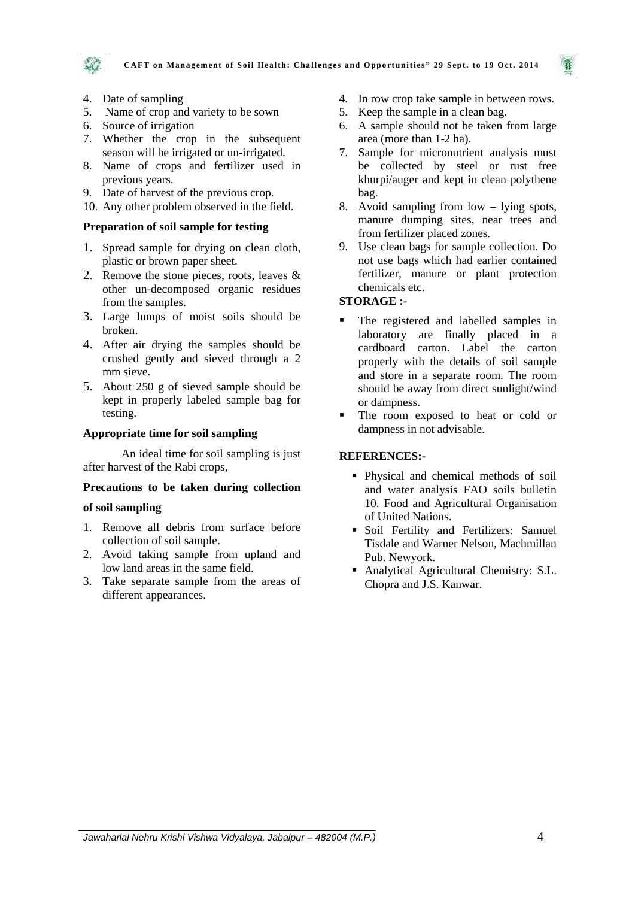4. Date of sampling
5. Name of crop and variety to be sown
6. Source of irrigation
7. Whether the crop in the subsequent season will be irrigated or un-irrigated.
8. Name of crops and fertilizer used in previous years.
9. Date of harvest of the previous crop.
10. Any other problem observed in the field.

**Preparation of soil sample for testing**

1. Spread sample for drying on clean cloth, plastic or brown paper sheet.
2. Remove the stone pieces, roots, leaves & other un-decomposed organic residues from the samples.
3. Large lumps of moist soils should be broken.
4. After air drying the samples should be crushed gently and sieved through a 2 mm sieve.
5. About 250 g of sieved sample should be kept in properly labeled sample bag for testing.

**Appropriate time for soil sampling**

An ideal time for soil sampling is just after harvest of the Rabi crops,

**Precautions to be taken during collection of soil sampling**

1. Remove all debris from surface before collection of soil sample.
2. Avoid taking sample from upland and low land areas in the same field.
3. Take separate sample from the areas of different appearances.
4. In row crop take sample in between rows.
5. Keep the sample in a clean bag.
6. A sample should not be taken from large area (more than 1-2 ha).
7. Sample for micronutrient analysis must be collected by steel or rust free khurpi/auger and kept in clean polythene bag.
8. Avoid sampling from low – lying spots, manure dumping sites, near trees and from fertilizer placed zones.
9. Use clean bags for sample collection. Do not use bags which had earlier contained fertilizer, manure or plant protection chemicals etc.

**STORAGE :-**

- The registered and labelled samples in laboratory are finally placed in a cardboard carton. Label the carton properly with the details of soil sample and store in a separate room. The room should be away from direct sunlight/wind or dampness.
- The room exposed to heat or cold or dampness in not advisable.

**REFERENCES:-**

- Physical and chemical methods of soil and water analysis FAO soils bulletin 10. Food and Agricultural Organisation of United Nations.
- Soil Fertility and Fertilizers: Samuel Tisdale and Warner Nelson, Machmillan Pub. Newyork.
- Analytical Agricultural Chemistry: S.L. Chopra and J.S. Kanwar.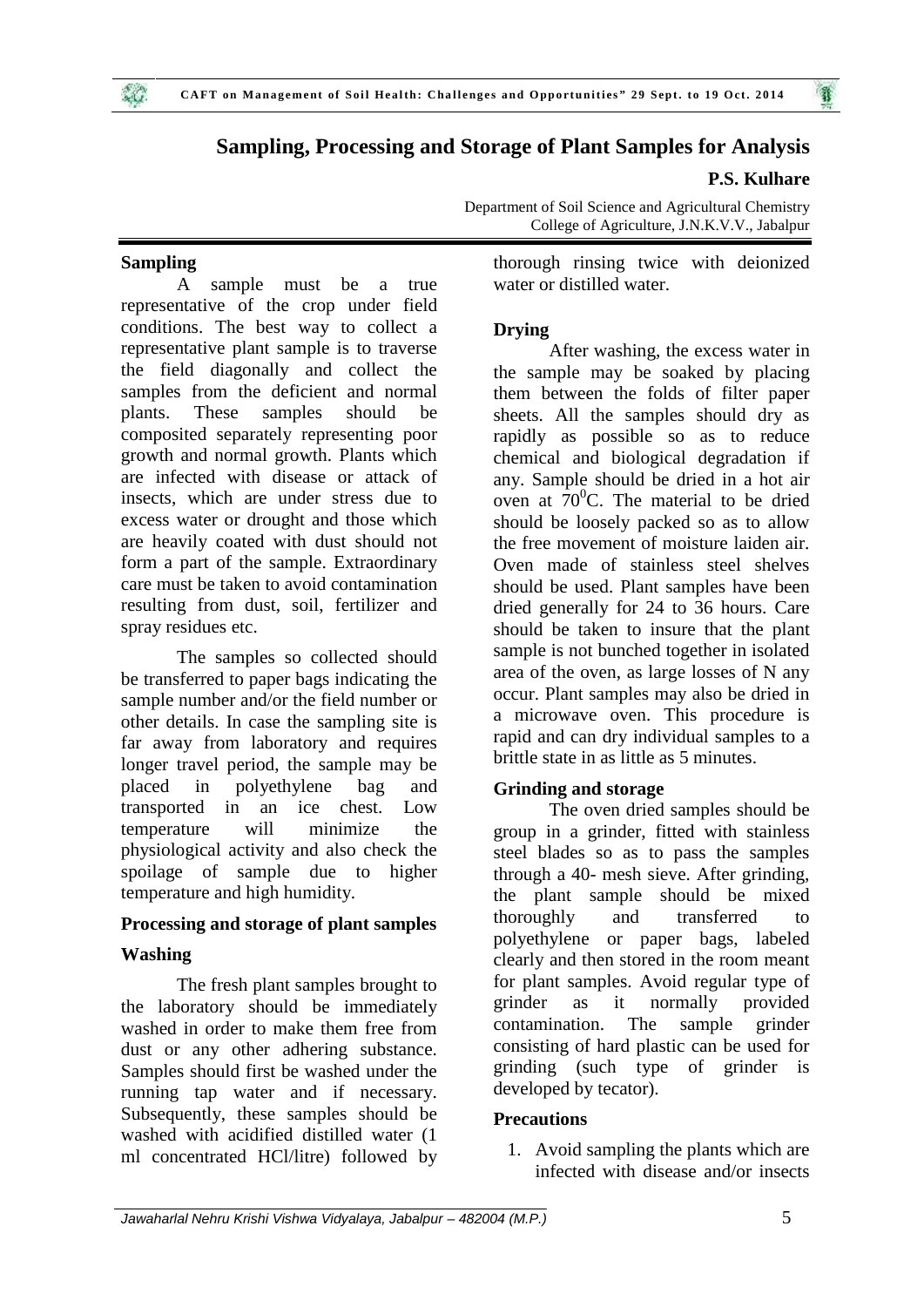# Sampling, Processing and Storage of Plant Samples for Analysis

**P.S. Kulhare**

Department of Soil Science and Agricultural Chemistry
College of Agriculture, J.N.K.V.V., Jabalpur

## Sampling

A sample must be a true representative of the crop under field conditions. The best way to collect a representative plant sample is to traverse the field diagonally and collect the samples from the deficient and normal plants. These samples should be composited separately representing poor growth and normal growth. Plants which are infected with disease or attack of insects, which are under stress due to excess water or drought and those which are heavily coated with dust should not form a part of the sample. Extraordinary care must be taken to avoid contamination resulting from dust, soil, fertilizer and spray residues etc.

The samples so collected should be transferred to paper bags indicating the sample number and/or the field number or other details. In case the sampling site is far away from laboratory and requires longer travel period, the sample may be placed in polyethylene bag and transported in an ice chest. Low temperature will minimize the physiological activity and also check the spoilage of sample due to higher temperature and high humidity.

## Processing and storage of plant samples

### Washing

The fresh plant samples brought to the laboratory should be immediately washed in order to make them free from dust or any other adhering substance. Samples should first be washed under the running tap water and if necessary. Subsequently, these samples should be washed with acidified distilled water (1 ml concentrated HCl/litre) followed by thorough rinsing twice with deionized water or distilled water.

### Drying

After washing, the excess water in the sample may be soaked by placing them between the folds of filter paper sheets. All the samples should dry as rapidly as possible so as to reduce chemical and biological degradation if any. Sample should be dried in a hot air oven at $70^0$C. The material to be dried should be loosely packed so as to allow the free movement of moisture laiden air. Oven made of stainless steel shelves should be used. Plant samples have been dried generally for 24 to 36 hours. Care should be taken to insure that the plant sample is not bunched together in isolated area of the oven, as large losses of N any occur. Plant samples may also be dried in a microwave oven. This procedure is rapid and can dry individual samples to a brittle state in as little as 5 minutes.

### Grinding and storage

The oven dried samples should be group in a grinder, fitted with stainless steel blades so as to pass the samples through a 40- mesh sieve. After grinding, the plant sample should be mixed thoroughly and transferred to polyethylene or paper bags, labeled clearly and then stored in the room meant for plant samples. Avoid regular type of grinder as it normally provided contamination. The sample grinder consisting of hard plastic can be used for grinding (such type of grinder is developed by tecator).

### Precautions

1. Avoid sampling the plants which are infected with disease and/or insects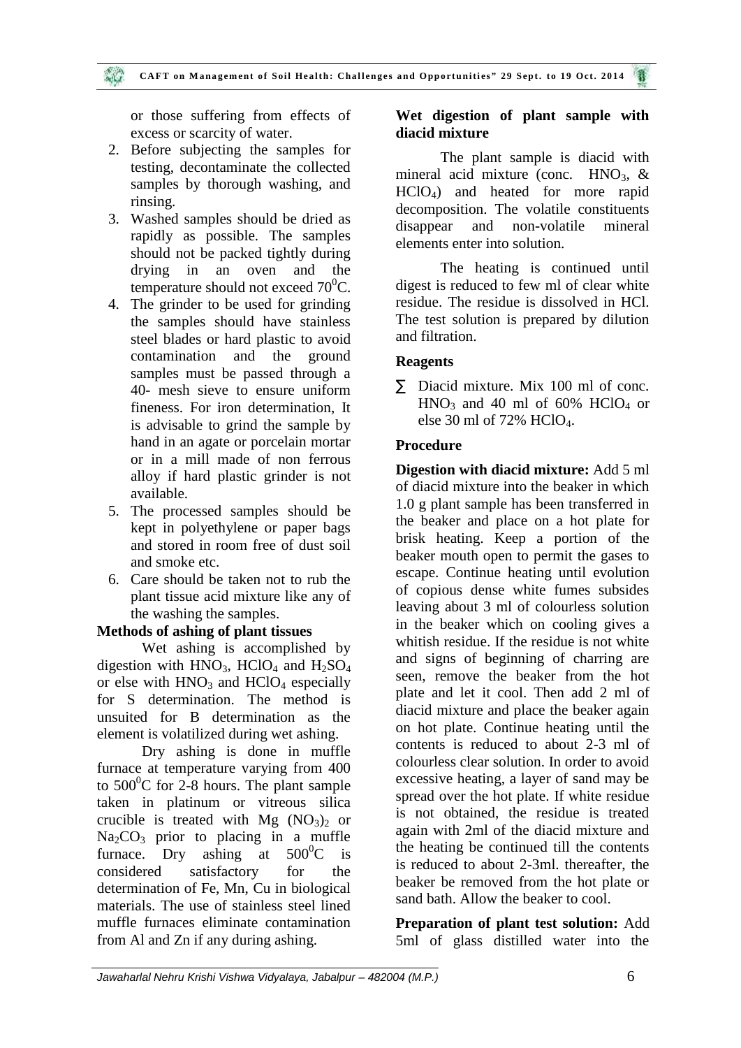or those suffering from effects of excess or scarcity of water.

2. Before subjecting the samples for testing, decontaminate the collected samples by thorough washing, and rinsing.
3. Washed samples should be dried as rapidly as possible. The samples should not be packed tightly during drying in an oven and the temperature should not exceed $70^0$C.
4. The grinder to be used for grinding the samples should have stainless steel blades or hard plastic to avoid contamination and the ground samples must be passed through a 40- mesh sieve to ensure uniform fineness. For iron determination, It is advisable to grind the sample by hand in an agate or porcelain mortar or in a mill made of non ferrous alloy if hard plastic grinder is not available.
5. The processed samples should be kept in polyethylene or paper bags and stored in room free of dust soil and smoke etc.
6. Care should be taken not to rub the plant tissue acid mixture like any of the washing the samples.

**Methods of ashing of plant tissues**

Wet ashing is accomplished by digestion with $HNO_3$, $HClO_4$ and $H_2SO_4$ or else with $HNO_3$ and $HClO_4$ especially for S determination. The method is unsuited for B determination as the element is volatilized during wet ashing.

Dry ashing is done in muffle furnace at temperature varying from 400 to $500^0$C for 2-8 hours. The plant sample taken in platinum or vitreous silica crucible is treated with $Mg(NO_3)_2$ or $Na_2CO_3$ prior to placing in a muffle furnace. Dry ashing at $500^0$C is considered satisfactory for the determination of Fe, Mn, Cu in biological materials. The use of stainless steel lined muffle furnaces eliminate contamination from Al and Zn if any during ashing.

**Wet digestion of plant sample with diacid mixture**

The plant sample is diacid with mineral acid mixture (conc. $HNO_3$, & $HClO_4$) and heated for more rapid decomposition. The volatile constituents disappear and non-volatile mineral elements enter into solution.

The heating is continued until digest is reduced to few ml of clear white residue. The residue is dissolved in HCl. The test solution is prepared by dilution and filtration.

**Reagents**

- Diacid mixture. Mix 100 ml of conc. $HNO_3$ and 40 ml of 60% $HClO_4$ or else 30 ml of 72% $HClO_4$.

**Procedure**

**Digestion with diacid mixture:** Add 5 ml of diacid mixture into the beaker in which 1.0 g plant sample has been transferred in the beaker and place on a hot plate for brisk heating. Keep a portion of the beaker mouth open to permit the gases to escape. Continue heating until evolution of copious dense white fumes subsides leaving about 3 ml of colourless solution in the beaker which on cooling gives a whitish residue. If the residue is not white and signs of beginning of charring are seen, remove the beaker from the hot plate and let it cool. Then add 2 ml of diacid mixture and place the beaker again on hot plate. Continue heating until the contents is reduced to about 2-3 ml of colourless clear solution. In order to avoid excessive heating, a layer of sand may be spread over the hot plate. If white residue is not obtained, the residue is treated again with 2ml of the diacid mixture and the heating be continued till the contents is reduced to about 2-3ml. thereafter, the beaker be removed from the hot plate or sand bath. Allow the beaker to cool.

**Preparation of plant test solution:** Add 5ml of glass distilled water into the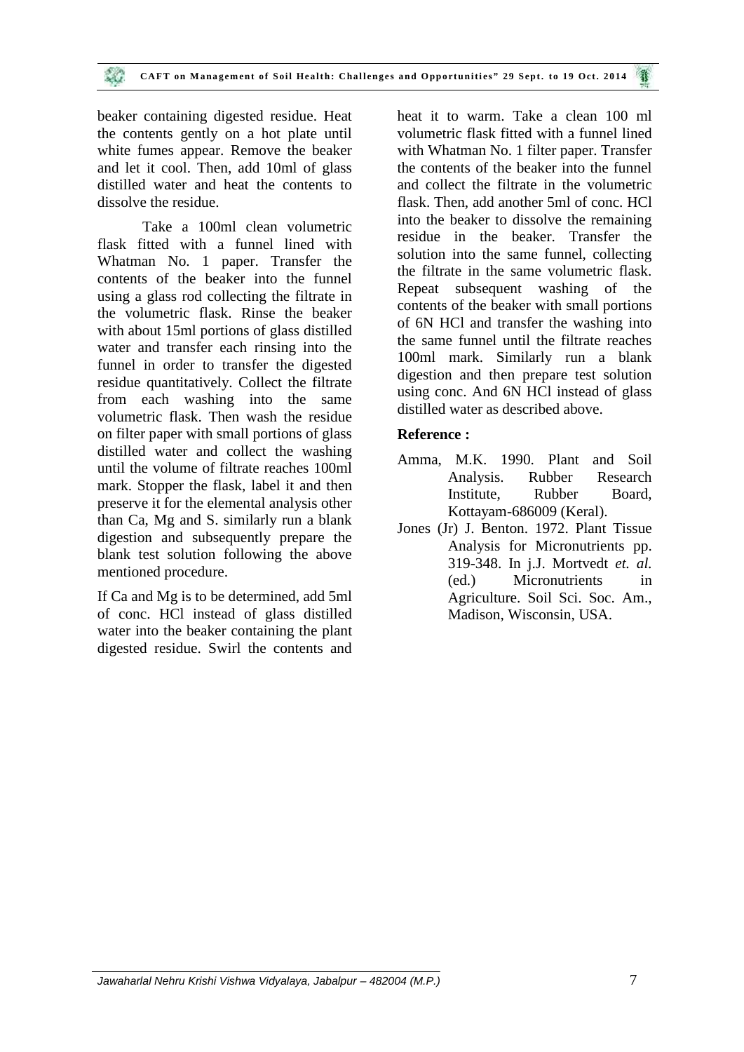beaker containing digested residue. Heat the contents gently on a hot plate until white fumes appear. Remove the beaker and let it cool. Then, add 10ml of glass distilled water and heat the contents to dissolve the residue.

Take a 100ml clean volumetric flask fitted with a funnel lined with Whatman No. 1 paper. Transfer the contents of the beaker into the funnel using a glass rod collecting the filtrate in the volumetric flask. Rinse the beaker with about 15ml portions of glass distilled water and transfer each rinsing into the funnel in order to transfer the digested residue quantitatively. Collect the filtrate from each washing into the same volumetric flask. Then wash the residue on filter paper with small portions of glass distilled water and collect the washing until the volume of filtrate reaches 100ml mark. Stopper the flask, label it and then preserve it for the elemental analysis other than Ca, Mg and S. similarly run a blank digestion and subsequently prepare the blank test solution following the above mentioned procedure.

If Ca and Mg is to be determined, add 5ml of conc. HCl instead of glass distilled water into the beaker containing the plant digested residue. Swirl the contents and heat it to warm. Take a clean 100 ml volumetric flask fitted with a funnel lined with Whatman No. 1 filter paper. Transfer the contents of the beaker into the funnel and collect the filtrate in the volumetric flask. Then, add another 5ml of conc. HCl into the beaker to dissolve the remaining residue in the beaker. Transfer the solution into the same funnel, collecting the filtrate in the same volumetric flask. Repeat subsequent washing of the contents of the beaker with small portions of 6N HCl and transfer the washing into the same funnel until the filtrate reaches 100ml mark. Similarly run a blank digestion and then prepare test solution using conc. And 6N HCl instead of glass distilled water as described above.

**Reference :**

Amma, M.K. 1990. Plant and Soil Analysis. Rubber Research Institute, Rubber Board, Kottayam-686009 (Keral).

Jones (Jr) J. Benton. 1972. Plant Tissue Analysis for Micronutrients pp. 319-348. In j.J. Mortvedt *et. al.* (ed.) Micronutrients in Agriculture. Soil Sci. Soc. Am., Madison, Wisconsin, USA.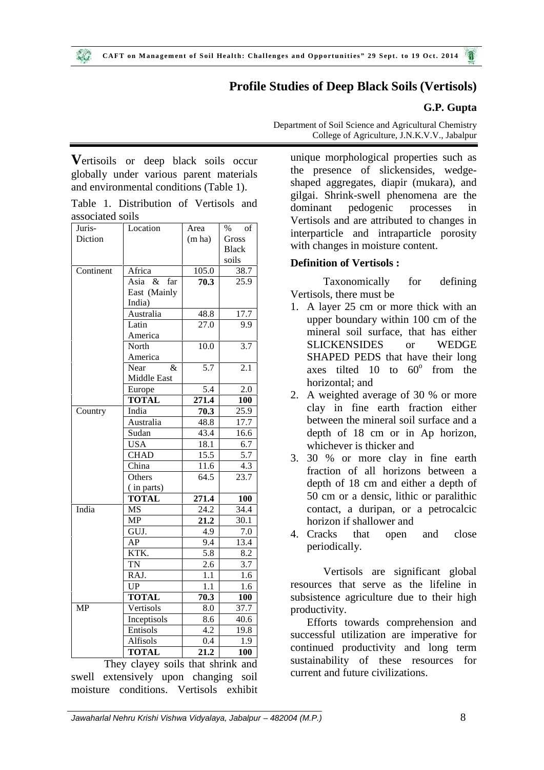# Profile Studies of Deep Black Soils (Vertisols)

**G.P. Gupta**

Department of Soil Science and Agricultural Chemistry
College of Agriculture, J.N.K.V.V., Jabalpur

**V**ertisoils or deep black soils occur globally under various parent materials and environmental conditions (Table 1).

Table 1. Distribution of Vertisols and associated soils

| Juris-Diction | Location | Area (m ha) | % of Gross Black soils |
|---|---|---|---|
| Continent | Africa | 105.0 | 38.7 |
| | Asia & far East (Mainly India) | **70.3** | 25.9 |
| | Australia | 48.8 | 17.7 |
| | Latin America | 27.0 | 9.9 |
| | North America | 10.0 | 3.7 |
| | Near & Middle East | 5.7 | 2.1 |
| | Europe | 5.4 | 2.0 |
| | **TOTAL** | **271.4** | **100** |
| Country | India | **70.3** | 25.9 |
| | Australia | 48.8 | 17.7 |
| | Sudan | 43.4 | 16.6 |
| | USA | 18.1 | 6.7 |
| | CHAD | 15.5 | 5.7 |
| | China | 11.6 | 4.3 |
| | Others ( in parts) | 64.5 | 23.7 |
| | **TOTAL** | **271.4** | **100** |
| India | MS | 24.2 | 34.4 |
| | MP | **21.2** | 30.1 |
| | GUJ. | 4.9 | 7.0 |
| | AP | 9.4 | 13.4 |
| | KTK. | 5.8 | 8.2 |
| | TN | 2.6 | 3.7 |
| | RAJ. | 1.1 | 1.6 |
| | UP | 1.1 | 1.6 |
| | **TOTAL** | **70.3** | **100** |
| MP | Vertisols | 8.0 | 37.7 |
| | Inceptisols | 8.6 | 40.6 |
| | Entisols | 4.2 | 19.8 |
| | Alfisols | 0.4 | 1.9 |
| | **TOTAL** | **21.2** | **100** |

They clayey soils that shrink and swell extensively upon changing soil moisture conditions. Vertisols exhibit unique morphological properties such as the presence of slickensides, wedge-shaped aggregates, diapir (mukara), and gilgai. Shrink-swell phenomena are the dominant pedogenic processes in Vertisols and are attributed to changes in interparticle and intraparticle porosity with changes in moisture content.

**Definition of Vertisols :**

Taxonomically for defining Vertisols, there must be

1. A layer 25 cm or more thick with an upper boundary within 100 cm of the mineral soil surface, that has either SLICKENSIDES or WEDGE SHAPED PEDS that have their long axes tilted 10 to $60^o$ from the horizontal; and
2. A weighted average of 30 % or more clay in fine earth fraction either between the mineral soil surface and a depth of 18 cm or in Ap horizon, whichever is thicker and
3. 30 % or more clay in fine earth fraction of all horizons between a depth of 18 cm and either a depth of 50 cm or a densic, lithic or paralithic contact, a duripan, or a petrocalcic horizon if shallower and
4. Cracks that open and close periodically.

Vertisols are significant global resources that serve as the lifeline in subsistence agriculture due to their high productivity.

Efforts towards comprehension and successful utilization are imperative for continued productivity and long term sustainability of these resources for current and future civilizations.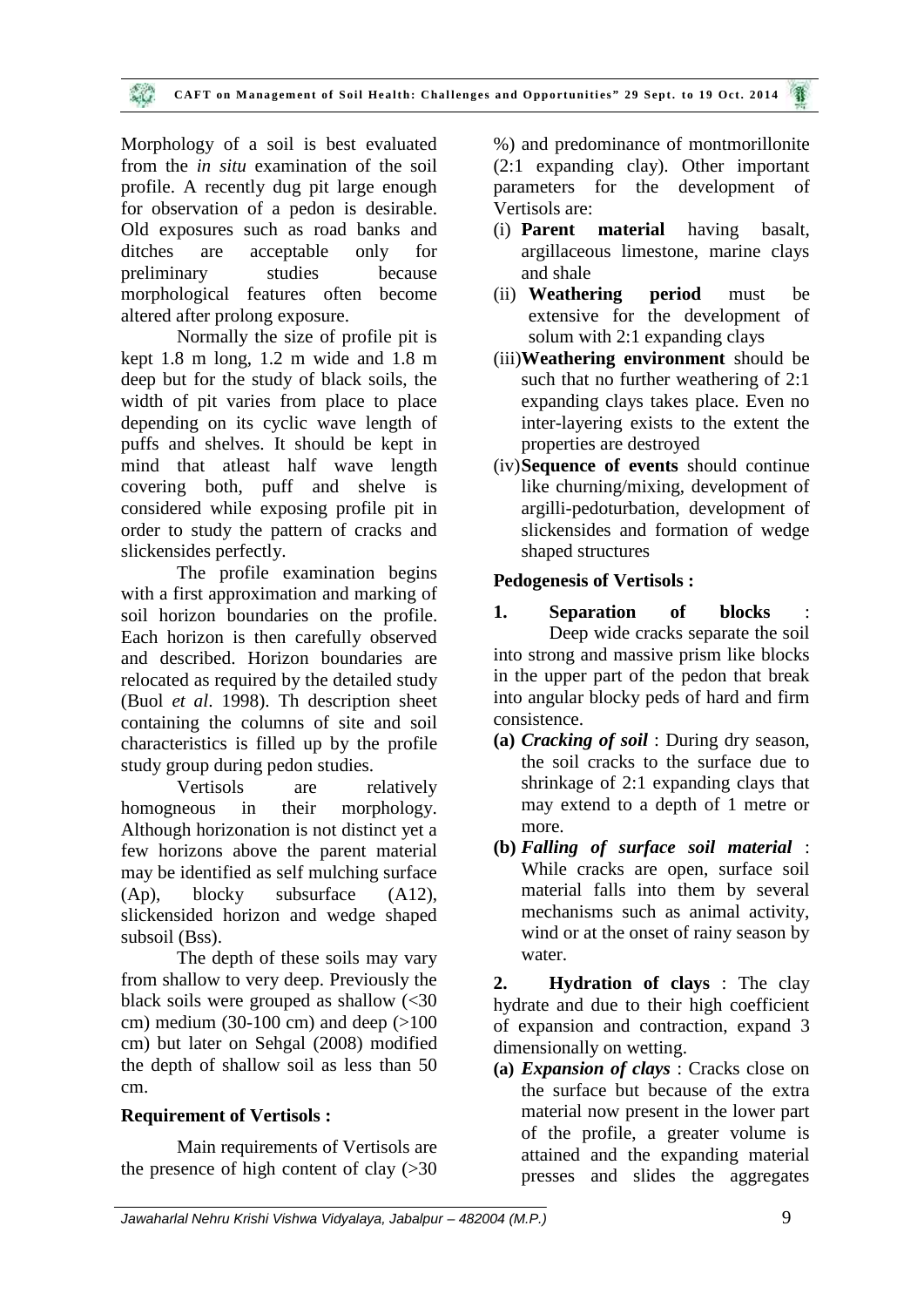Morphology of a soil is best evaluated from the *in situ* examination of the soil profile. A recently dug pit large enough for observation of a pedon is desirable. Old exposures such as road banks and ditches are acceptable only for preliminary studies because morphological features often become altered after prolong exposure.

Normally the size of profile pit is kept 1.8 m long, 1.2 m wide and 1.8 m deep but for the study of black soils, the width of pit varies from place to place depending on its cyclic wave length of puffs and shelves. It should be kept in mind that atleast half wave length covering both, puff and shelve is considered while exposing profile pit in order to study the pattern of cracks and slickensides perfectly.

The profile examination begins with a first approximation and marking of soil horizon boundaries on the profile. Each horizon is then carefully observed and described. Horizon boundaries are relocated as required by the detailed study (Buol *et al*. 1998). Th description sheet containing the columns of site and soil characteristics is filled up by the profile study group during pedon studies.

Vertisols are relatively homogneous in their morphology. Although horizonation is not distinct yet a few horizons above the parent material may be identified as self mulching surface (Ap), blocky subsurface (A12), slickensided horizon and wedge shaped subsoil (Bss).

The depth of these soils may vary from shallow to very deep. Previously the black soils were grouped as shallow (<30 cm) medium (30-100 cm) and deep (>100 cm) but later on Sehgal (2008) modified the depth of shallow soil as less than 50 cm.

**Requirement of Vertisols :**

Main requirements of Vertisols are the presence of high content of clay (>30 %) and predominance of montmorillonite (2:1 expanding clay). Other important parameters for the development of Vertisols are:

(i) **Parent material** having basalt, argillaceous limestone, marine clays and shale
(ii) **Weathering period** must be extensive for the development of solum with 2:1 expanding clays
(iii) **Weathering environment** should be such that no further weathering of 2:1 expanding clays takes place. Even no inter-layering exists to the extent the properties are destroyed
(iv) **Sequence of events** should continue like churning/mixing, development of argilli-pedoturbation, development of slickensides and formation of wedge shaped structures

**Pedogenesis of Vertisols :**

**1. Separation of blocks** : Deep wide cracks separate the soil into strong and massive prism like blocks in the upper part of the pedon that break into angular blocky peds of hard and firm consistence.

- **(a)** ***Cracking of soil*** : During dry season, the soil cracks to the surface due to shrinkage of 2:1 expanding clays that may extend to a depth of 1 metre or more.
- **(b)** ***Falling of surface soil material*** : While cracks are open, surface soil material falls into them by several mechanisms such as animal activity, wind or at the onset of rainy season by water.

**2. Hydration of clays** : The clay hydrate and due to their high coefficient of expansion and contraction, expand 3 dimensionally on wetting.

- **(a)** ***Expansion of clays*** : Cracks close on the surface but because of the extra material now present in the lower part of the profile, a greater volume is attained and the expanding material presses and slides the aggregates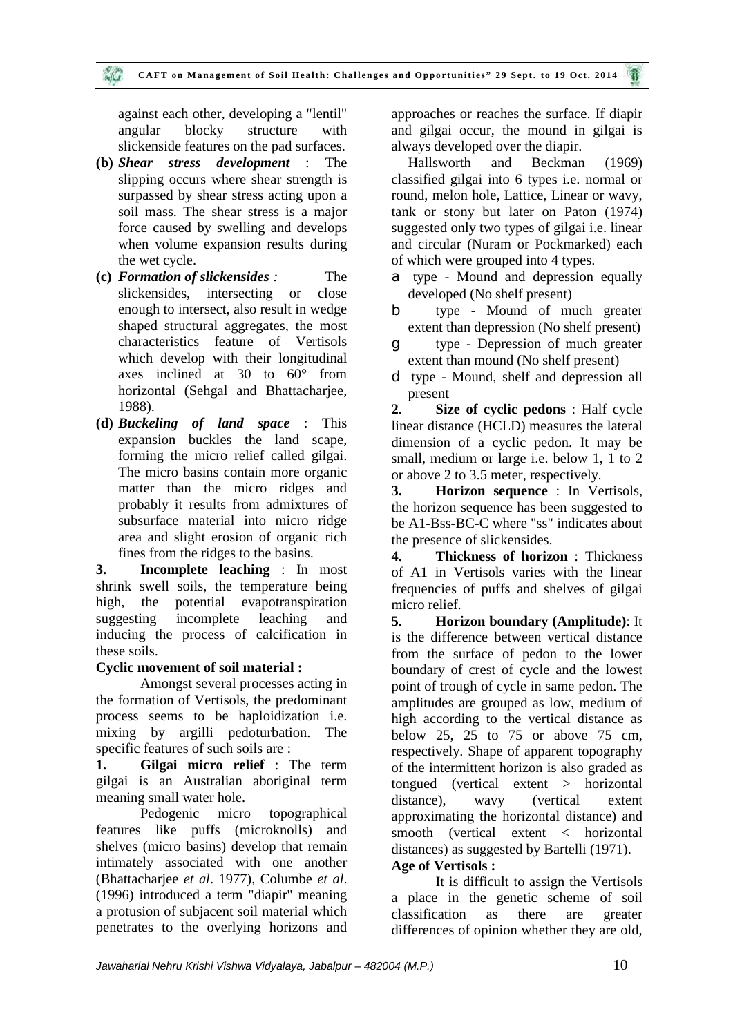against each other, developing a "lentil" angular blocky structure with slickenside features on the pad surfaces.

**(b)** ***Shear stress development*** : The slipping occurs where shear strength is surpassed by shear stress acting upon a soil mass. The shear stress is a major force caused by swelling and develops when volume expansion results during the wet cycle.

**(c)** ***Formation of slickensides :*** The slickensides, intersecting or close enough to intersect, also result in wedge shaped structural aggregates, the most characteristics feature of Vertisols which develop with their longitudinal axes inclined at 30 to 60° from horizontal (Sehgal and Bhattacharjee, 1988).

**(d)** ***Buckeling of land space*** : This expansion buckles the land scape, forming the micro relief called gilgai. The micro basins contain more organic matter than the micro ridges and probably it results from admixtures of subsurface material into micro ridge area and slight erosion of organic rich fines from the ridges to the basins.

**3. Incomplete leaching** : In most shrink swell soils, the temperature being high, the potential evapotranspiration suggesting incomplete leaching and inducing the process of calcification in these soils.

**Cyclic movement of soil material :**

Amongst several processes acting in the formation of Vertisols, the predominant process seems to be haploidization i.e. mixing by argilli pedoturbation. The specific features of such soils are :

**1. Gilgai micro relief** : The term gilgai is an Australian aboriginal term meaning small water hole.

Pedogenic micro topographical features like puffs (microknolls) and shelves (micro basins) develop that remain intimately associated with one another (Bhattacharjee *et al*. 1977), Columbe *et al*. (1996) introduced a term "diapir" meaning a protusion of subjacent soil material which penetrates to the overlying horizons and approaches or reaches the surface. If diapir and gilgai occur, the mound in gilgai is always developed over the diapir.

Hallsworth and Beckman (1969) classified gilgai into 6 types i.e. normal or round, melon hole, Lattice, Linear or wavy, tank or stony but later on Paton (1974) suggested only two types of gilgai i.e. linear and circular (Nuram or Pockmarked) each of which were grouped into 4 types.

a type - Mound and depression equally developed (No shelf present)

b type - Mound of much greater extent than depression (No shelf present)

g type - Depression of much greater extent than mound (No shelf present)

d type - Mound, shelf and depression all present

**2. Size of cyclic pedons** : Half cycle linear distance (HCLD) measures the lateral dimension of a cyclic pedon. It may be small, medium or large i.e. below 1, 1 to 2 or above 2 to 3.5 meter, respectively.

**3. Horizon sequence** : In Vertisols, the horizon sequence has been suggested to be A1-Bss-BC-C where "ss" indicates about the presence of slickensides.

**4. Thickness of horizon** : Thickness of A1 in Vertisols varies with the linear frequencies of puffs and shelves of gilgai micro relief.

**5. Horizon boundary (Amplitude)**: It is the difference between vertical distance from the surface of pedon to the lower boundary of crest of cycle and the lowest point of trough of cycle in same pedon. The amplitudes are grouped as low, medium of high according to the vertical distance as below 25, 25 to 75 or above 75 cm, respectively. Shape of apparent topography of the intermittent horizon is also graded as tongued (vertical extent > horizontal distance), wavy (vertical extent approximating the horizontal distance) and smooth (vertical extent < horizontal distances) as suggested by Bartelli (1971).

**Age of Vertisols :**

It is difficult to assign the Vertisols a place in the genetic scheme of soil classification as there are greater differences of opinion whether they are old,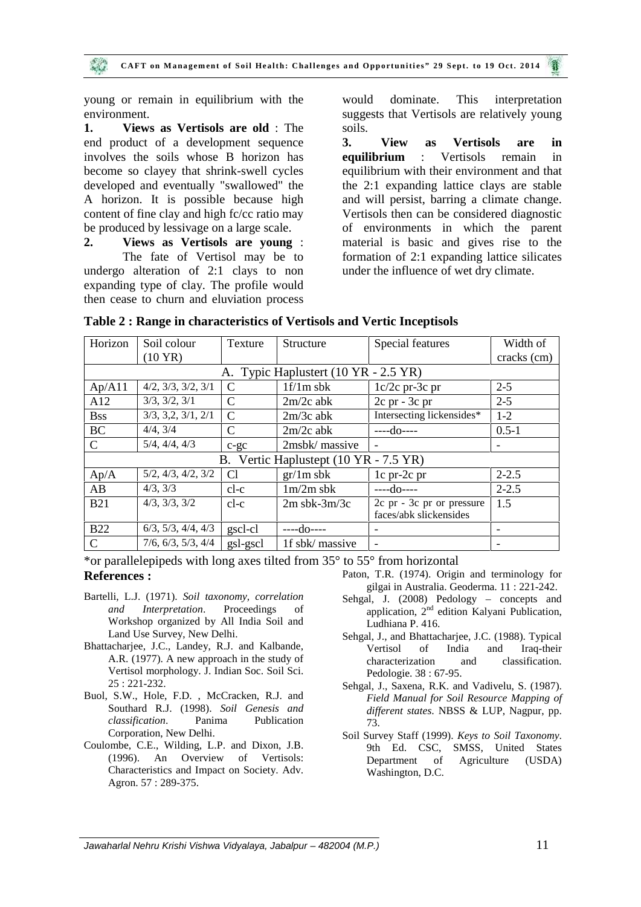young or remain in equilibrium with the environment.

**1. Views as Vertisols are old** : The end product of a development sequence involves the soils whose B horizon has become so clayey that shrink-swell cycles developed and eventually "swallowed" the A horizon. It is possible because high content of fine clay and high fc/cc ratio may be produced by lessivage on a large scale.

**2. Views as Vertisols are young** : The fate of Vertisol may be to undergo alteration of 2:1 clays to non expanding type of clay. The profile would then cease to churn and eluviation process would dominate. This interpretation suggests that Vertisols are relatively young soils.

**3. View as Vertisols are in equilibrium** : Vertisols remain in equilibrium with their environment and that the 2:1 expanding lattice clays are stable and will persist, barring a climate change. Vertisols then can be considered diagnostic of environments in which the parent material is basic and gives rise to the formation of 2:1 expanding lattice silicates under the influence of wet dry climate.

**Table 2 : Range in characteristics of Vertisols and Vertic Inceptisols**

| Horizon | Soil colour (10 YR) | Texture | Structure | Special features | Width of cracks (cm) |
|---|---|---|---|---|---|
| A. Typic Haplustert (10 YR - 2.5 YR) | | | | | |
| Ap/A11 | 4/2, 3/3, 3/2, 3/1 | C | 1f/1m sbk | 1c/2c pr-3c pr | 2-5 |
| A12 | 3/3, 3/2, 3/1 | C | 2m/2c abk | 2c pr - 3c pr | 2-5 |
| Bss | 3/3, 3,2, 3/1, 2/1 | C | 2m/3c abk | Intersecting lickensides* | 1-2 |
| BC | 4/4, 3/4 | C | 2m/2c abk | ----do---- | 0.5-1 |
| C | 5/4, 4/4, 4/3 | c-gc | 2msbk/ massive | - | - |
| B. Vertic Haplustept (10 YR - 7.5 YR) | | | | | |
| Ap/A | 5/2, 4/3, 4/2, 3/2 | Cl | gr/1m sbk | 1c pr-2c pr | 2-2.5 |
| AB | 4/3, 3/3 | cl-c | 1m/2m sbk | ----do---- | 2-2.5 |
| B21 | 4/3, 3/3, 3/2 | cl-c | 2m sbk-3m/3c | 2c pr - 3c pr or pressure faces/abk slickensides | 1.5 |
| B22 | 6/3, 5/3, 4/4, 4/3 | gscl-cl | ----do---- | - | - |
| C | 7/6, 6/3, 5/3, 4/4 | gsl-gscl | 1f sbk/ massive | - | - |

*or parallelepipeds with long axes tilted from 35° to 55° from horizontal

**References :**

Bartelli, L.J. (1971). *Soil taxonomy, correlation and Interpretation*. Proceedings of Workshop organized by All India Soil and Land Use Survey, New Delhi.

Bhattacharjee, J.C., Landey, R.J. and Kalbande, A.R. (1977). A new approach in the study of Vertisol morphology. J. Indian Soc. Soil Sci. 25 : 221-232.

Buol, S.W., Hole, F.D. , McCracken, R.J. and Southard R.J. (1998). *Soil Genesis and classification*. Panima Publication Corporation, New Delhi.

Coulombe, C.E., Wilding, L.P. and Dixon, J.B. (1996). An Overview of Vertisols: Characteristics and Impact on Society. Adv. Agron. 57 : 289-375.

Paton, T.R. (1974). Origin and terminology for gilgai in Australia. Geoderma. 11 : 221-242.

Sehgal, J. (2008) Pedology – concepts and application, 2nd edition Kalyani Publication, Ludhiana P. 416.

Sehgal, J., and Bhattacharjee, J.C. (1988). Typical Vertisol of India and Iraq-their characterization and classification. Pedologie. 38 : 67-95.

Sehgal, J., Saxena, R.K. and Vadivelu, S. (1987). *Field Manual for Soil Resource Mapping of different states*. NBSS & LUP, Nagpur, pp. 73.

Soil Survey Staff (1999). *Keys to Soil Taxonomy*. 9th Ed. CSC, SMSS, United States Department of Agriculture (USDA) Washington, D.C.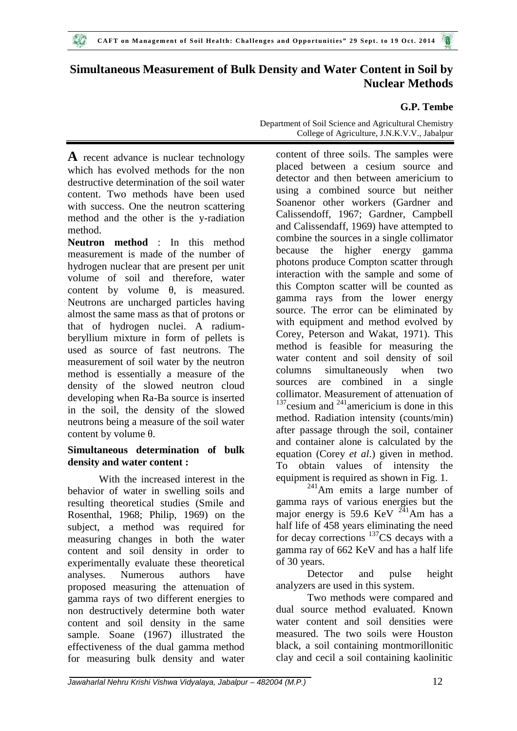# Simultaneous Measurement of Bulk Density and Water Content in Soil by Nuclear Methods

**G.P. Tembe**

Department of Soil Science and Agricultural Chemistry
College of Agriculture, J.N.K.V.V., Jabalpur

**A** recent advance is nuclear technology which has evolved methods for the non destructive determination of the soil water content. Two methods have been used with success. One the neutron scattering method and the other is the y-radiation method.

**Neutron method** : In this method measurement is made of the number of hydrogen nuclear that are present per unit volume of soil and therefore, water content by volume θ, is measured. Neutrons are uncharged particles having almost the same mass as that of protons or that of hydrogen nuclei. A radium-beryllium mixture in form of pellets is used as source of fast neutrons. The measurement of soil water by the neutron method is essentially a measure of the density of the slowed neutron cloud developing when Ra-Ba source is inserted in the soil, the density of the slowed neutrons being a measure of the soil water content by volume θ.

**Simultaneous determination of bulk density and water content :**

With the increased interest in the behavior of water in swelling soils and resulting theoretical studies (Smile and Rosenthal, 1968; Philip, 1969) on the subject, a method was required for measuring changes in both the water content and soil density in order to experimentally evaluate these theoretical analyses. Numerous authors have proposed measuring the attenuation of gamma rays of two different energies to non destructively determine both water content and soil density in the same sample. Soane (1967) illustrated the effectiveness of the dual gamma method for measuring bulk density and water content of three soils. The samples were placed between a cesium source and detector and then between americium to using a combined source but neither Soanenor other workers (Gardner and Calissendoff, 1967; Gardner, Campbell and Calissendaff, 1969) have attempted to combine the sources in a single collimator because the higher energy gamma photons produce Compton scatter through interaction with the sample and some of this Compton scatter will be counted as gamma rays from the lower energy source. The error can be eliminated by with equipment and method evolved by Corey, Peterson and Wakat, 1971). This method is feasible for measuring the water content and soil density of soil columns simultaneously when two sources are combined in a single collimator. Measurement of attenuation of $^{137}$cesium and $^{241}$americium is done in this method. Radiation intensity (counts/min) after passage through the soil, container and container alone is calculated by the equation (Corey *et al*.) given in method. To obtain values of intensity the equipment is required as shown in Fig. 1.

$^{241}$Am emits a large number of gamma rays of various energies but the major energy is 59.6 KeV $^{241}$Am has a half life of 458 years eliminating the need for decay corrections $^{137}$CS decays with a gamma ray of 662 KeV and has a half life of 30 years.

Detector and pulse height analyzers are used in this system.

Two methods were compared and dual source method evaluated. Known water content and soil densities were measured. The two soils were Houston black, a soil containing montmorillonitic clay and cecil a soil containing kaolinitic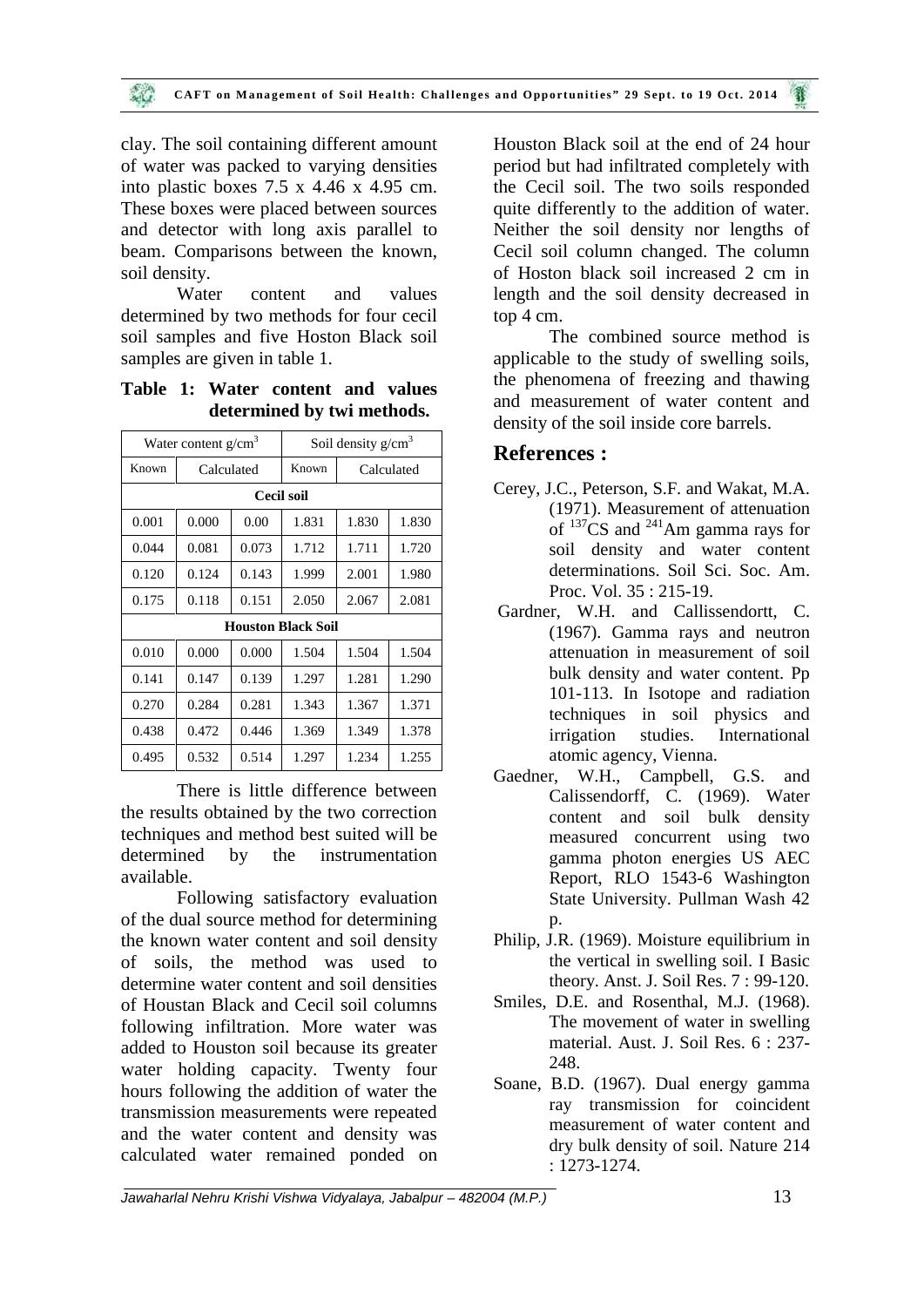clay. The soil containing different amount of water was packed to varying densities into plastic boxes 7.5 x 4.46 x 4.95 cm. These boxes were placed between sources and detector with long axis parallel to beam. Comparisons between the known, soil density.

Water content and values determined by two methods for four cecil soil samples and five Hoston Black soil samples are given in table 1.

**Table 1: Water content and values determined by twi methods.**

| Water content g/cm$^3$ | | | Soil density g/cm$^3$ | | |
|---|---|---|---|---|---|
| Known | Calculated | | Known | Calculated | |
| **Cecil soil** | | | | | |
| 0.001 | 0.000 | 0.00 | 1.831 | 1.830 | 1.830 |
| 0.044 | 0.081 | 0.073 | 1.712 | 1.711 | 1.720 |
| 0.120 | 0.124 | 0.143 | 1.999 | 2.001 | 1.980 |
| 0.175 | 0.118 | 0.151 | 2.050 | 2.067 | 2.081 |
| **Houston Black Soil** | | | | | |
| 0.010 | 0.000 | 0.000 | 1.504 | 1.504 | 1.504 |
| 0.141 | 0.147 | 0.139 | 1.297 | 1.281 | 1.290 |
| 0.270 | 0.284 | 0.281 | 1.343 | 1.367 | 1.371 |
| 0.438 | 0.472 | 0.446 | 1.369 | 1.349 | 1.378 |
| 0.495 | 0.532 | 0.514 | 1.297 | 1.234 | 1.255 |

There is little difference between the results obtained by the two correction techniques and method best suited will be determined by the instrumentation available.

Following satisfactory evaluation of the dual source method for determining the known water content and soil density of soils, the method was used to determine water content and soil densities of Houstan Black and Cecil soil columns following infiltration. More water was added to Houston soil because its greater water holding capacity. Twenty four hours following the addition of water the transmission measurements were repeated and the water content and density was calculated water remained ponded on Houston Black soil at the end of 24 hour period but had infiltrated completely with the Cecil soil. The two soils responded quite differently to the addition of water. Neither the soil density nor lengths of Cecil soil column changed. The column of Hoston black soil increased 2 cm in length and the soil density decreased in top 4 cm.

The combined source method is applicable to the study of swelling soils, the phenomena of freezing and thawing and measurement of water content and density of the soil inside core barrels.

## References :

- Cerey, J.C., Peterson, S.F. and Wakat, M.A. (1971). Measurement of attenuation of $^{137}$CS and $^{241}$Am gamma rays for soil density and water content determinations. Soil Sci. Soc. Am. Proc. Vol. 35 : 215-19.
- Gardner, W.H. and Callissendortt, C. (1967). Gamma rays and neutron attenuation in measurement of soil bulk density and water content. Pp 101-113. In Isotope and radiation techniques in soil physics and irrigation studies. International atomic agency, Vienna.
- Gaedner, W.H., Campbell, G.S. and Calissendorff, C. (1969). Water content and soil bulk density measured concurrent using two gamma photon energies US AEC Report, RLO 1543-6 Washington State University. Pullman Wash 42 p.
- Philip, J.R. (1969). Moisture equilibrium in the vertical in swelling soil. I Basic theory. Anst. J. Soil Res. 7 : 99-120.
- Smiles, D.E. and Rosenthal, M.J. (1968). The movement of water in swelling material. Aust. J. Soil Res. 6 : 237-248.
- Soane, B.D. (1967). Dual energy gamma ray transmission for coincident measurement of water content and dry bulk density of soil. Nature 214 : 1273-1274.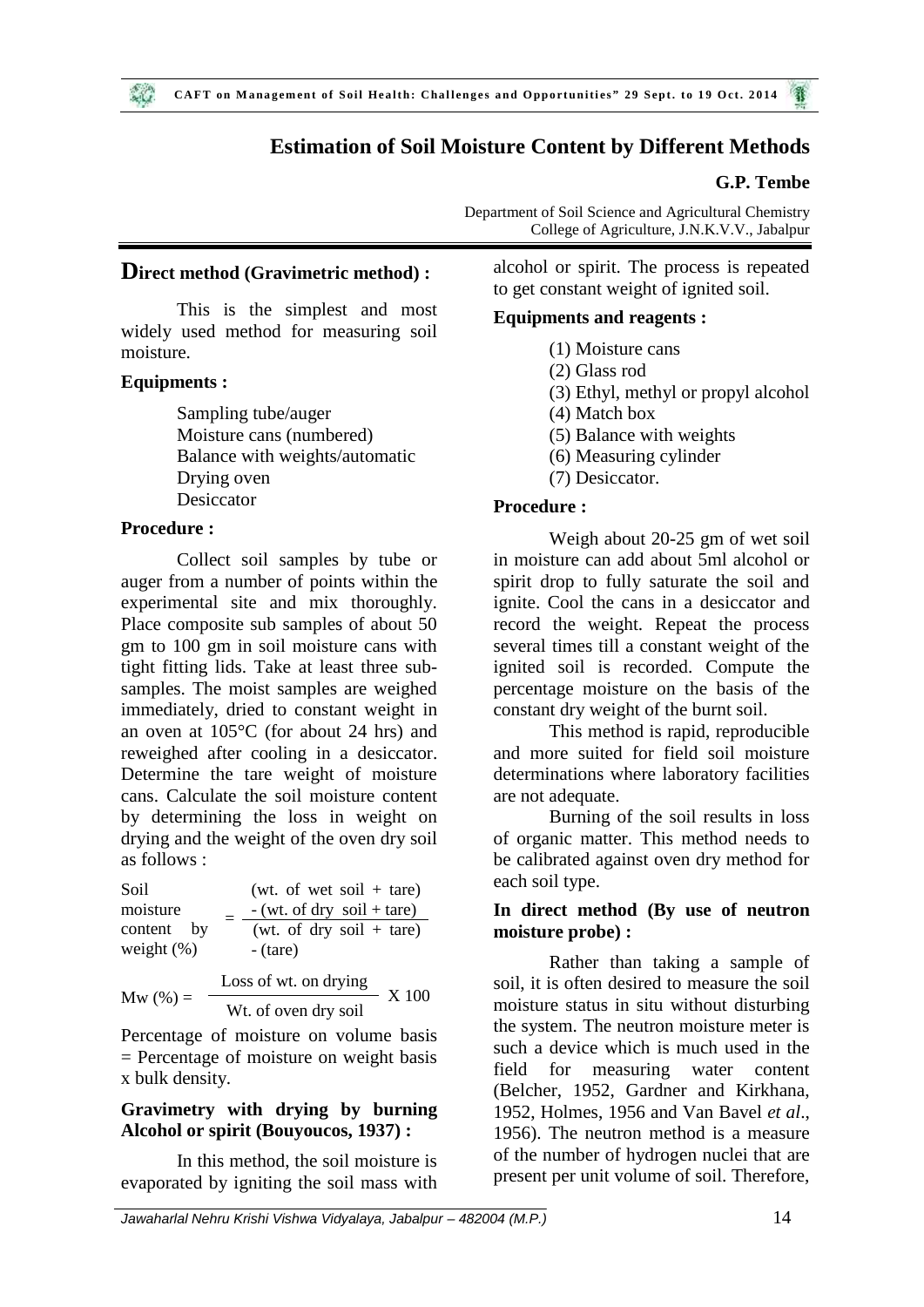# Estimation of Soil Moisture Content by Different Methods

**G.P. Tembe**

Department of Soil Science and Agricultural Chemistry
College of Agriculture, J.N.K.V.V., Jabalpur

## Direct method (Gravimetric method) :

This is the simplest and most widely used method for measuring soil moisture.

### Equipments :

Sampling tube/auger
Moisture cans (numbered)
Balance with weights/automatic
Drying oven
Desiccator

### Procedure :

Collect soil samples by tube or auger from a number of points within the experimental site and mix thoroughly. Place composite sub samples of about 50 gm to 100 gm in soil moisture cans with tight fitting lids. Take at least three sub-samples. The moist samples are weighed immediately, dried to constant weight in an oven at 105°C (for about 24 hrs) and reweighed after cooling in a desiccator. Determine the tare weight of moisture cans. Calculate the soil moisture content by determining the loss in weight on drying and the weight of the oven dry soil as follows :

$$\text{Soil moisture content by weight (\%)} = \frac{(\text{wt. of wet soil + tare}) - (\text{wt. of dry soil + tare})}{(\text{wt. of dry soil + tare}) - (\text{tare})}$$

$$\text{Mw (\%)} = \frac{\text{Loss of wt. on drying}}{\text{Wt. of oven dry soil}} \times 100$$

Percentage of moisture on volume basis = Percentage of moisture on weight basis x bulk density.

### Gravimetry with drying by burning Alcohol or spirit (Bouyoucos, 1937) :

In this method, the soil moisture is evaporated by igniting the soil mass with alcohol or spirit. The process is repeated to get constant weight of ignited soil.

### Equipments and reagents :

(1) Moisture cans
(2) Glass rod
(3) Ethyl, methyl or propyl alcohol
(4) Match box
(5) Balance with weights
(6) Measuring cylinder
(7) Desiccator.

### Procedure :

Weigh about 20-25 gm of wet soil in moisture can add about 5ml alcohol or spirit drop to fully saturate the soil and ignite. Cool the cans in a desiccator and record the weight. Repeat the process several times till a constant weight of the ignited soil is recorded. Compute the percentage moisture on the basis of the constant dry weight of the burnt soil.

This method is rapid, reproducible and more suited for field soil moisture determinations where laboratory facilities are not adequate.

Burning of the soil results in loss of organic matter. This method needs to be calibrated against oven dry method for each soil type.

### In direct method (By use of neutron moisture probe) :

Rather than taking a sample of soil, it is often desired to measure the soil moisture status in situ without disturbing the system. The neutron moisture meter is such a device which is much used in the field for measuring water content (Belcher, 1952, Gardner and Kirkhana, 1952, Holmes, 1956 and Van Bavel *et al*., 1956). The neutron method is a measure of the number of hydrogen nuclei that are present per unit volume of soil. Therefore,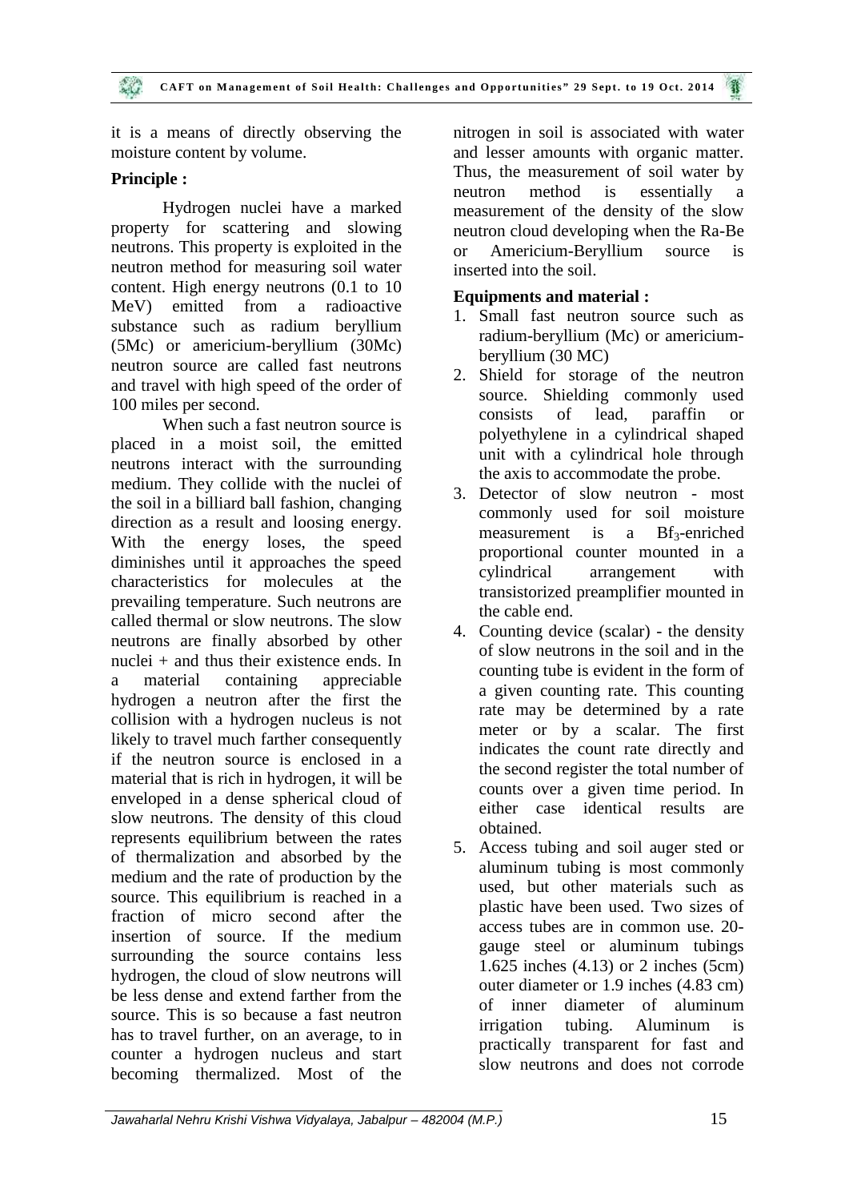it is a means of directly observing the moisture content by volume.

**Principle :**

Hydrogen nuclei have a marked property for scattering and slowing neutrons. This property is exploited in the neutron method for measuring soil water content. High energy neutrons (0.1 to 10 MeV) emitted from a radioactive substance such as radium beryllium (5Mc) or americium-beryllium (30Mc) neutron source are called fast neutrons and travel with high speed of the order of 100 miles per second.

When such a fast neutron source is placed in a moist soil, the emitted neutrons interact with the surrounding medium. They collide with the nuclei of the soil in a billiard ball fashion, changing direction as a result and loosing energy. With the energy loses, the speed diminishes until it approaches the speed characteristics for molecules at the prevailing temperature. Such neutrons are called thermal or slow neutrons. The slow neutrons are finally absorbed by other nuclei + and thus their existence ends. In a material containing appreciable hydrogen a neutron after the first the collision with a hydrogen nucleus is not likely to travel much farther consequently if the neutron source is enclosed in a material that is rich in hydrogen, it will be enveloped in a dense spherical cloud of slow neutrons. The density of this cloud represents equilibrium between the rates of thermalization and absorbed by the medium and the rate of production by the source. This equilibrium is reached in a fraction of micro second after the insertion of source. If the medium surrounding the source contains less hydrogen, the cloud of slow neutrons will be less dense and extend farther from the source. This is so because a fast neutron has to travel further, on an average, to in counter a hydrogen nucleus and start becoming thermalized. Most of the nitrogen in soil is associated with water and lesser amounts with organic matter. Thus, the measurement of soil water by neutron method is essentially a measurement of the density of the slow neutron cloud developing when the Ra-Be or Americium-Beryllium source is inserted into the soil.

**Equipments and material :**

1. Small fast neutron source such as radium-beryllium (Mc) or americium-beryllium (30 MC)
2. Shield for storage of the neutron source. Shielding commonly used consists of lead, paraffin or polyethylene in a cylindrical shaped unit with a cylindrical hole through the axis to accommodate the probe.
3. Detector of slow neutron - most commonly used for soil moisture measurement is a $Bf_3$-enriched proportional counter mounted in a cylindrical arrangement with transistorized preamplifier mounted in the cable end.
4. Counting device (scalar) - the density of slow neutrons in the soil and in the counting tube is evident in the form of a given counting rate. This counting rate may be determined by a rate meter or by a scalar. The first indicates the count rate directly and the second register the total number of counts over a given time period. In either case identical results are obtained.
5. Access tubing and soil auger sted or aluminum tubing is most commonly used, but other materials such as plastic have been used. Two sizes of access tubes are in common use. 20-gauge steel or aluminum tubings 1.625 inches (4.13) or 2 inches (5cm) outer diameter or 1.9 inches (4.83 cm) of inner diameter of aluminum irrigation tubing. Aluminum is practically transparent for fast and slow neutrons and does not corrode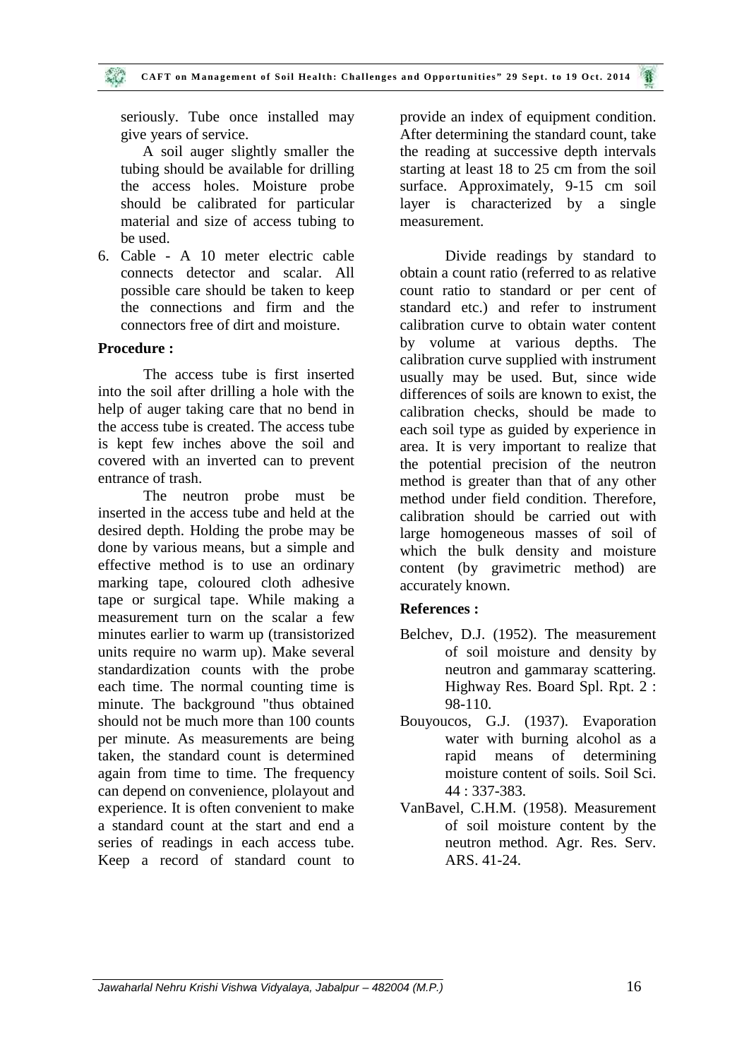seriously. Tube once installed may give years of service.

A soil auger slightly smaller the tubing should be available for drilling the access holes. Moisture probe should be calibrated for particular material and size of access tubing to be used.

6. Cable - A 10 meter electric cable connects detector and scalar. All possible care should be taken to keep the connections and firm and the connectors free of dirt and moisture.

**Procedure :**

The access tube is first inserted into the soil after drilling a hole with the help of auger taking care that no bend in the access tube is created. The access tube is kept few inches above the soil and covered with an inverted can to prevent entrance of trash.

The neutron probe must be inserted in the access tube and held at the desired depth. Holding the probe may be done by various means, but a simple and effective method is to use an ordinary marking tape, coloured cloth adhesive tape or surgical tape. While making a measurement turn on the scalar a few minutes earlier to warm up (transistorized units require no warm up). Make several standardization counts with the probe each time. The normal counting time is minute. The background "thus obtained should not be much more than 100 counts per minute. As measurements are being taken, the standard count is determined again from time to time. The frequency can depend on convenience, plolayout and experience. It is often convenient to make a standard count at the start and end a series of readings in each access tube. Keep a record of standard count to provide an index of equipment condition. After determining the standard count, take the reading at successive depth intervals starting at least 18 to 25 cm from the soil surface. Approximately, 9-15 cm soil layer is characterized by a single measurement.

Divide readings by standard to obtain a count ratio (referred to as relative count ratio to standard or per cent of standard etc.) and refer to instrument calibration curve to obtain water content by volume at various depths. The calibration curve supplied with instrument usually may be used. But, since wide differences of soils are known to exist, the calibration checks, should be made to each soil type as guided by experience in area. It is very important to realize that the potential precision of the neutron method is greater than that of any other method under field condition. Therefore, calibration should be carried out with large homogeneous masses of soil of which the bulk density and moisture content (by gravimetric method) are accurately known.

**References :**

Belchev, D.J. (1952). The measurement of soil moisture and density by neutron and gammaray scattering. Highway Res. Board Spl. Rpt. 2 : 98-110.

Bouyoucos, G.J. (1937). Evaporation water with burning alcohol as a rapid means of determining moisture content of soils. Soil Sci. 44 : 337-383.

VanBavel, C.H.M. (1958). Measurement of soil moisture content by the neutron method. Agr. Res. Serv. ARS. 41-24.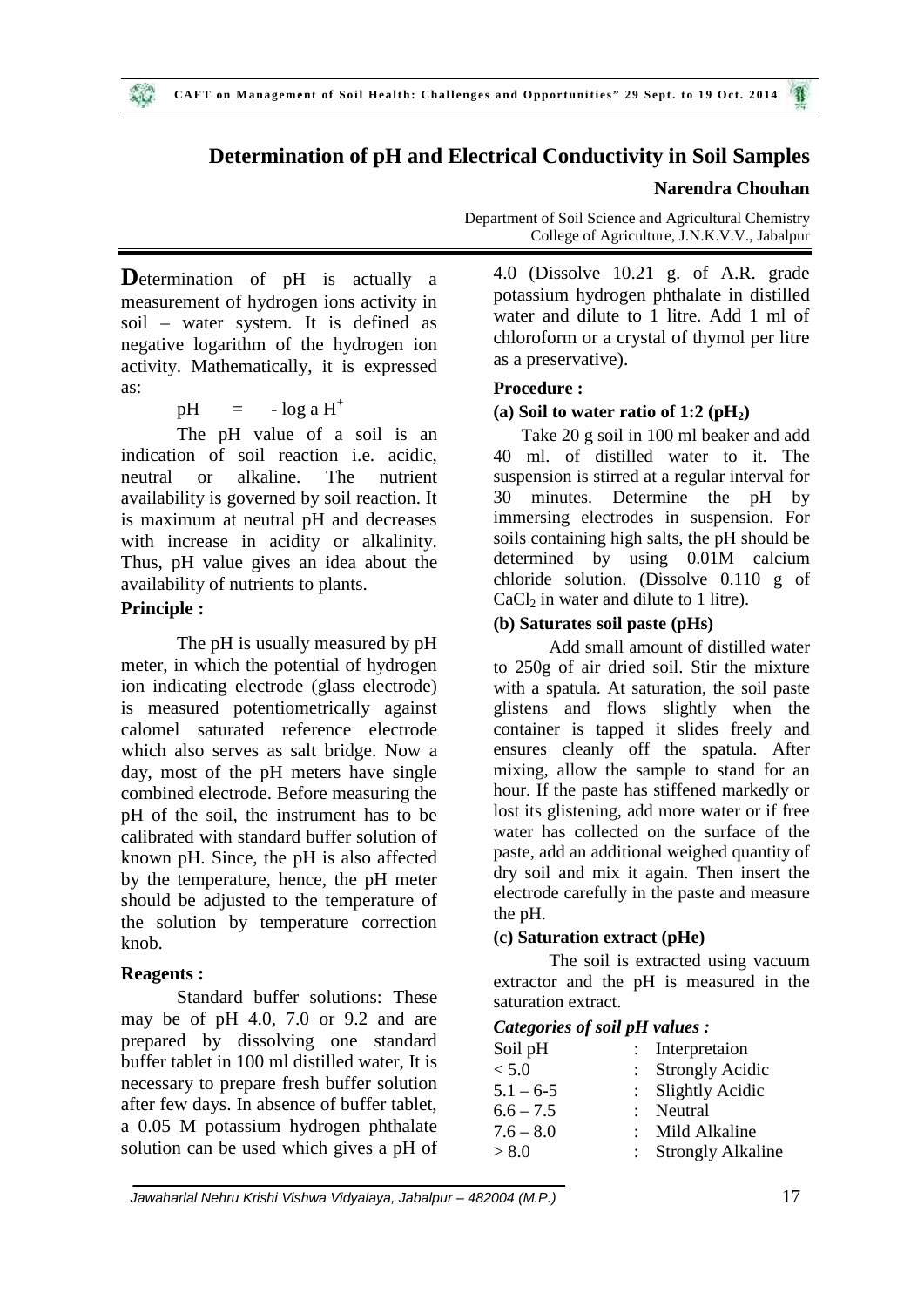# Determination of pH and Electrical Conductivity in Soil Samples

**Narendra Chouhan**

Department of Soil Science and Agricultural Chemistry
College of Agriculture, J.N.K.V.V., Jabalpur

**D**etermination of pH is actually a measurement of hydrogen ions activity in soil – water system. It is defined as negative logarithm of the hydrogen ion activity. Mathematically, it is expressed as:

$$pH = -\log a H^+$$

The pH value of a soil is an indication of soil reaction i.e. acidic, neutral or alkaline. The nutrient availability is governed by soil reaction. It is maximum at neutral pH and decreases with increase in acidity or alkalinity. Thus, pH value gives an idea about the availability of nutrients to plants.

**Principle :**

The pH is usually measured by pH meter, in which the potential of hydrogen ion indicating electrode (glass electrode) is measured potentiometrically against calomel saturated reference electrode which also serves as salt bridge. Now a day, most of the pH meters have single combined electrode. Before measuring the pH of the soil, the instrument has to be calibrated with standard buffer solution of known pH. Since, the pH is also affected by the temperature, hence, the pH meter should be adjusted to the temperature of the solution by temperature correction knob.

**Reagents :**

Standard buffer solutions: These may be of pH 4.0, 7.0 or 9.2 and are prepared by dissolving one standard buffer tablet in 100 ml distilled water, It is necessary to prepare fresh buffer solution after few days. In absence of buffer tablet, a 0.05 M potassium hydrogen phthalate solution can be used which gives a pH of 4.0 (Dissolve 10.21 g. of A.R. grade potassium hydrogen phthalate in distilled water and dilute to 1 litre. Add 1 ml of chloroform or a crystal of thymol per litre as a preservative).

**Procedure :**

**(a) Soil to water ratio of 1:2 ($pH_2$)**

Take 20 g soil in 100 ml beaker and add 40 ml. of distilled water to it. The suspension is stirred at a regular interval for 30 minutes. Determine the pH by immersing electrodes in suspension. For soils containing high salts, the pH should be determined by using 0.01M calcium chloride solution. (Dissolve 0.110 g of $CaCl_2$ in water and dilute to 1 litre).

**(b) Saturates soil paste (pHs)**

Add small amount of distilled water to 250g of air dried soil. Stir the mixture with a spatula. At saturation, the soil paste glistens and flows slightly when the container is tapped it slides freely and ensures cleanly off the spatula. After mixing, allow the sample to stand for an hour. If the paste has stiffened markedly or lost its glistening, add more water or if free water has collected on the surface of the paste, add an additional weighed quantity of dry soil and mix it again. Then insert the electrode carefully in the paste and measure the pH.

**(c) Saturation extract (pHe)**

The soil is extracted using vacuum extractor and the pH is measured in the saturation extract.

***Categories of soil pH values :***

| Soil pH | | Interpretaion |
|---|---|---|
| < 5.0 | : | Strongly Acidic |
| 5.1 – 6-5 | : | Slightly Acidic |
| 6.6 – 7.5 | : | Neutral |
| 7.6 – 8.0 | : | Mild Alkaline |
| > 8.0 | : | Strongly Alkaline |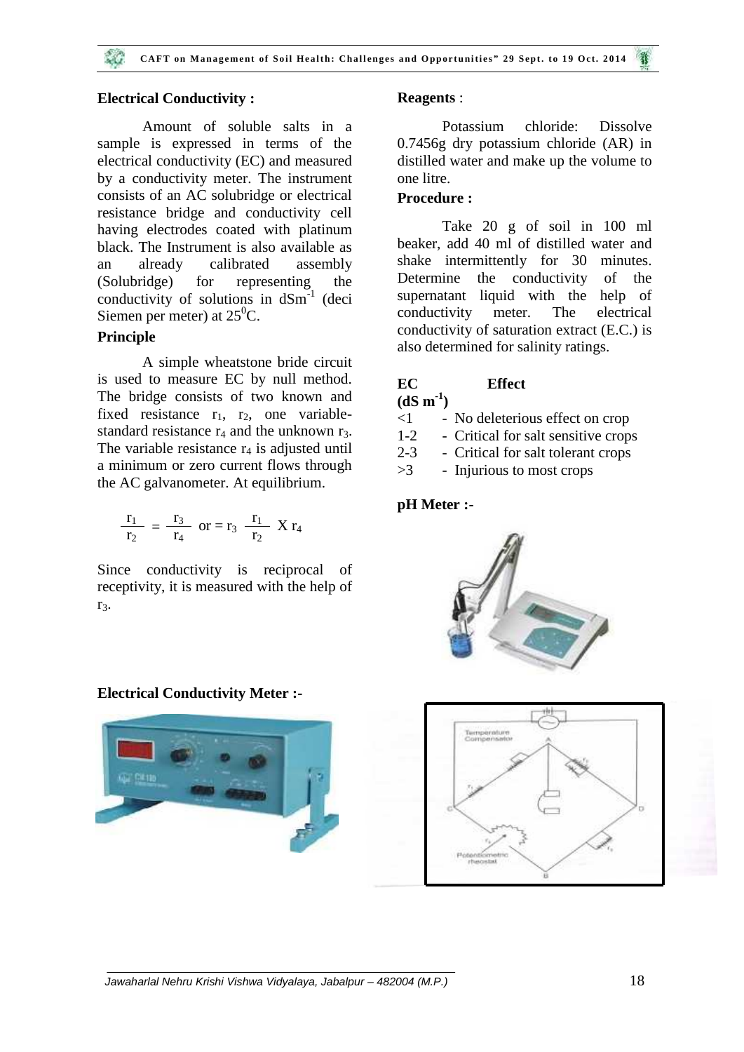## Electrical Conductivity :

Amount of soluble salts in a sample is expressed in terms of the electrical conductivity (EC) and measured by a conductivity meter. The instrument consists of an AC solubridge or electrical resistance bridge and conductivity cell having electrodes coated with platinum black. The Instrument is also available as an already calibrated assembly (Solubridge) for representing the conductivity of solutions in $dSm^{-1}$ (deci Siemen per meter) at $25^0C$.

### Principle

A simple wheatstone bride circuit is used to measure EC by null method. The bridge consists of two known and fixed resistance $r_1$, $r_2$, one variable-standard resistance $r_4$ and the unknown $r_3$. The variable resistance $r_4$ is adjusted until a minimum or zero current flows through the AC galvanometer. At equilibrium.

$$\frac{r_1}{r_2} = \frac{r_3}{r_4} \text{ or } = r_3 \ \frac{r_1}{r_2} \ X \ r_4$$

Since conductivity is reciprocal of receptivity, it is measured with the help of $r_3$.

### Reagents :

Potassium chloride: Dissolve 0.7456g dry potassium chloride (AR) in distilled water and make up the volume to one litre.

### Procedure :

Take 20 g of soil in 100 ml beaker, add 40 ml of distilled water and shake intermittently for 30 minutes. Determine the conductivity of the supernatant liquid with the help of conductivity meter. The electrical conductivity of saturation extract (E.C.) is also determined for salinity ratings.

| EC ($dS\ m^{-1}$) | Effect |
|---|---|
| <1 | - No deleterious effect on crop |
| 1-2 | - Critical for salt sensitive crops |
| 2-3 | - Critical for salt tolerant crops |
| >3 | - Injurious to most crops |

### pH Meter :-

### Electrical Conductivity Meter :-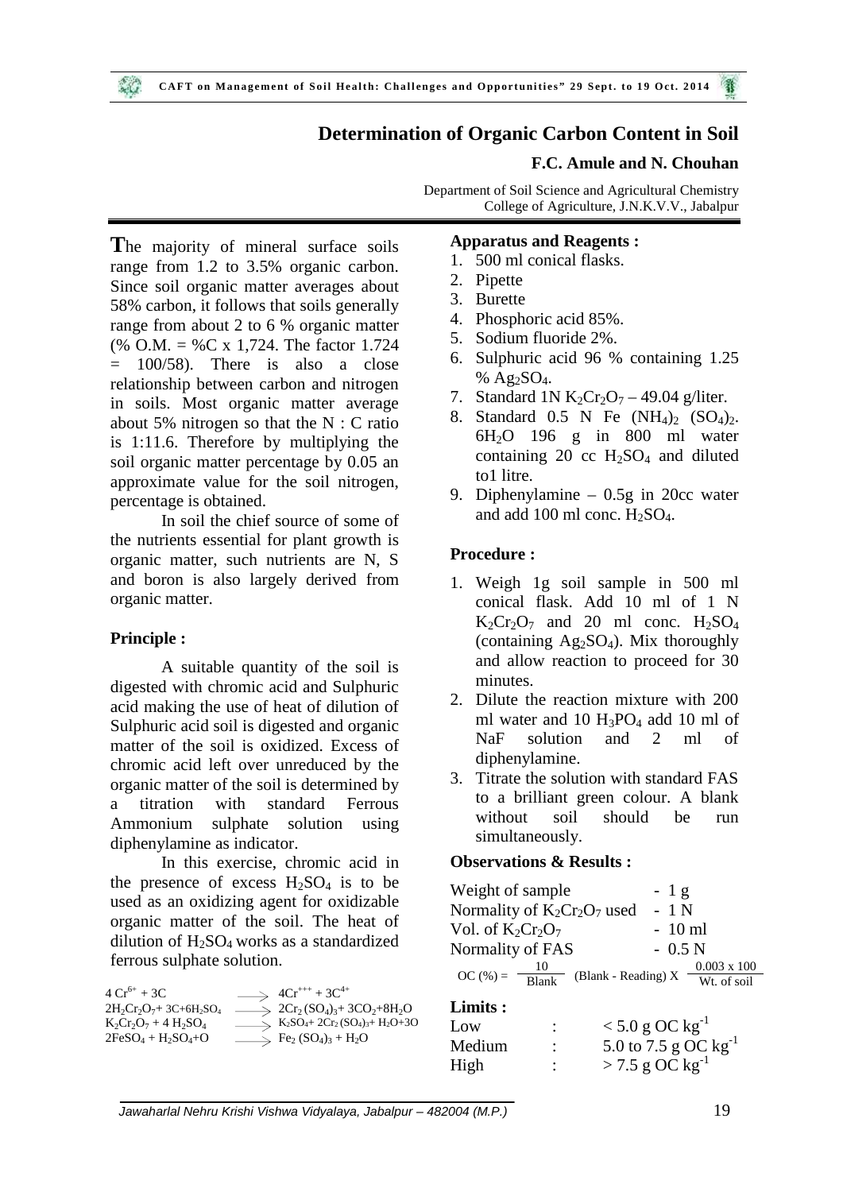# Determination of Organic Carbon Content in Soil

**F.C. Amule and N. Chouhan**

Department of Soil Science and Agricultural Chemistry
College of Agriculture, J.N.K.V.V., Jabalpur

**T**he majority of mineral surface soils range from 1.2 to 3.5% organic carbon. Since soil organic matter averages about 58% carbon, it follows that soils generally range from about 2 to 6 % organic matter (% O.M. = %C x 1,724. The factor 1.724 = 100/58). There is also a close relationship between carbon and nitrogen in soils. Most organic matter average about 5% nitrogen so that the N : C ratio is 1:11.6. Therefore by multiplying the soil organic matter percentage by 0.05 an approximate value for the soil nitrogen, percentage is obtained.

In soil the chief source of some of the nutrients essential for plant growth is organic matter, such nutrients are N, S and boron is also largely derived from organic matter.

### Principle :

A suitable quantity of the soil is digested with chromic acid and Sulphuric acid making the use of heat of dilution of Sulphuric acid soil is digested and organic matter of the soil is oxidized. Excess of chromic acid left over unreduced by the organic matter of the soil is determined by a titration with standard Ferrous Ammonium sulphate solution using diphenylamine as indicator.

In this exercise, chromic acid in the presence of excess $H_2SO_4$ is to be used as an oxidizing agent for oxidizable organic matter of the soil. The heat of dilution of $H_2SO_4$ works as a standardized ferrous sulphate solution.

$$4\,Cr^{6+} + 3C \longrightarrow 4Cr^{+++} + 3C^{4+}$$

$$2H_2Cr_2O_7 + 3C + 6H_2SO_4 \longrightarrow 2Cr_2(SO_4)_3 + 3CO_2 + 8H_2O$$

$$K_2Cr_2O_7 + 4\,H_2SO_4 \longrightarrow K_2SO_4 + 2Cr_2(SO_4)_3 + H_2O + 3O$$

$$2FeSO_4 + H_2SO_4 + O \longrightarrow Fe_2(SO_4)_3 + H_2O$$

### Apparatus and Reagents :

1. 500 ml conical flasks.
2. Pipette
3. Burette
4. Phosphoric acid 85%.
5. Sodium fluoride 2%.
6. Sulphuric acid 96 % containing 1.25 % $Ag_2SO_4$.
7. Standard 1N $K_2Cr_2O_7$ – 49.04 g/liter.
8. Standard 0.5 N Fe $(NH_4)_2$ $(SO_4)_2$. $6H_2O$ 196 g in 800 ml water containing 20 cc $H_2SO_4$ and diluted to1 litre.
9. Diphenylamine – 0.5g in 20cc water and add 100 ml conc. $H_2SO_4$.

### Procedure :

1. Weigh 1g soil sample in 500 ml conical flask. Add 10 ml of 1 N $K_2Cr_2O_7$ and 20 ml conc. $H_2SO_4$ (containing $Ag_2SO_4$). Mix thoroughly and allow reaction to proceed for 30 minutes.
2. Dilute the reaction mixture with 200 ml water and 10 $H_3PO_4$ add 10 ml of NaF solution and 2 ml of diphenylamine.
3. Titrate the solution with standard FAS to a brilliant green colour. A blank without soil should be run simultaneously.

### Observations & Results :

| | |
|---|---|
| Weight of sample | - 1 g |
| Normality of $K_2Cr_2O_7$ used | - 1 N |
| Vol. of $K_2Cr_2O_7$ | - 10 ml |
| Normality of FAS | - 0.5 N |

$$\text{OC (\%)} = \frac{10}{\text{Blank}} \text{ (Blank - Reading) X } \frac{0.003 \times 100}{\text{Wt. of soil}}$$

### Limits :

| | | |
|---|---|---|
| Low | : | $< 5.0$ g OC $kg^{-1}$ |
| Medium | : | 5.0 to 7.5 g OC $kg^{-1}$ |
| High | : | $> 7.5$ g OC $kg^{-1}$ |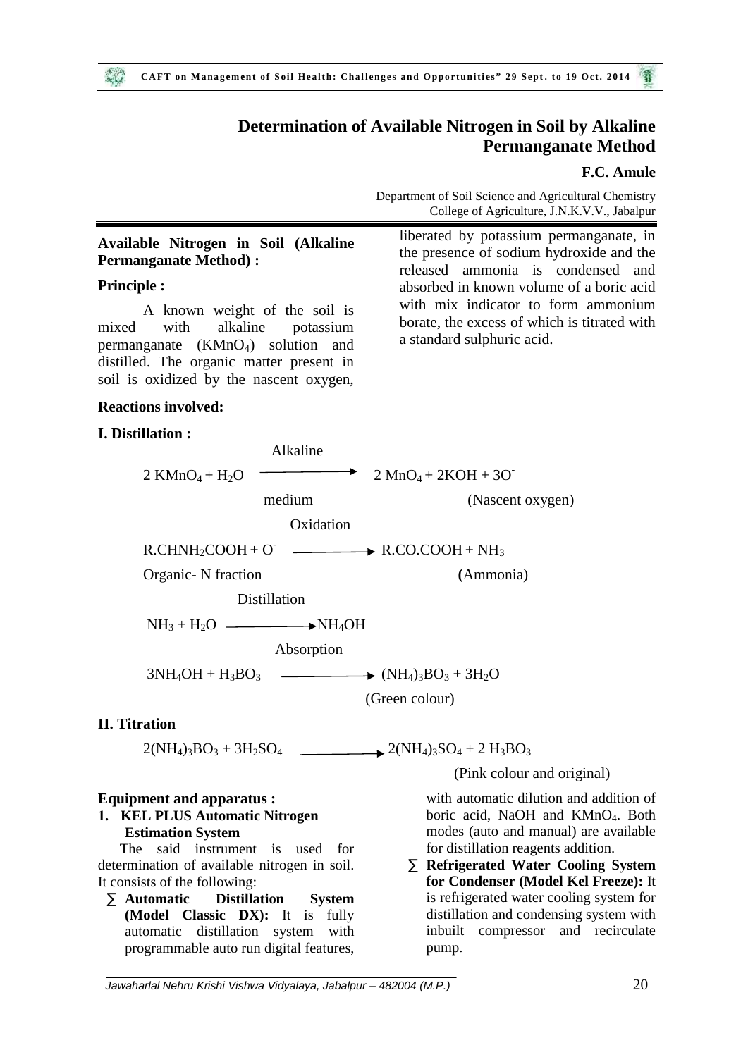# Determination of Available Nitrogen in Soil by Alkaline Permanganate Method

**F.C. Amule**

Department of Soil Science and Agricultural Chemistry
College of Agriculture, J.N.K.V.V., Jabalpur

**Available Nitrogen in Soil (Alkaline Permanganate Method) :**

**Principle :**

A known weight of the soil is mixed with alkaline potassium permanganate ($KMnO_4$) solution and distilled. The organic matter present in soil is oxidized by the nascent oxygen, liberated by potassium permanganate, in the presence of sodium hydroxide and the released ammonia is condensed and absorbed in known volume of a boric acid with mix indicator to form ammonium borate, the excess of which is titrated with a standard sulphuric acid.

**Reactions involved:**

**I. Distillation :**

$$2\,KMnO_4 + H_2O \xrightarrow[\text{medium}]{\text{Alkaline}} 2\,MnO_4 + 2KOH + 3O^- \quad \text{(Nascent oxygen)}$$

$$\underset{\text{Organic- N fraction}}{R.CHNH_2COOH} + O^- \xrightarrow{\text{Oxidation}} R.CO.COOH + \underset{\text{(Ammonia)}}{NH_3}$$

$$NH_3 + H_2O \xrightarrow{\text{Distillation}} NH_4OH$$

$$3NH_4OH + H_3BO_3 \xrightarrow{\text{Absorption}} (NH_4)_3BO_3 + 3H_2O \quad \text{(Green colour)}$$

**II. Titration**

$$2(NH_4)_3BO_3 + 3H_2SO_4 \longrightarrow 2(NH_4)_3SO_4 + 2\,H_3BO_3 \quad \text{(Pink colour and original)}$$

**Equipment and apparatus :**

1. **KEL PLUS Automatic Nitrogen Estimation System**

The said instrument is used for determination of available nitrogen in soil. It consists of the following:

- **Automatic Distillation System (Model Classic DX):** It is fully automatic distillation system with programmable auto run digital features, with automatic dilution and addition of boric acid, NaOH and $KMnO_4$. Both modes (auto and manual) are available for distillation reagents addition.
- **Refrigerated Water Cooling System for Condenser (Model Kel Freeze):** It is refrigerated water cooling system for distillation and condensing system with inbuilt compressor and recirculate pump.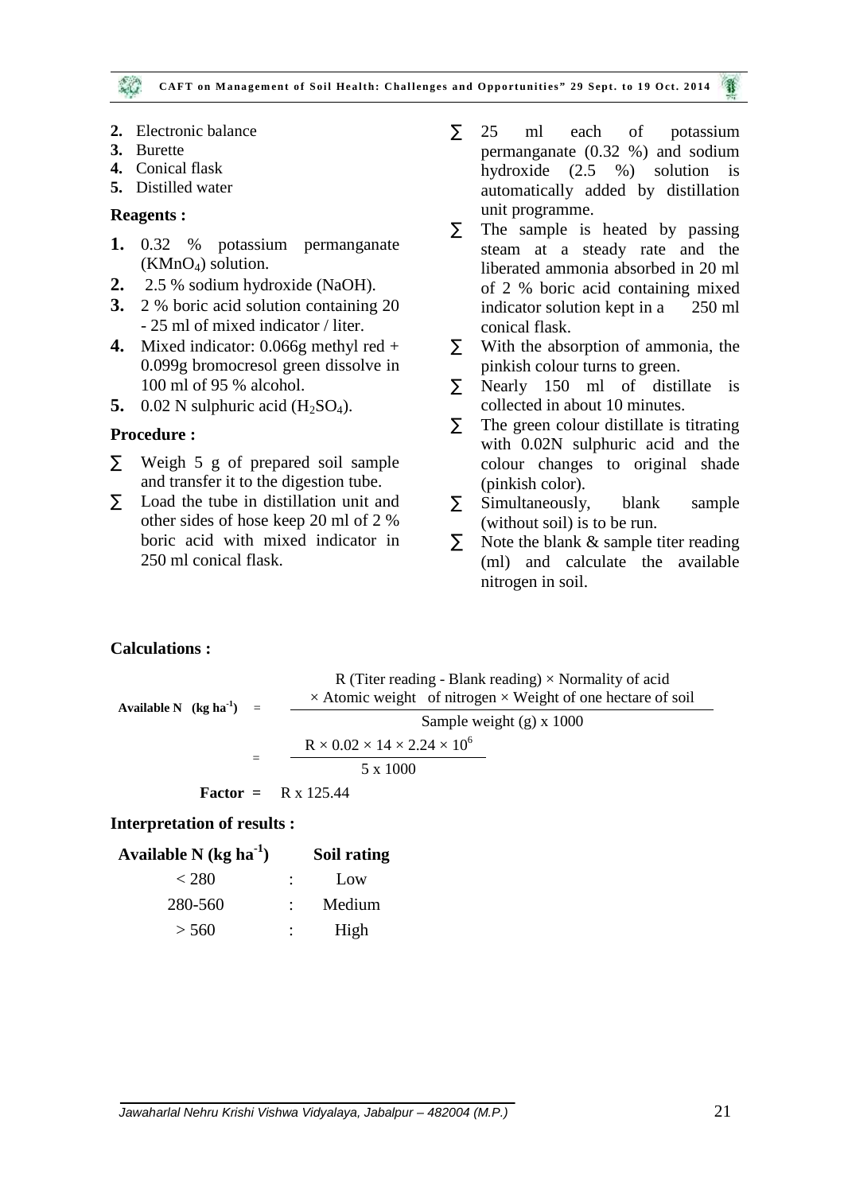2. Electronic balance
3. Burette
4. Conical flask
5. Distilled water

**Reagents :**

1. 0.32 % potassium permanganate ($KMnO_4$) solution.
2. 2.5 % sodium hydroxide (NaOH).
3. 2 % boric acid solution containing 20 - 25 ml of mixed indicator / liter.
4. Mixed indicator: 0.066g methyl red + 0.099g bromocresol green dissolve in 100 ml of 95 % alcohol.
5. 0.02 N sulphuric acid ($H_2SO_4$).

**Procedure :**

- Weigh 5 g of prepared soil sample and transfer it to the digestion tube.
- Load the tube in distillation unit and other sides of hose keep 20 ml of 2 % boric acid with mixed indicator in 250 ml conical flask.
- 25 ml each of potassium permanganate (0.32 %) and sodium hydroxide (2.5 %) solution is automatically added by distillation unit programme.
- The sample is heated by passing steam at a steady rate and the liberated ammonia absorbed in 20 ml of 2 % boric acid containing mixed indicator solution kept in a 250 ml conical flask.
- With the absorption of ammonia, the pinkish colour turns to green.
- Nearly 150 ml of distillate is collected in about 10 minutes.
- The green colour distillate is titrating with 0.02N sulphuric acid and the colour changes to original shade (pinkish color).
- Simultaneously, blank sample (without soil) is to be run.
- Note the blank & sample titer reading (ml) and calculate the available nitrogen in soil.

**Calculations :**

$$\text{Available N (kg ha}^{-1}\text{)} = \frac{\text{R (Titer reading - Blank reading)} \times \text{Normality of acid} \times \text{Atomic weight of nitrogen} \times \text{Weight of one hectare of soil}}{\text{Sample weight (g)} \times 1000}$$

$$= \frac{R \times 0.02 \times 14 \times 2.24 \times 10^6}{5 \times 1000}$$

**Factor =** R x 125.44

**Interpretation of results :**

| Available N (kg ha$^{-1}$) | | Soil rating |
|---|---|---|
| < 280 | : | Low |
| 280-560 | : | Medium |
| > 560 | : | High |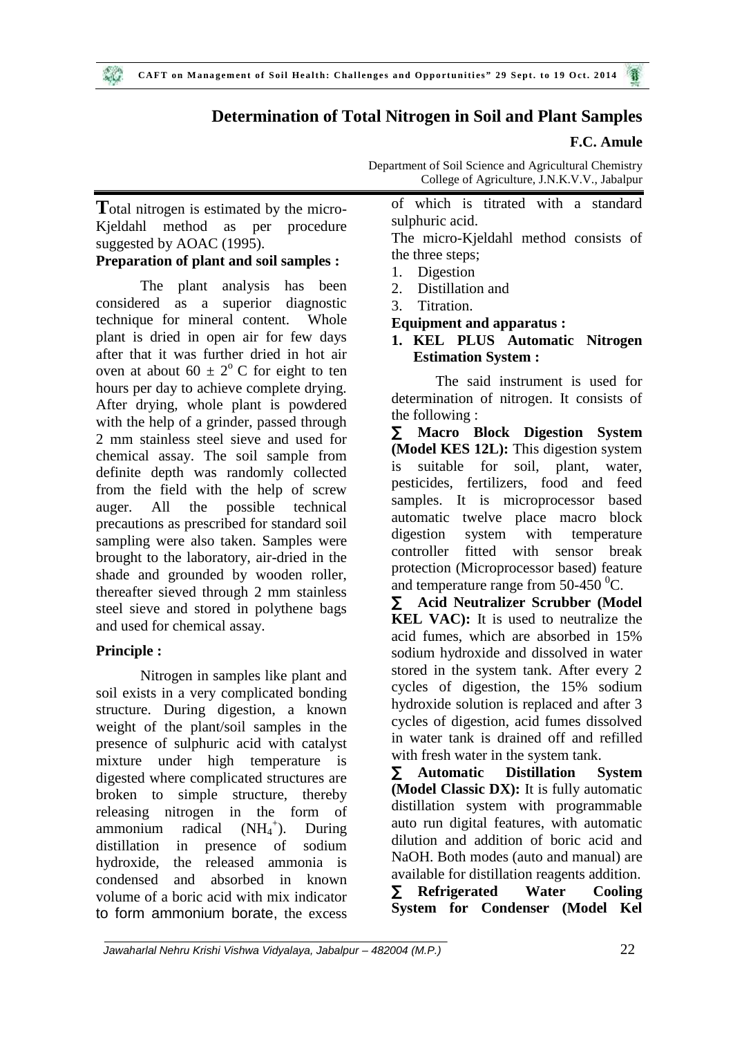# Determination of Total Nitrogen in Soil and Plant Samples

**F.C. Amule**

Department of Soil Science and Agricultural Chemistry
College of Agriculture, J.N.K.V.V., Jabalpur

**T**otal nitrogen is estimated by the micro-Kjeldahl method as per procedure suggested by AOAC (1995).

**Preparation of plant and soil samples :**

The plant analysis has been considered as a superior diagnostic technique for mineral content. Whole plant is dried in open air for few days after that it was further dried in hot air oven at about $60 \pm 2^{o}$ C for eight to ten hours per day to achieve complete drying. After drying, whole plant is powdered with the help of a grinder, passed through 2 mm stainless steel sieve and used for chemical assay. The soil sample from definite depth was randomly collected from the field with the help of screw auger. All the possible technical precautions as prescribed for standard soil sampling were also taken. Samples were brought to the laboratory, air-dried in the shade and grounded by wooden roller, thereafter sieved through 2 mm stainless steel sieve and stored in polythene bags and used for chemical assay.

**Principle :**

Nitrogen in samples like plant and soil exists in a very complicated bonding structure. During digestion, a known weight of the plant/soil samples in the presence of sulphuric acid with catalyst mixture under high temperature is digested where complicated structures are broken to simple structure, thereby releasing nitrogen in the form of ammonium radical ($NH_4^+$). During distillation in presence of sodium hydroxide, the released ammonia is condensed and absorbed in known volume of a boric acid with mix indicator to form ammonium borate, the excess of which is titrated with a standard sulphuric acid.

The micro-Kjeldahl method consists of the three steps;

1. Digestion
2. Distillation and
3. Titration.

**Equipment and apparatus :**

**1. KEL PLUS Automatic Nitrogen Estimation System :**

The said instrument is used for determination of nitrogen. It consists of the following :

- **Macro Block Digestion System (Model KES 12L):** This digestion system is suitable for soil, plant, water, pesticides, fertilizers, food and feed samples. It is microprocessor based automatic twelve place macro block digestion system with temperature controller fitted with sensor break protection (Microprocessor based) feature and temperature range from 50-450 $^{0}$C.
- **Acid Neutralizer Scrubber (Model KEL VAC):** It is used to neutralize the acid fumes, which are absorbed in 15% sodium hydroxide and dissolved in water stored in the system tank. After every 2 cycles of digestion, the 15% sodium hydroxide solution is replaced and after 3 cycles of digestion, acid fumes dissolved in water tank is drained off and refilled with fresh water in the system tank.
- **Automatic Distillation System (Model Classic DX):** It is fully automatic distillation system with programmable auto run digital features, with automatic dilution and addition of boric acid and NaOH. Both modes (auto and manual) are available for distillation reagents addition.
- **Refrigerated Water Cooling System for Condenser (Model Kel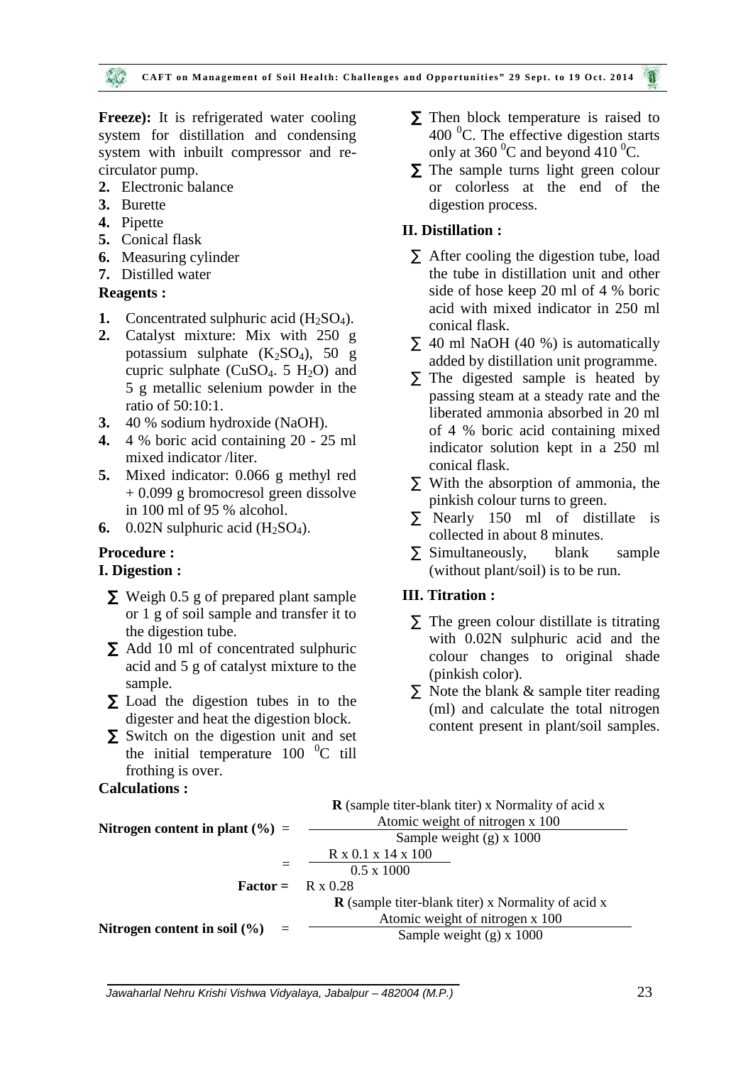**Freeze):** It is refrigerated water cooling system for distillation and condensing system with inbuilt compressor and re-circulator pump.

2. Electronic balance
3. Burette
4. Pipette
5. Conical flask
6. Measuring cylinder
7. Distilled water

**Reagents :**

1. Concentrated sulphuric acid ($H_2SO_4$).
2. Catalyst mixture: Mix with 250 g potassium sulphate ($K_2SO_4$), 50 g cupric sulphate ($CuSO_4$. 5 $H_2O$) and 5 g metallic selenium powder in the ratio of 50:10:1.
3. 40 % sodium hydroxide (NaOH).
4. 4 % boric acid containing 20 - 25 ml mixed indicator /liter.
5. Mixed indicator: 0.066 g methyl red + 0.099 g bromocresol green dissolve in 100 ml of 95 % alcohol.
6. 0.02N sulphuric acid ($H_2SO_4$).

**Procedure :**

**I. Digestion :**

- Weigh 0.5 g of prepared plant sample or 1 g of soil sample and transfer it to the digestion tube.
- Add 10 ml of concentrated sulphuric acid and 5 g of catalyst mixture to the sample.
- Load the digestion tubes in to the digester and heat the digestion block.
- Switch on the digestion unit and set the initial temperature 100 $^0$C till frothing is over.
- Then block temperature is raised to 400 $^0$C. The effective digestion starts only at 360 $^0$C and beyond 410 $^0$C.
- The sample turns light green colour or colorless at the end of the digestion process.

**II. Distillation :**

- After cooling the digestion tube, load the tube in distillation unit and other side of hose keep 20 ml of 4 % boric acid with mixed indicator in 250 ml conical flask.
- 40 ml NaOH (40 %) is automatically added by distillation unit programme.
- The digested sample is heated by passing steam at a steady rate and the liberated ammonia absorbed in 20 ml of 4 % boric acid containing mixed indicator solution kept in a 250 ml conical flask.
- With the absorption of ammonia, the pinkish colour turns to green.
- Nearly 150 ml of distillate is collected in about 8 minutes.
- Simultaneously, blank sample (without plant/soil) is to be run.

**III. Titration :**

- The green colour distillate is titrating with 0.02N sulphuric acid and the colour changes to original shade (pinkish color).
- Note the blank & sample titer reading (ml) and calculate the total nitrogen content present in plant/soil samples.

**Calculations :**

$$\textbf{Nitrogen content in plant (\%)} = \frac{\textbf{R} \text{ (sample titer-blank titer) x Normality of acid x Atomic weight of nitrogen x 100}}{\text{Sample weight (g) x 1000}}$$

$$= \frac{R \times 0.1 \times 14 \times 100}{0.5 \times 1000}$$

**Factor =** R x 0.28

$$\textbf{Nitrogen content in soil (\%)} = \frac{\textbf{R} \text{ (sample titer-blank titer) x Normality of acid x Atomic weight of nitrogen x 100}}{\text{Sample weight (g) x 1000}}$$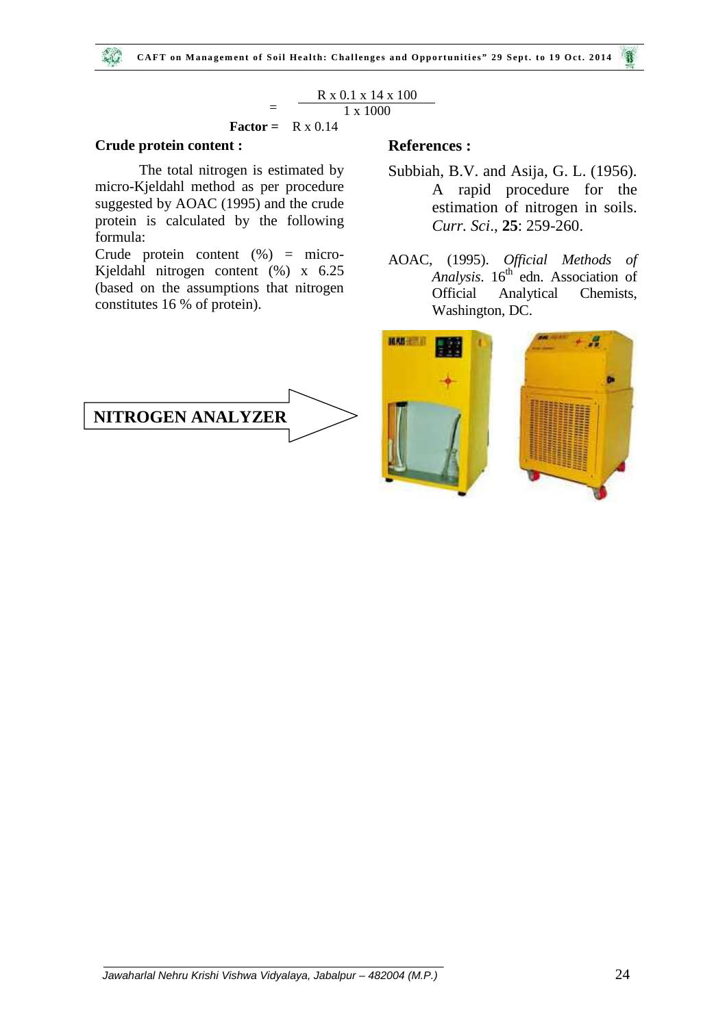$$= \frac{R \times 0.1 \times 14 \times 100}{1 \times 1000}$$

**Factor =** R x 0.14

**Crude protein content :**

The total nitrogen is estimated by micro-Kjeldahl method as per procedure suggested by AOAC (1995) and the crude protein is calculated by the following formula:

Crude protein content (%) = micro-Kjeldahl nitrogen content (%) x 6.25 (based on the assumptions that nitrogen constitutes 16 % of protein).

**References :**

Subbiah, B.V. and Asija, G. L. (1956). A rapid procedure for the estimation of nitrogen in soils. *Curr. Sci*., **25**: 259-260.

AOAC, (1995). *Official Methods of Analysis*. 16th edn. Association of Official Analytical Chemists, Washington, DC.

**NITROGEN ANALYZER**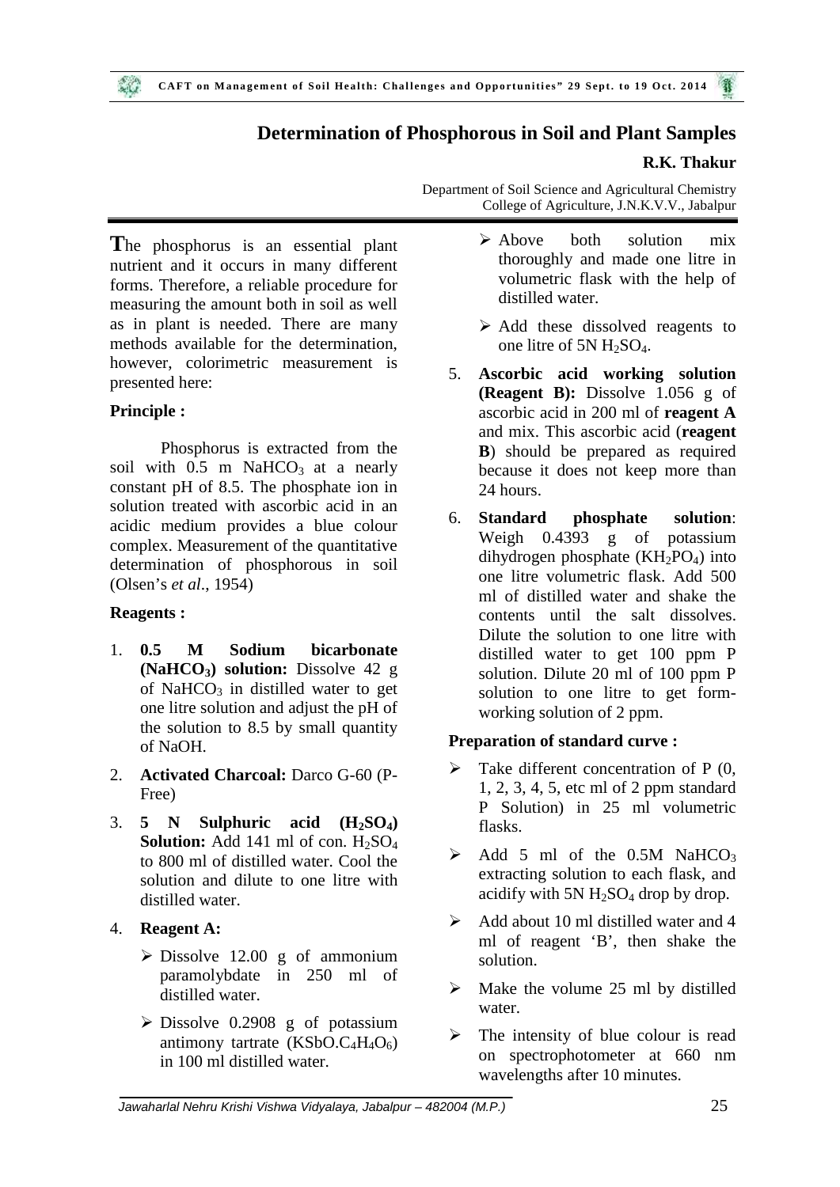# Determination of Phosphorous in Soil and Plant Samples

**R.K. Thakur**

Department of Soil Science and Agricultural Chemistry
College of Agriculture, J.N.K.V.V., Jabalpur

**T**he phosphorus is an essential plant nutrient and it occurs in many different forms. Therefore, a reliable procedure for measuring the amount both in soil as well as in plant is needed. There are many methods available for the determination, however, colorimetric measurement is presented here:

**Principle :**

Phosphorus is extracted from the soil with 0.5 m $NaHCO_3$ at a nearly constant pH of 8.5. The phosphate ion in solution treated with ascorbic acid in an acidic medium provides a blue colour complex. Measurement of the quantitative determination of phosphorous in soil (Olsen's *et al*., 1954)

**Reagents :**

1. **0.5 M Sodium bicarbonate ($NaHCO_3$) solution:** Dissolve 42 g of $NaHCO_3$ in distilled water to get one litre solution and adjust the pH of the solution to 8.5 by small quantity of NaOH.
2. **Activated Charcoal:** Darco G-60 (P-Free)
3. **5 N Sulphuric acid ($H_2SO_4$) Solution:** Add 141 ml of con. $H_2SO_4$ to 800 ml of distilled water. Cool the solution and dilute to one litre with distilled water.
4. **Reagent A:**
   - Dissolve 12.00 g of ammonium paramolybdate in 250 ml of distilled water.
   - Dissolve 0.2908 g of potassium antimony tartrate ($KSbO.C_4H_4O_6$) in 100 ml distilled water.
   - Above both solution mix thoroughly and made one litre in volumetric flask with the help of distilled water.
   - Add these dissolved reagents to one litre of 5N $H_2SO_4$.
5. **Ascorbic acid working solution (Reagent B):** Dissolve 1.056 g of ascorbic acid in 200 ml of **reagent A** and mix. This ascorbic acid (**reagent B**) should be prepared as required because it does not keep more than 24 hours.
6. **Standard phosphate solution**: Weigh 0.4393 g of potassium dihydrogen phosphate ($KH_2PO_4$) into one litre volumetric flask. Add 500 ml of distilled water and shake the contents until the salt dissolves. Dilute the solution to one litre with distilled water to get 100 ppm P solution. Dilute 20 ml of 100 ppm P solution to one litre to get form-working solution of 2 ppm.

**Preparation of standard curve :**

- Take different concentration of P (0, 1, 2, 3, 4, 5, etc ml of 2 ppm standard P Solution) in 25 ml volumetric flasks.
- Add 5 ml of the 0.5M $NaHCO_3$ extracting solution to each flask, and acidify with 5N $H_2SO_4$ drop by drop.
- Add about 10 ml distilled water and 4 ml of reagent 'B', then shake the solution.
- Make the volume 25 ml by distilled water.
- The intensity of blue colour is read on spectrophotometer at 660 nm wavelengths after 10 minutes.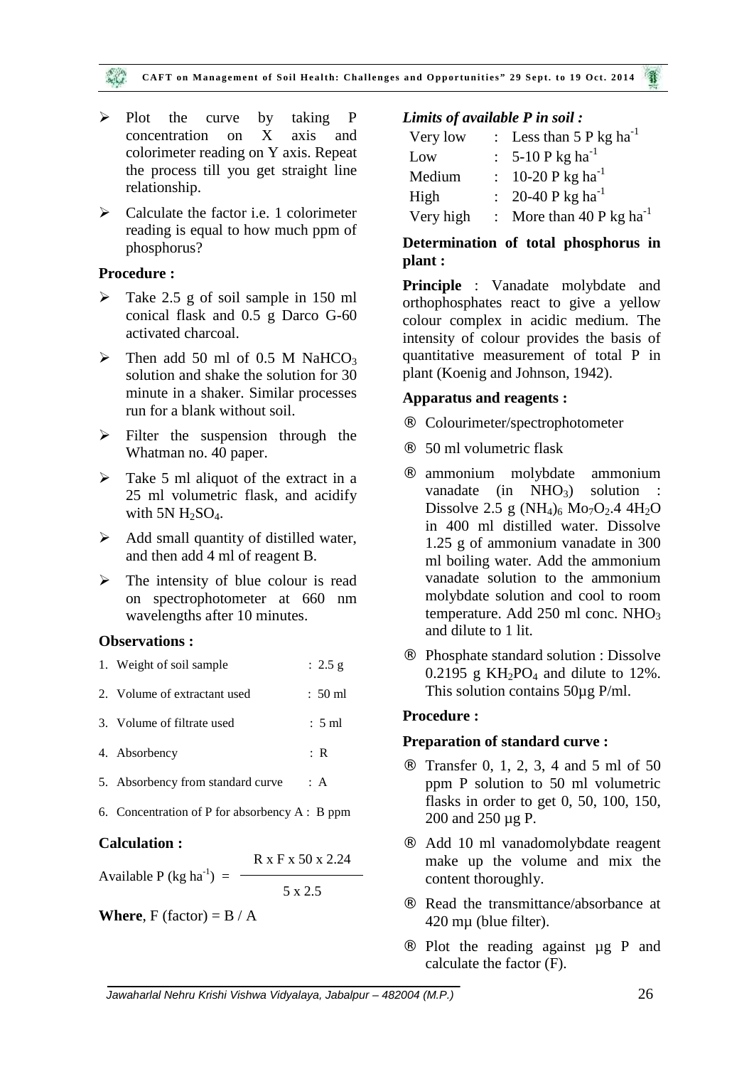- Plot the curve by taking P concentration on X axis and colorimeter reading on Y axis. Repeat the process till you get straight line relationship.
- Calculate the factor i.e. 1 colorimeter reading is equal to how much ppm of phosphorus?

**Procedure :**

- Take 2.5 g of soil sample in 150 ml conical flask and 0.5 g Darco G-60 activated charcoal.
- Then add 50 ml of 0.5 M $NaHCO_3$ solution and shake the solution for 30 minute in a shaker. Similar processes run for a blank without soil.
- Filter the suspension through the Whatman no. 40 paper.
- Take 5 ml aliquot of the extract in a 25 ml volumetric flask, and acidify with 5N $H_2SO_4$.
- Add small quantity of distilled water, and then add 4 ml of reagent B.
- The intensity of blue colour is read on spectrophotometer at 660 nm wavelengths after 10 minutes.

**Observations :**

1. Weight of soil sample : 2.5 g
2. Volume of extractant used : 50 ml
3. Volume of filtrate used : 5 ml
4. Absorbency : R
5. Absorbency from standard curve : A
6. Concentration of P for absorbency A : B ppm

**Calculation :**

$$\text{Available P (kg ha}^{-1}\text{)} = \frac{R \times F \times 50 \times 2.24}{5 \times 2.5}$$

**Where**, F (factor) = B / A

***Limits of available P in soil :***

| | | |
|---|---|---|
| Very low | : | Less than 5 P kg ha$^{-1}$ |
| Low | : | 5-10 P kg ha$^{-1}$ |
| Medium | : | 10-20 P kg ha$^{-1}$ |
| High | : | 20-40 P kg ha$^{-1}$ |
| Very high | : | More than 40 P kg ha$^{-1}$ |

**Determination of total phosphorus in plant :**

**Principle** : Vanadate molybdate and orthophosphates react to give a yellow colour complex in acidic medium. The intensity of colour provides the basis of quantitative measurement of total P in plant (Koenig and Johnson, 1942).

**Apparatus and reagents :**

- ® Colourimeter/spectrophotometer
- ® 50 ml volumetric flask
- ® ammonium molybdate ammonium vanadate (in $NHO_3$) solution : Dissolve 2.5 g $(NH_4)_6\ Mo_7O_2.4\ 4H_2O$ in 400 ml distilled water. Dissolve 1.25 g of ammonium vanadate in 300 ml boiling water. Add the ammonium vanadate solution to the ammonium molybdate solution and cool to room temperature. Add 250 ml conc. $NHO_3$ and dilute to 1 lit.
- ® Phosphate standard solution : Dissolve 0.2195 g $KH_2PO_4$ and dilute to 12%. This solution contains 50µg P/ml.

**Procedure :**

**Preparation of standard curve :**

- ® Transfer 0, 1, 2, 3, 4 and 5 ml of 50 ppm P solution to 50 ml volumetric flasks in order to get 0, 50, 100, 150, 200 and 250 µg P.
- ® Add 10 ml vanadomolybdate reagent make up the volume and mix the content thoroughly.
- ® Read the transmittance/absorbance at 420 mµ (blue filter).
- ® Plot the reading against µg P and calculate the factor (F).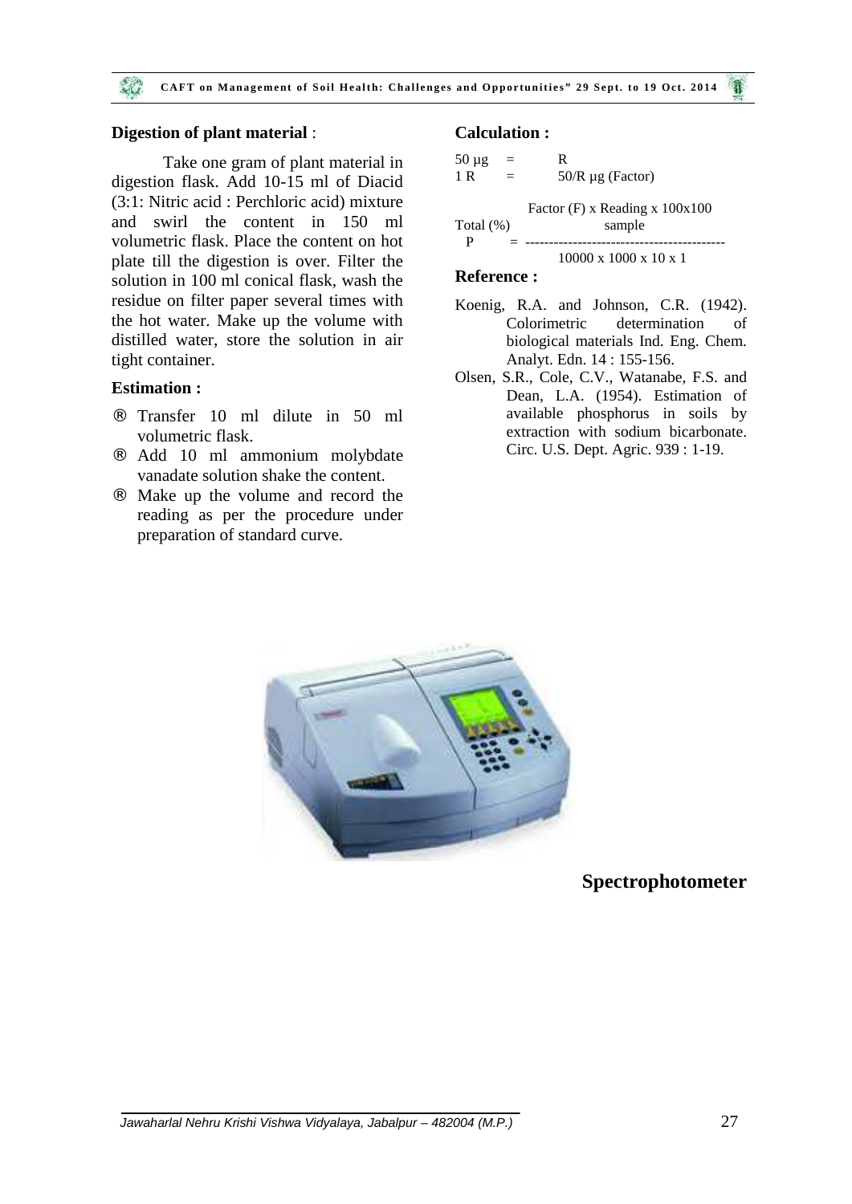**Digestion of plant material** :

Take one gram of plant material in digestion flask. Add 10-15 ml of Diacid (3:1: Nitric acid : Perchloric acid) mixture and swirl the content in 150 ml volumetric flask. Place the content on hot plate till the digestion is over. Filter the solution in 100 ml conical flask, wash the residue on filter paper several times with the hot water. Make up the volume with distilled water, store the solution in air tight container.

**Estimation :**

- ® Transfer 10 ml dilute in 50 ml volumetric flask.
- ® Add 10 ml ammonium molybdate vanadate solution shake the content.
- ® Make up the volume and record the reading as per the procedure under preparation of standard curve.

**Calculation :**

50 μg = R

1 R = 50/R μg (Factor)

$$\text{Total (\%) P} = \frac{\dfrac{\text{Factor (F)} \times \text{Reading} \times 100 \times 100}{\text{sample}}}{10000 \times 1000 \times 10 \times 1}$$

**Reference :**

Koenig, R.A. and Johnson, C.R. (1942). Colorimetric determination of biological materials Ind. Eng. Chem. Analyt. Edn. 14 : 155-156.

Olsen, S.R., Cole, C.V., Watanabe, F.S. and Dean, L.A. (1954). Estimation of available phosphorus in soils by extraction with sodium bicarbonate. Circ. U.S. Dept. Agric. 939 : 1-19.

**Spectrophotometer**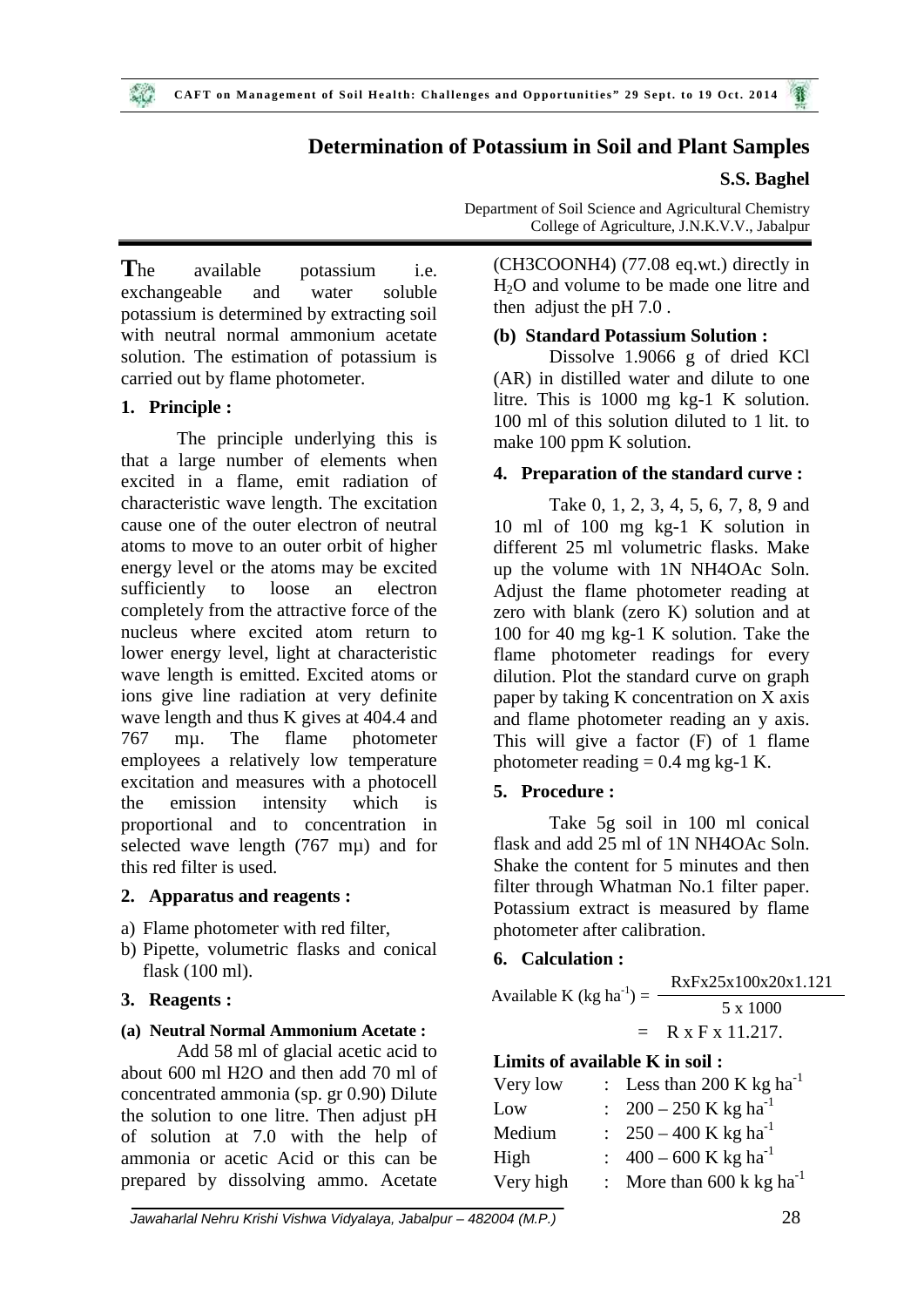# Determination of Potassium in Soil and Plant Samples

**S.S. Baghel**

Department of Soil Science and Agricultural Chemistry
College of Agriculture, J.N.K.V.V., Jabalpur

**T**he available potassium i.e. exchangeable and water soluble potassium is determined by extracting soil with neutral normal ammonium acetate solution. The estimation of potassium is carried out by flame photometer.

## 1. Principle :

The principle underlying this is that a large number of elements when excited in a flame, emit radiation of characteristic wave length. The excitation cause one of the outer electron of neutral atoms to move to an outer orbit of higher energy level or the atoms may be excited sufficiently to loose an electron completely from the attractive force of the nucleus where excited atom return to lower energy level, light at characteristic wave length is emitted. Excited atoms or ions give line radiation at very definite wave length and thus K gives at 404.4 and 767 mμ. The flame photometer employees a relatively low temperature excitation and measures with a photocell the emission intensity which is proportional and to concentration in selected wave length (767 mμ) and for this red filter is used.

## 2. Apparatus and reagents :

a) Flame photometer with red filter,
b) Pipette, volumetric flasks and conical flask (100 ml).

## 3. Reagents :

**(a) Neutral Normal Ammonium Acetate :**

Add 58 ml of glacial acetic acid to about 600 ml H2O and then add 70 ml of concentrated ammonia (sp. gr 0.90) Dilute the solution to one litre. Then adjust pH of solution at 7.0 with the help of ammonia or acetic Acid or this can be prepared by dissolving ammo. Acetate (CH3COONH4) (77.08 eq.wt.) directly in $H_2O$ and volume to be made one litre and then adjust the pH 7.0 .

**(b) Standard Potassium Solution :**

Dissolve 1.9066 g of dried KCl (AR) in distilled water and dilute to one litre. This is 1000 mg kg-1 K solution. 100 ml of this solution diluted to 1 lit. to make 100 ppm K solution.

## 4. Preparation of the standard curve :

Take 0, 1, 2, 3, 4, 5, 6, 7, 8, 9 and 10 ml of 100 mg kg-1 K solution in different 25 ml volumetric flasks. Make up the volume with 1N NH4OAc Soln. Adjust the flame photometer reading at zero with blank (zero K) solution and at 100 for 40 mg kg-1 K solution. Take the flame photometer readings for every dilution. Plot the standard curve on graph paper by taking K concentration on X axis and flame photometer reading an y axis. This will give a factor (F) of 1 flame photometer reading = 0.4 mg kg-1 K.

## 5. Procedure :

Take 5g soil in 100 ml conical flask and add 25 ml of 1N NH4OAc Soln. Shake the content for 5 minutes and then filter through Whatman No.1 filter paper. Potassium extract is measured by flame photometer after calibration.

## 6. Calculation :

$$\text{Available K (kg ha}^{-1}\text{)} = \frac{\text{RxFx25x100x20x1.121}}{\text{5 x 1000}}$$

$$= \text{R x F x 11.217.}$$

**Limits of available K in soil :**

| | | |
|---|---|---|
| Very low | : | Less than 200 K kg $ha^{-1}$ |
| Low | : | 200 – 250 K kg $ha^{-1}$ |
| Medium | : | 250 – 400 K kg $ha^{-1}$ |
| High | : | 400 – 600 K kg $ha^{-1}$ |
| Very high | : | More than 600 k kg $ha^{-1}$ |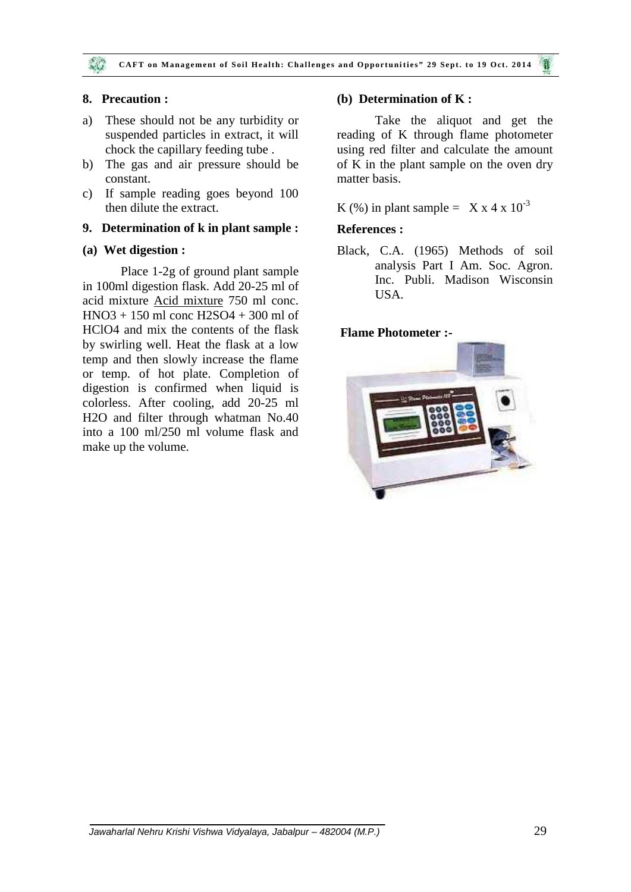## 8. Precaution :

a) These should not be any turbidity or suspended particles in extract, it will chock the capillary feeding tube .

b) The gas and air pressure should be constant.

c) If sample reading goes beyond 100 then dilute the extract.

## 9. Determination of k in plant sample :

### (a) Wet digestion :

Place 1-2g of ground plant sample in 100ml digestion flask. Add 20-25 ml of acid mixture Acid mixture 750 ml conc. $HNO_3$ + 150 ml conc $H_2SO_4$ + 300 ml of $HClO_4$ and mix the contents of the flask by swirling well. Heat the flask at a low temp and then slowly increase the flame or temp. of hot plate. Completion of digestion is confirmed when liquid is colorless. After cooling, add 20-25 ml $H_2O$ and filter through whatman No.40 into a 100 ml/250 ml volume flask and make up the volume.

### (b) Determination of K :

Take the aliquot and get the reading of K through flame photometer using red filter and calculate the amount of K in the plant sample on the oven dry matter basis.

K (%) in plant sample = $X \times 4 \times 10^{-3}$

### References :

Black, C.A. (1965) Methods of soil analysis Part I Am. Soc. Agron. Inc. Publi. Madison Wisconsin USA.

**Flame Photometer :-**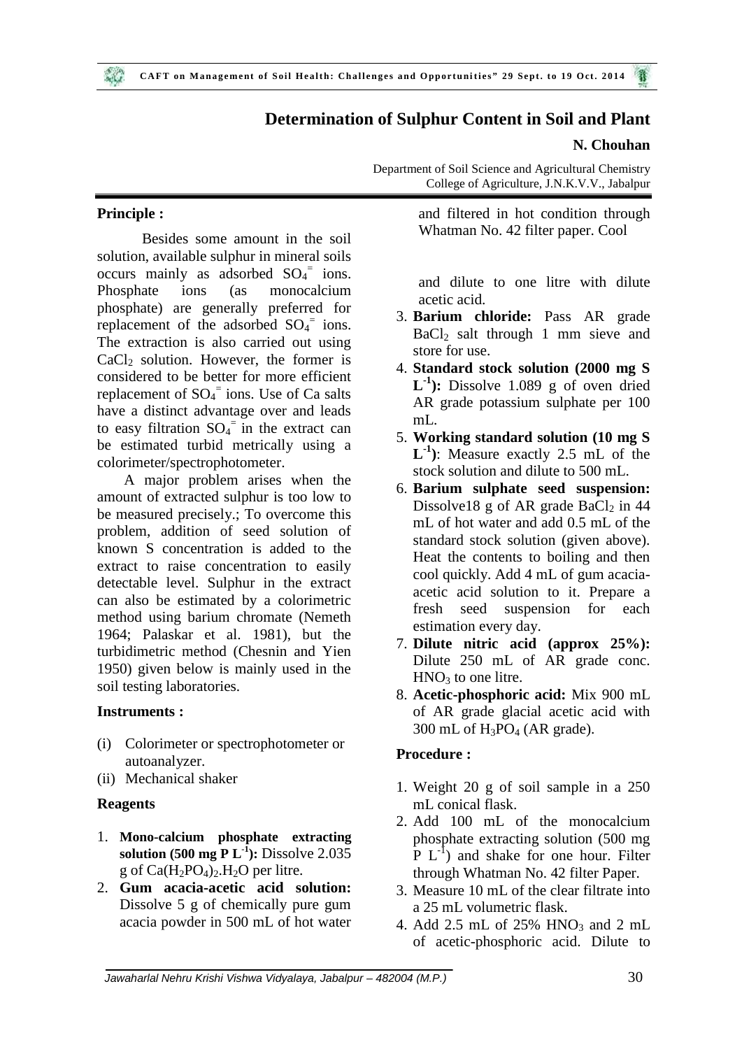# Determination of Sulphur Content in Soil and Plant

**N. Chouhan**

Department of Soil Science and Agricultural Chemistry
College of Agriculture, J.N.K.V.V., Jabalpur

### Principle :

Besides some amount in the soil solution, available sulphur in mineral soils occurs mainly as adsorbed $SO_4^{=}$ ions. Phosphate ions (as monocalcium phosphate) are generally preferred for replacement of the adsorbed $SO_4^{=}$ ions. The extraction is also carried out using $CaCl_2$ solution. However, the former is considered to be better for more efficient replacement of $SO_4^{=}$ ions. Use of Ca salts have a distinct advantage over and leads to easy filtration $SO_4^{=}$ in the extract can be estimated turbid metrically using a colorimeter/spectrophotometer.

A major problem arises when the amount of extracted sulphur is too low to be measured precisely.; To overcome this problem, addition of seed solution of known S concentration is added to the extract to raise concentration to easily detectable level. Sulphur in the extract can also be estimated by a colorimetric method using barium chromate (Nemeth 1964; Palaskar et al. 1981), but the turbidimetric method (Chesnin and Yien 1950) given below is mainly used in the soil testing laboratories.

### Instruments :

(i) Colorimeter or spectrophotometer or autoanalyzer.
(ii) Mechanical shaker

### Reagents

1. **Mono-calcium phosphate extracting solution (500 mg P $L^{-1}$):** Dissolve 2.035 g of $Ca(H_2PO_4)_2.H_2O$ per litre.
2. **Gum acacia-acetic acid solution:** Dissolve 5 g of chemically pure gum acacia powder in 500 mL of hot water and filtered in hot condition through Whatman No. 42 filter paper. Cool and dilute to one litre with dilute acetic acid.
3. **Barium chloride:** Pass AR grade $BaCl_2$ salt through 1 mm sieve and store for use.
4. **Standard stock solution (2000 mg S $L^{-1}$):** Dissolve 1.089 g of oven dried AR grade potassium sulphate per 100 mL.
5. **Working standard solution (10 mg S $L^{-1}$)**: Measure exactly 2.5 mL of the stock solution and dilute to 500 mL.
6. **Barium sulphate seed suspension:** Dissolve18 g of AR grade $BaCl_2$ in 44 mL of hot water and add 0.5 mL of the standard stock solution (given above). Heat the contents to boiling and then cool quickly. Add 4 mL of gum acacia-acetic acid solution to it. Prepare a fresh seed suspension for each estimation every day.
7. **Dilute nitric acid (approx 25%):** Dilute 250 mL of AR grade conc. $HNO_3$ to one litre.
8. **Acetic-phosphoric acid:** Mix 900 mL of AR grade glacial acetic acid with 300 mL of $H_3PO_4$ (AR grade).

### Procedure :

1. Weight 20 g of soil sample in a 250 mL conical flask.
2. Add 100 mL of the monocalcium phosphate extracting solution (500 mg P $L^{-1}$) and shake for one hour. Filter through Whatman No. 42 filter Paper.
3. Measure 10 mL of the clear filtrate into a 25 mL volumetric flask.
4. Add 2.5 mL of 25% $HNO_3$ and 2 mL of acetic-phosphoric acid. Dilute to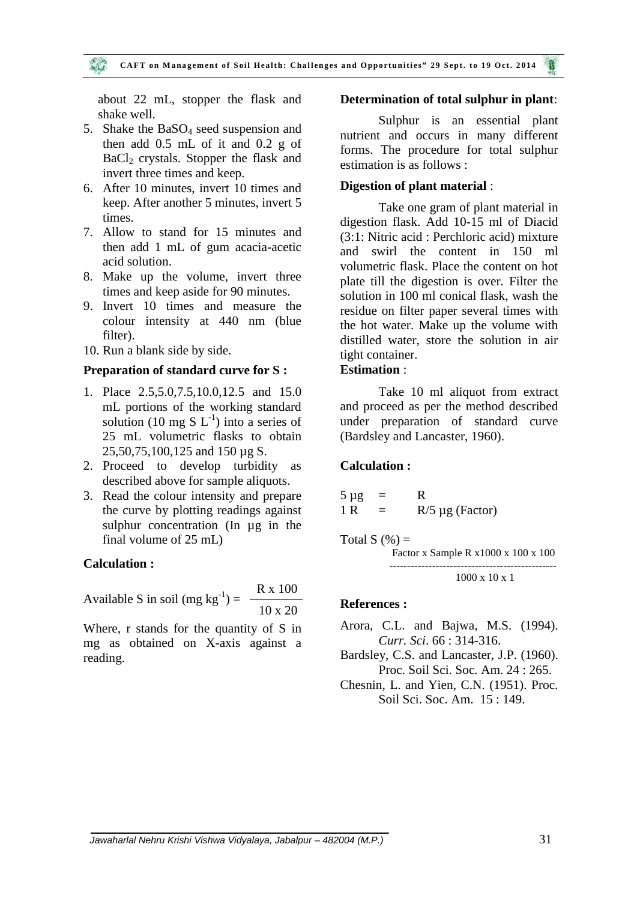about 22 mL, stopper the flask and shake well.

5. Shake the $BaSO_4$ seed suspension and then add 0.5 mL of it and 0.2 g of $BaCl_2$ crystals. Stopper the flask and invert three times and keep.
6. After 10 minutes, invert 10 times and keep. After another 5 minutes, invert 5 times.
7. Allow to stand for 15 minutes and then add 1 mL of gum acacia-acetic acid solution.
8. Make up the volume, invert three times and keep aside for 90 minutes.
9. Invert 10 times and measure the colour intensity at 440 nm (blue filter).
10. Run a blank side by side.

**Preparation of standard curve for S :**

1. Place 2.5,5.0,7.5,10.0,12.5 and 15.0 mL portions of the working standard solution (10 mg S $L^{-1}$) into a series of 25 mL volumetric flasks to obtain 25,50,75,100,125 and 150 µg S.
2. Proceed to develop turbidity as described above for sample aliquots.
3. Read the colour intensity and prepare the curve by plotting readings against sulphur concentration (In µg in the final volume of 25 mL)

**Calculation :**

$$\text{Available S in soil (mg kg}^{-1}\text{)} = \frac{R \times 100}{10 \times 20}$$

Where, r stands for the quantity of S in mg as obtained on X-axis against a reading.

**Determination of total sulphur in plant**:

Sulphur is an essential plant nutrient and occurs in many different forms. The procedure for total sulphur estimation is as follows :

**Digestion of plant material** :

Take one gram of plant material in digestion flask. Add 10-15 ml of Diacid (3:1: Nitric acid : Perchloric acid) mixture and swirl the content in 150 ml volumetric flask. Place the content on hot plate till the digestion is over. Filter the solution in 100 ml conical flask, wash the residue on filter paper several times with the hot water. Make up the volume with distilled water, store the solution in air tight container.

**Estimation** :

Take 10 ml aliquot from extract and proceed as per the method described under preparation of standard curve (Bardsley and Lancaster, 1960).

**Calculation :**

5 µg = R

1 R = R/5 µg (Factor)

$$\text{Total S (\%)} = \frac{\text{Factor} \times \text{Sample R} \times 1000 \times 100 \times 100}{1000 \times 10 \times 1}$$

**References :**

Arora, C.L. and Bajwa, M.S. (1994). *Curr. Sci*. 66 : 314-316.

Bardsley, C.S. and Lancaster, J.P. (1960). Proc. Soil Sci. Soc. Am. 24 : 265.

Chesnin, L. and Yien, C.N. (1951). Proc. Soil Sci. Soc. Am. 15 : 149.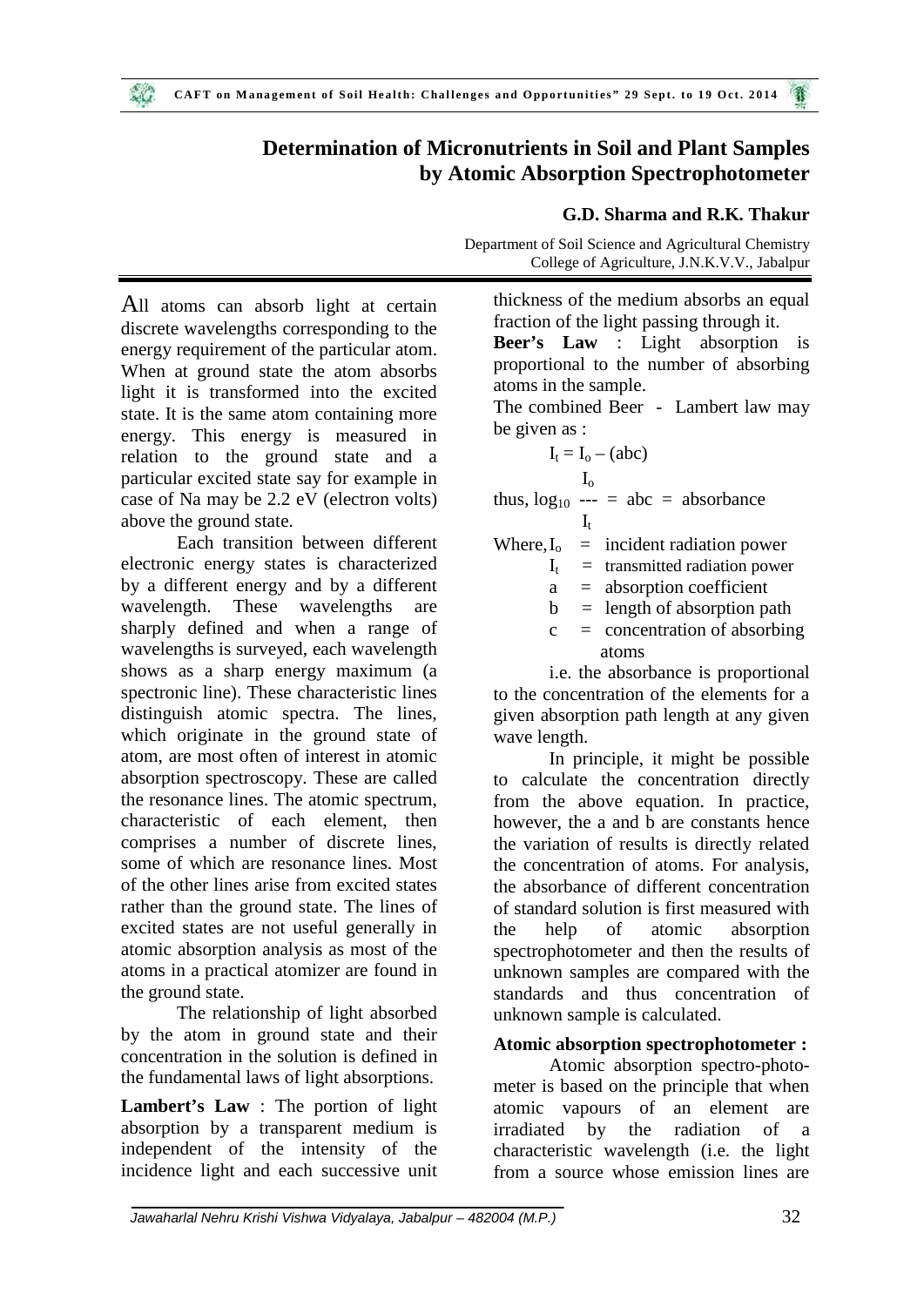# Determination of Micronutrients in Soil and Plant Samples by Atomic Absorption Spectrophotometer

**G.D. Sharma and R.K. Thakur**

Department of Soil Science and Agricultural Chemistry
College of Agriculture, J.N.K.V.V., Jabalpur

All atoms can absorb light at certain discrete wavelengths corresponding to the energy requirement of the particular atom. When at ground state the atom absorbs light it is transformed into the excited state. It is the same atom containing more energy. This energy is measured in relation to the ground state and a particular excited state say for example in case of Na may be 2.2 eV (electron volts) above the ground state.

Each transition between different electronic energy states is characterized by a different energy and by a different wavelength. These wavelengths are sharply defined and when a range of wavelengths is surveyed, each wavelength shows as a sharp energy maximum (a spectronic line). These characteristic lines distinguish atomic spectra. The lines, which originate in the ground state of atom, are most often of interest in atomic absorption spectroscopy. These are called the resonance lines. The atomic spectrum, characteristic of each element, then comprises a number of discrete lines, some of which are resonance lines. Most of the other lines arise from excited states rather than the ground state. The lines of excited states are not useful generally in atomic absorption analysis as most of the atoms in a practical atomizer are found in the ground state.

The relationship of light absorbed by the atom in ground state and their concentration in the solution is defined in the fundamental laws of light absorptions.

**Lambert's Law** : The portion of light absorption by a transparent medium is independent of the intensity of the incidence light and each successive unit thickness of the medium absorbs an equal fraction of the light passing through it.

**Beer's Law** : Light absorption is proportional to the number of absorbing atoms in the sample.

The combined Beer - Lambert law may be given as :

$$I_t = I_o - (abc)$$

$$\text{thus, } \log_{10} \frac{I_o}{I_t} = abc = \text{absorbance}$$

Where,
- $I_o$ = incident radiation power
- $I_t$ = transmitted radiation power
- $a$ = absorption coefficient
- $b$ = length of absorption path
- $c$ = concentration of absorbing atoms

i.e. the absorbance is proportional to the concentration of the elements for a given absorption path length at any given wave length.

In principle, it might be possible to calculate the concentration directly from the above equation. In practice, however, the a and b are constants hence the variation of results is directly related the concentration of atoms. For analysis, the absorbance of different concentration of standard solution is first measured with the help of atomic absorption spectrophotometer and then the results of unknown samples are compared with the standards and thus concentration of unknown sample is calculated.

**Atomic absorption spectrophotometer :**

Atomic absorption spectro-photometer is based on the principle that when atomic vapours of an element are irradiated by the radiation of a characteristic wavelength (i.e. the light from a source whose emission lines are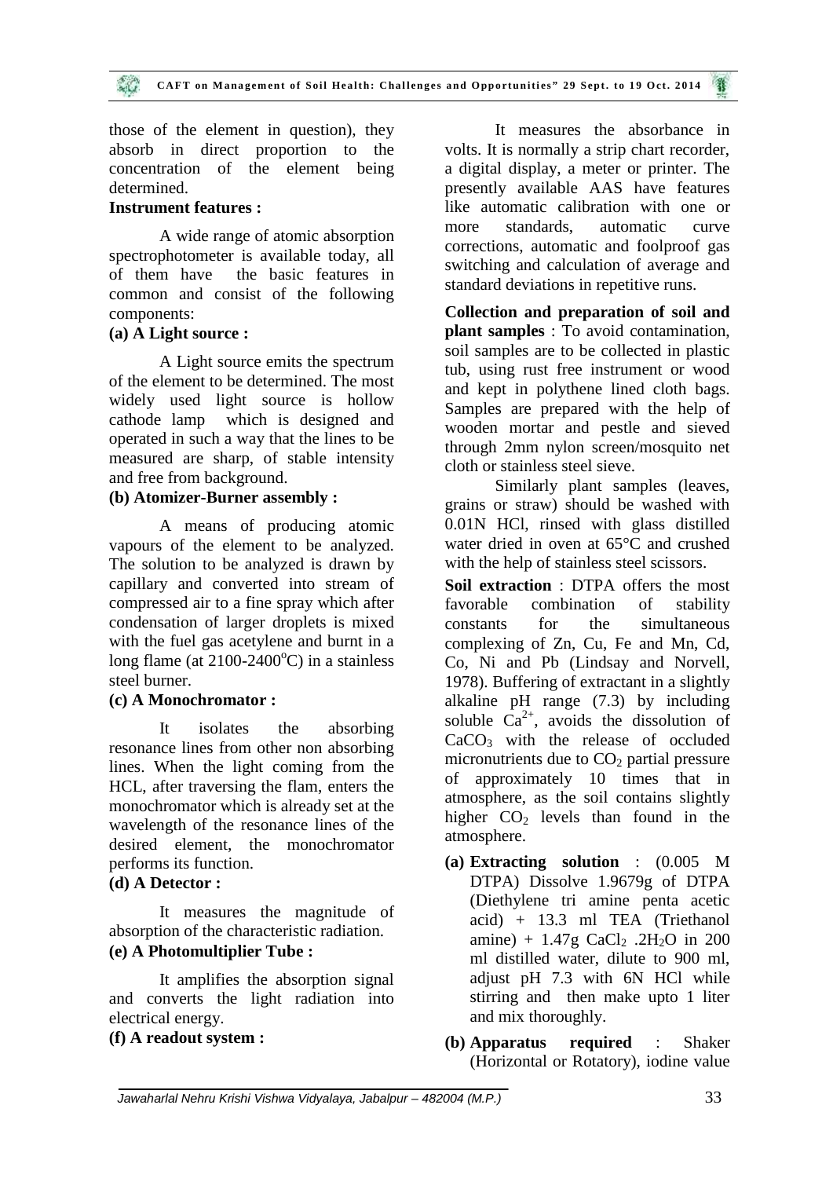those of the element in question), they absorb in direct proportion to the concentration of the element being determined.

**Instrument features :**

A wide range of atomic absorption spectrophotometer is available today, all of them have the basic features in common and consist of the following components:

**(a) A Light source :**

A Light source emits the spectrum of the element to be determined. The most widely used light source is hollow cathode lamp which is designed and operated in such a way that the lines to be measured are sharp, of stable intensity and free from background.

**(b) Atomizer-Burner assembly :**

A means of producing atomic vapours of the element to be analyzed. The solution to be analyzed is drawn by capillary and converted into stream of compressed air to a fine spray which after condensation of larger droplets is mixed with the fuel gas acetylene and burnt in a long flame (at 2100-2400$^{o}$C) in a stainless steel burner.

**(c) A Monochromator :**

It isolates the absorbing resonance lines from other non absorbing lines. When the light coming from the HCL, after traversing the flam, enters the monochromator which is already set at the wavelength of the resonance lines of the desired element, the monochromator performs its function.

**(d) A Detector :**

It measures the magnitude of absorption of the characteristic radiation.

**(e) A Photomultiplier Tube :**

It amplifies the absorption signal and converts the light radiation into electrical energy.

**(f) A readout system :**

It measures the absorbance in volts. It is normally a strip chart recorder, a digital display, a meter or printer. The presently available AAS have features like automatic calibration with one or more standards, automatic curve corrections, automatic and foolproof gas switching and calculation of average and standard deviations in repetitive runs.

**Collection and preparation of soil and plant samples** : To avoid contamination, soil samples are to be collected in plastic tub, using rust free instrument or wood and kept in polythene lined cloth bags. Samples are prepared with the help of wooden mortar and pestle and sieved through 2mm nylon screen/mosquito net cloth or stainless steel sieve.

Similarly plant samples (leaves, grains or straw) should be washed with 0.01N HCl, rinsed with glass distilled water dried in oven at 65°C and crushed with the help of stainless steel scissors.

**Soil extraction** : DTPA offers the most favorable combination of stability constants for the simultaneous complexing of Zn, Cu, Fe and Mn, Cd, Co, Ni and Pb (Lindsay and Norvell, 1978). Buffering of extractant in a slightly alkaline pH range (7.3) by including soluble $Ca^{2+}$, avoids the dissolution of $CaCO_3$ with the release of occluded micronutrients due to $CO_2$ partial pressure of approximately 10 times that in atmosphere, as the soil contains slightly higher $CO_2$ levels than found in the atmosphere.

- **(a) Extracting solution** : (0.005 M DTPA) Dissolve 1.9679g of DTPA (Diethylene tri amine penta acetic acid) + 13.3 ml TEA (Triethanol amine) + 1.47g $CaCl_2 .2H_2O$ in 200 ml distilled water, dilute to 900 ml, adjust pH 7.3 with 6N HCl while stirring and then make upto 1 liter and mix thoroughly.
- **(b) Apparatus required** : Shaker (Horizontal or Rotatory), iodine value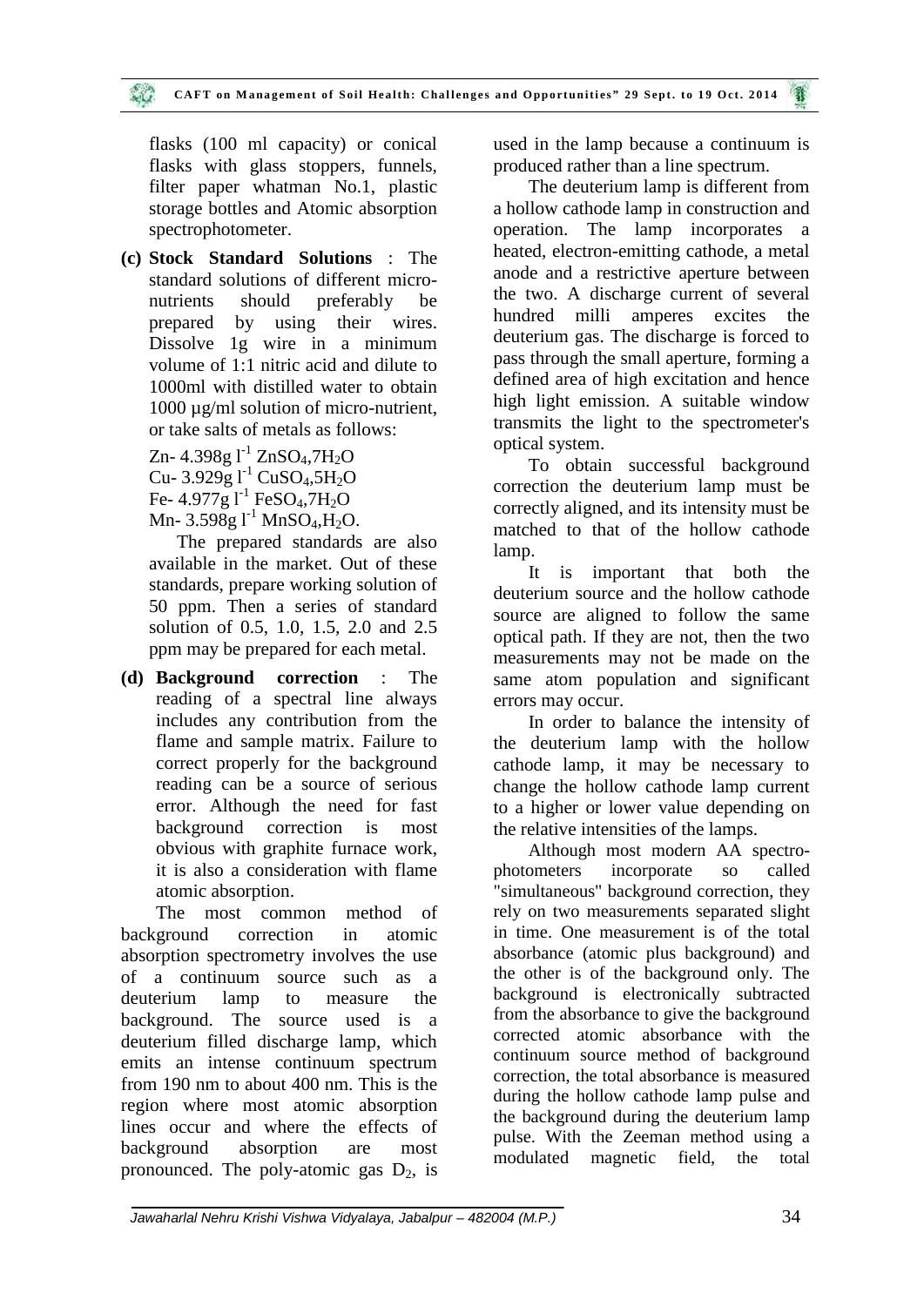flasks (100 ml capacity) or conical flasks with glass stoppers, funnels, filter paper whatman No.1, plastic storage bottles and Atomic absorption spectrophotometer.

**(c) Stock Standard Solutions** : The standard solutions of different micro-nutrients should preferably be prepared by using their wires. Dissolve 1g wire in a minimum volume of 1:1 nitric acid and dilute to 1000ml with distilled water to obtain 1000 µg/ml solution of micro-nutrient, or take salts of metals as follows:

Zn- 4.398g $l^{-1}$ $ZnSO_4$,$7H_2O$
Cu- 3.929g $l^{-1}$ $CuSO_4$,$5H_2O$
Fe- 4.977g $l^{-1}$ $FeSO_4$,$7H_2O$
Mn- 3.598g $l^{-1}$ $MnSO_4$,$H_2O$.

The prepared standards are also available in the market. Out of these standards, prepare working solution of 50 ppm. Then a series of standard solution of 0.5, 1.0, 1.5, 2.0 and 2.5 ppm may be prepared for each metal.

**(d) Background correction** : The reading of a spectral line always includes any contribution from the flame and sample matrix. Failure to correct properly for the background reading can be a source of serious error. Although the need for fast background correction is most obvious with graphite furnace work, it is also a consideration with flame atomic absorption.

The most common method of background correction in atomic absorption spectrometry involves the use of a continuum source such as a deuterium lamp to measure the background. The source used is a deuterium filled discharge lamp, which emits an intense continuum spectrum from 190 nm to about 400 nm. This is the region where most atomic absorption lines occur and where the effects of background absorption are most pronounced. The poly-atomic gas $D_2$, is used in the lamp because a continuum is produced rather than a line spectrum.

The deuterium lamp is different from a hollow cathode lamp in construction and operation. The lamp incorporates a heated, electron-emitting cathode, a metal anode and a restrictive aperture between the two. A discharge current of several hundred milli amperes excites the deuterium gas. The discharge is forced to pass through the small aperture, forming a defined area of high excitation and hence high light emission. A suitable window transmits the light to the spectrometer's optical system.

To obtain successful background correction the deuterium lamp must be correctly aligned, and its intensity must be matched to that of the hollow cathode lamp.

It is important that both the deuterium source and the hollow cathode source are aligned to follow the same optical path. If they are not, then the two measurements may not be made on the same atom population and significant errors may occur.

In order to balance the intensity of the deuterium lamp with the hollow cathode lamp, it may be necessary to change the hollow cathode lamp current to a higher or lower value depending on the relative intensities of the lamps.

Although most modern AA spectro-photometers incorporate so called "simultaneous" background correction, they rely on two measurements separated slight in time. One measurement is of the total absorbance (atomic plus background) and the other is of the background only. The background is electronically subtracted from the absorbance to give the background corrected atomic absorbance with the continuum source method of background correction, the total absorbance is measured during the hollow cathode lamp pulse and the background during the deuterium lamp pulse. With the Zeeman method using a modulated magnetic field, the total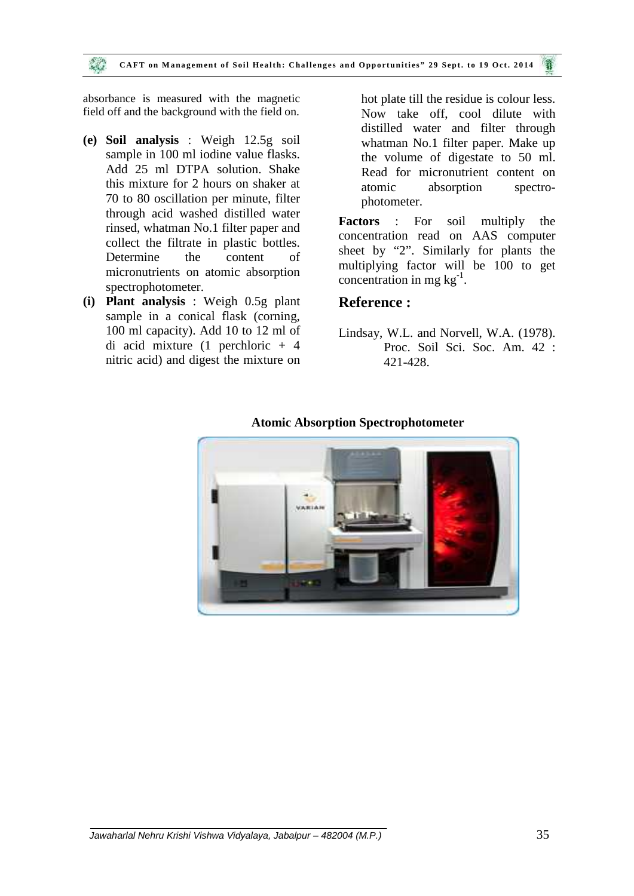absorbance is measured with the magnetic field off and the background with the field on.

**(e) Soil analysis** : Weigh 12.5g soil sample in 100 ml iodine value flasks. Add 25 ml DTPA solution. Shake this mixture for 2 hours on shaker at 70 to 80 oscillation per minute, filter through acid washed distilled water rinsed, whatman No.1 filter paper and collect the filtrate in plastic bottles. Determine the content of micronutrients on atomic absorption spectrophotometer.

**(i) Plant analysis** : Weigh 0.5g plant sample in a conical flask (corning, 100 ml capacity). Add 10 to 12 ml of di acid mixture (1 perchloric + 4 nitric acid) and digest the mixture on hot plate till the residue is colour less. Now take off, cool dilute with distilled water and filter through whatman No.1 filter paper. Make up the volume of digestate to 50 ml. Read for micronutrient content on atomic absorption spectro-photometer.

**Factors** : For soil multiply the concentration read on AAS computer sheet by "2". Similarly for plants the multiplying factor will be 100 to get concentration in mg $kg^{-1}$.

## Reference :

Lindsay, W.L. and Norvell, W.A. (1978). Proc. Soil Sci. Soc. Am. 42 : 421-428.

**Atomic Absorption Spectrophotometer**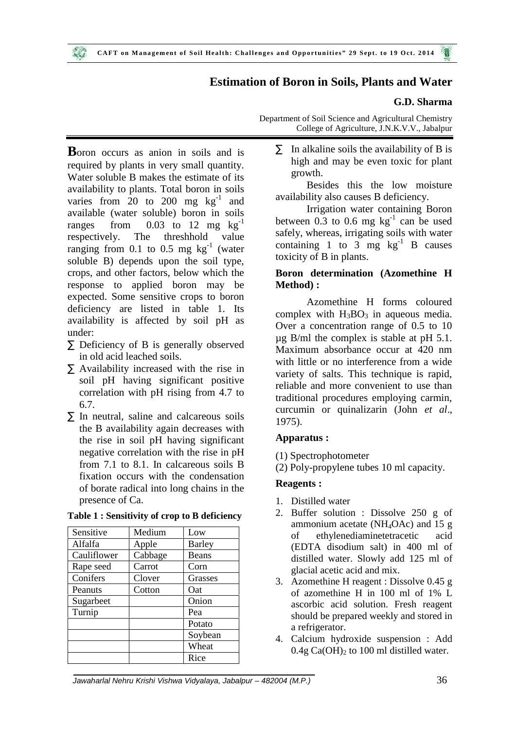# Estimation of Boron in Soils, Plants and Water

**G.D. Sharma**

Department of Soil Science and Agricultural Chemistry
College of Agriculture, J.N.K.V.V., Jabalpur

**B**oron occurs as anion in soils and is required by plants in very small quantity. Water soluble B makes the estimate of its availability to plants. Total boron in soils varies from 20 to 200 mg $kg^{-1}$ and available (water soluble) boron in soils ranges from 0.03 to 12 mg $kg^{-1}$ respectively. The threshhold value ranging from 0.1 to 0.5 mg $kg^{-1}$ (water soluble B) depends upon the soil type, crops, and other factors, below which the response to applied boron may be expected. Some sensitive crops to boron deficiency are listed in table 1. Its availability is affected by soil pH as under:

- Deficiency of B is generally observed in old acid leached soils.
- Availability increased with the rise in soil pH having significant positive correlation with pH rising from 4.7 to 6.7.
- In neutral, saline and calcareous soils the B availability again decreases with the rise in soil pH having significant negative correlation with the rise in pH from 7.1 to 8.1. In calcareous soils B fixation occurs with the condensation of borate radical into long chains in the presence of Ca.

**Table 1 : Sensitivity of crop to B deficiency**

| Sensitive | Medium | Low |
|---|---|---|
| Alfalfa | Apple | Barley |
| Cauliflower | Cabbage | Beans |
| Rape seed | Carrot | Corn |
| Conifers | Clover | Grasses |
| Peanuts | Cotton | Oat |
| Sugarbeet | | Onion |
| Turnip | | Pea |
| | | Potato |
| | | Soybean |
| | | Wheat |
| | | Rice |

- In alkaline soils the availability of B is high and may be even toxic for plant growth.

Besides this the low moisture availability also causes B deficiency.

Irrigation water containing Boron between 0.3 to 0.6 mg $kg^{-1}$ can be used safely, whereas, irrigating soils with water containing 1 to 3 mg $kg^{-1}$ B causes toxicity of B in plants.

### Boron determination (Azomethine H Method) :

Azomethine H forms coloured complex with $H_3BO_3$ in aqueous media. Over a concentration range of 0.5 to 10 µg B/ml the complex is stable at pH 5.1. Maximum absorbance occur at 420 nm with little or no interference from a wide variety of salts. This technique is rapid, reliable and more convenient to use than traditional procedures employing carmin, curcumin or quinalizarin (John *et al*., 1975).

### Apparatus :

(1) Spectrophotometer
(2) Poly-propylene tubes 10 ml capacity.

### Reagents :

1. Distilled water
2. Buffer solution : Dissolve 250 g of ammonium acetate ($NH_4OAc$) and 15 g of ethylenediaminetetracetic acid (EDTA disodium salt) in 400 ml of distilled water. Slowly add 125 ml of glacial acetic acid and mix.
3. Azomethine H reagent : Dissolve 0.45 g of azomethine H in 100 ml of 1% L ascorbic acid solution. Fresh reagent should be prepared weekly and stored in a refrigerator.
4. Calcium hydroxide suspension : Add 0.4g $Ca(OH)_2$ to 100 ml distilled water.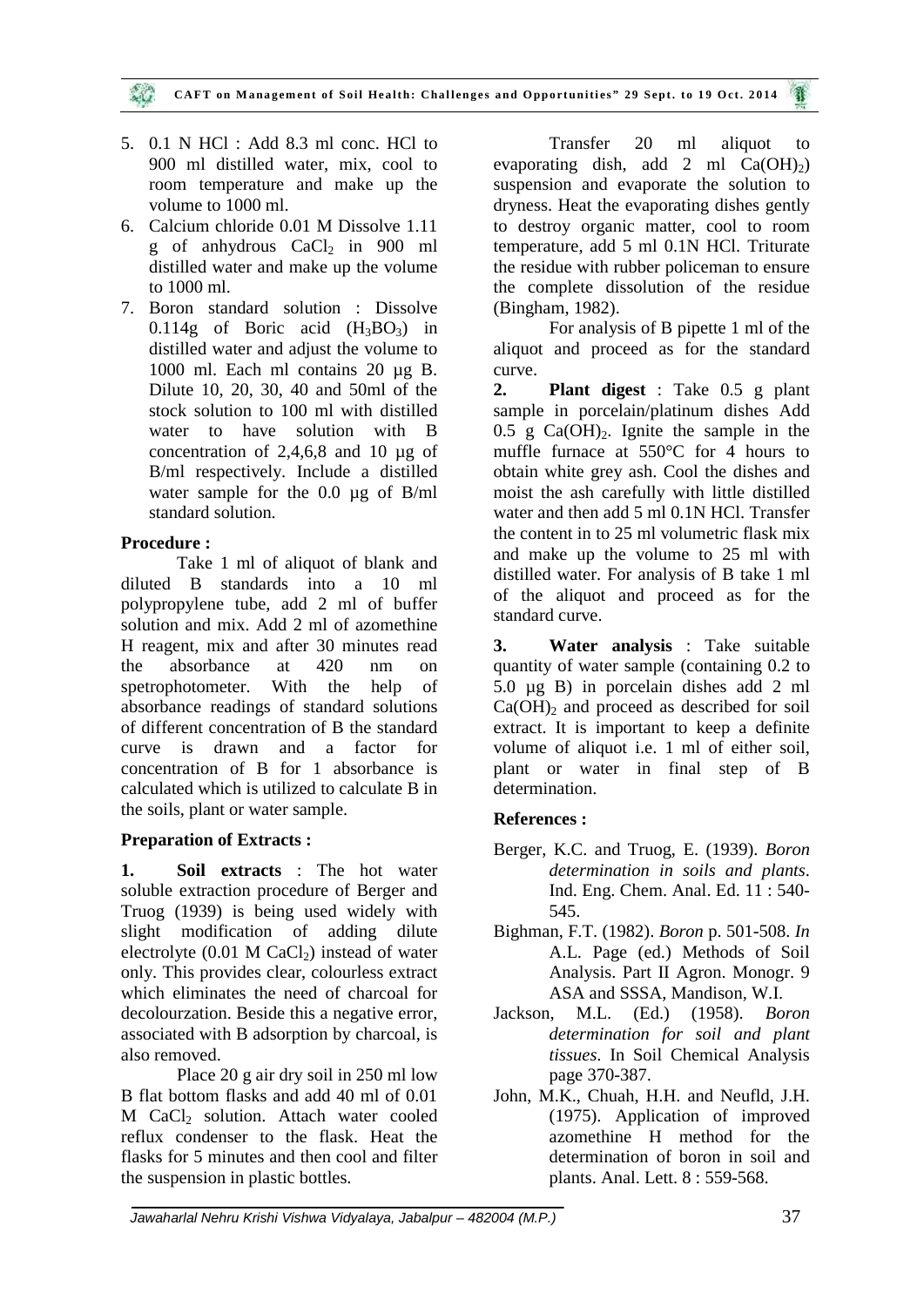5. 0.1 N HCl : Add 8.3 ml conc. HCl to 900 ml distilled water, mix, cool to room temperature and make up the volume to 1000 ml.
6. Calcium chloride 0.01 M Dissolve 1.11 g of anhydrous $CaCl_2$ in 900 ml distilled water and make up the volume to 1000 ml.
7. Boron standard solution : Dissolve 0.114g of Boric acid ($H_3BO_3$) in distilled water and adjust the volume to 1000 ml. Each ml contains 20 µg B. Dilute 10, 20, 30, 40 and 50ml of the stock solution to 100 ml with distilled water to have solution with B concentration of 2,4,6,8 and 10 µg of B/ml respectively. Include a distilled water sample for the 0.0 µg of B/ml standard solution.

**Procedure :**

Take 1 ml of aliquot of blank and diluted B standards into a 10 ml polypropylene tube, add 2 ml of buffer solution and mix. Add 2 ml of azomethine H reagent, mix and after 30 minutes read the absorbance at 420 nm on spetrophotometer. With the help of absorbance readings of standard solutions of different concentration of B the standard curve is drawn and a factor for concentration of B for 1 absorbance is calculated which is utilized to calculate B in the soils, plant or water sample.

**Preparation of Extracts :**

**1. Soil extracts** : The hot water soluble extraction procedure of Berger and Truog (1939) is being used widely with slight modification of adding dilute electrolyte (0.01 M $CaCl_2$) instead of water only. This provides clear, colourless extract which eliminates the need of charcoal for decolourzation. Beside this a negative error, associated with B adsorption by charcoal, is also removed.

Place 20 g air dry soil in 250 ml low B flat bottom flasks and add 40 ml of 0.01 M $CaCl_2$ solution. Attach water cooled reflux condenser to the flask. Heat the flasks for 5 minutes and then cool and filter the suspension in plastic bottles.

Transfer 20 ml aliquot to evaporating dish, add 2 ml $Ca(OH)_2$) suspension and evaporate the solution to dryness. Heat the evaporating dishes gently to destroy organic matter, cool to room temperature, add 5 ml 0.1N HCl. Triturate the residue with rubber policeman to ensure the complete dissolution of the residue (Bingham, 1982).

For analysis of B pipette 1 ml of the aliquot and proceed as for the standard curve.

**2. Plant digest** : Take 0.5 g plant sample in porcelain/platinum dishes Add 0.5 g $Ca(OH)_2$. Ignite the sample in the muffle furnace at 550°C for 4 hours to obtain white grey ash. Cool the dishes and moist the ash carefully with little distilled water and then add 5 ml 0.1N HCl. Transfer the content in to 25 ml volumetric flask mix and make up the volume to 25 ml with distilled water. For analysis of B take 1 ml of the aliquot and proceed as for the standard curve.

**3. Water analysis** : Take suitable quantity of water sample (containing 0.2 to 5.0 µg B) in porcelain dishes add 2 ml $Ca(OH)_2$ and proceed as described for soil extract. It is important to keep a definite volume of aliquot i.e. 1 ml of either soil, plant or water in final step of B determination.

**References :**

Berger, K.C. and Truog, E. (1939). *Boron determination in soils and plants*. Ind. Eng. Chem. Anal. Ed. 11 : 540-545.

Bighman, F.T. (1982). *Boron* p. 501-508. *In* A.L. Page (ed.) Methods of Soil Analysis. Part II Agron. Monogr. 9 ASA and SSSA, Mandison, W.I.

Jackson, M.L. (Ed.) (1958). *Boron determination for soil and plant tissues*. In Soil Chemical Analysis page 370-387.

John, M.K., Chuah, H.H. and Neufld, J.H. (1975). Application of improved azomethine H method for the determination of boron in soil and plants. Anal. Lett. 8 : 559-568.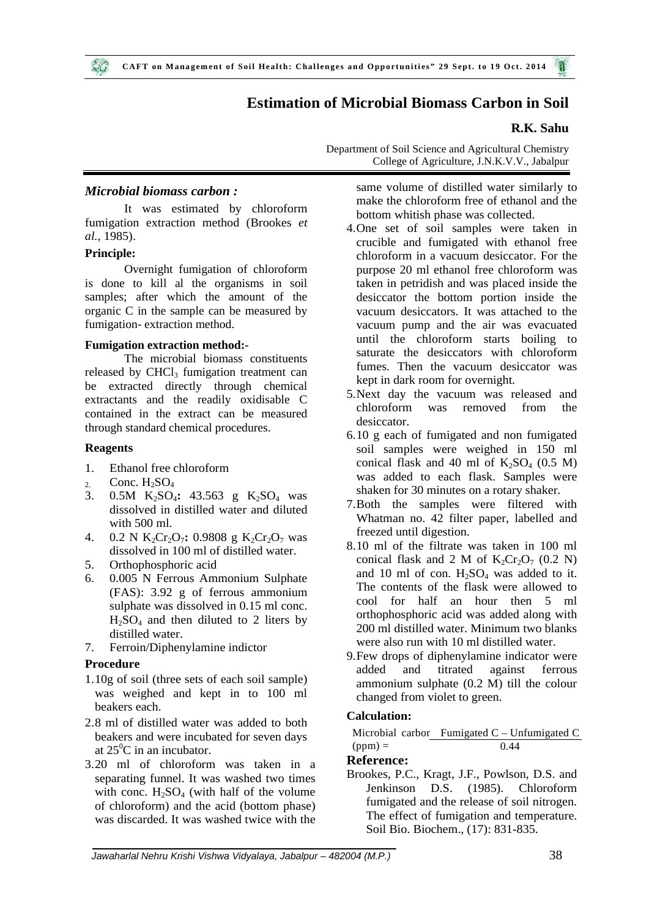# Estimation of Microbial Biomass Carbon in Soil

**R.K. Sahu**

Department of Soil Science and Agricultural Chemistry
College of Agriculture, J.N.K.V.V., Jabalpur

## *Microbial biomass carbon :*

It was estimated by chloroform fumigation extraction method (Brookes *et al.*, 1985).

### Principle:

Overnight fumigation of chloroform is done to kill al the organisms in soil samples; after which the amount of the organic C in the sample can be measured by fumigation- extraction method.

### Fumigation extraction method:-

The microbial biomass constituents released by $CHCl_3$ fumigation treatment can be extracted directly through chemical extractants and the readily oxidisable C contained in the extract can be measured through standard chemical procedures.

### Reagents

1. Ethanol free chloroform
2. Conc. $H_2SO_4$
3. 0.5M $K_2SO_4$**:** 43.563 g $K_2SO_4$ was dissolved in distilled water and diluted with 500 ml.
4. 0.2 N $K_2Cr_2O_7$**:** 0.9808 g $K_2Cr_2O_7$ was dissolved in 100 ml of distilled water.
5. Orthophosphoric acid
6. 0.005 N Ferrous Ammonium Sulphate (FAS): 3.92 g of ferrous ammonium sulphate was dissolved in 0.15 ml conc. $H_2SO_4$ and then diluted to 2 liters by distilled water.
7. Ferroin/Diphenylamine indictor

### Procedure

1. 10g of soil (three sets of each soil sample) was weighed and kept in to 100 ml beakers each.
2. 8 ml of distilled water was added to both beakers and were incubated for seven days at 25$^0$C in an incubator.
3. 20 ml of chloroform was taken in a separating funnel. It was washed two times with conc. $H_2SO_4$ (with half of the volume of chloroform) and the acid (bottom phase) was discarded. It was washed twice with the same volume of distilled water similarly to make the chloroform free of ethanol and the bottom whitish phase was collected.
4. One set of soil samples were taken in crucible and fumigated with ethanol free chloroform in a vacuum desiccator. For the purpose 20 ml ethanol free chloroform was taken in petridish and was placed inside the desiccator the bottom portion inside the vacuum desiccators. It was attached to the vacuum pump and the air was evacuated until the chloroform starts boiling to saturate the desiccators with chloroform fumes. Then the vacuum desiccator was kept in dark room for overnight.
5. Next day the vacuum was released and chloroform was removed from the desiccator.
6. 10 g each of fumigated and non fumigated soil samples were weighed in 150 ml conical flask and 40 ml of $K_2SO_4$ (0.5 M) was added to each flask. Samples were shaken for 30 minutes on a rotary shaker.
7. Both the samples were filtered with Whatman no. 42 filter paper, labelled and freezed until digestion.
8. 10 ml of the filtrate was taken in 100 ml conical flask and 2 M of $K_2Cr_2O_7$ (0.2 N) and 10 ml of con. $H_2SO_4$ was added to it. The contents of the flask were allowed to cool for half an hour then 5 ml orthophosphoric acid was added along with 200 ml distilled water. Minimum two blanks were also run with 10 ml distilled water.
9. Few drops of diphenylamine indicator were added and titrated against ferrous ammonium sulphate (0.2 M) till the colour changed from violet to green.

### Calculation:

$$\text{Microbial carbon (ppm)} = \frac{\text{Fumigated C} - \text{Unfumigated C}}{0.44}$$

### Reference:

Brookes, P.C., Kragt, J.F., Powlson, D.S. and Jenkinson D.S. (1985). Chloroform fumigated and the release of soil nitrogen. The effect of fumigation and temperature. Soil Bio. Biochem., (17): 831-835.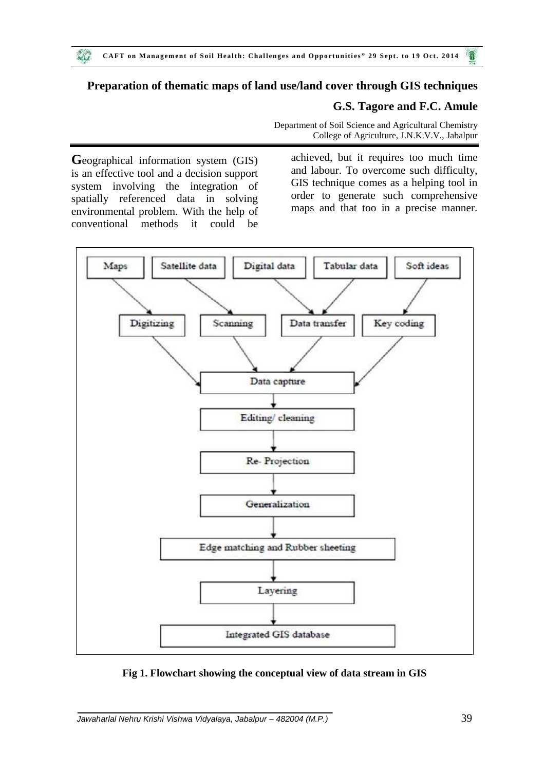# Preparation of thematic maps of land use/land cover through GIS techniques

**G.S. Tagore and F.C. Amule**

Department of Soil Science and Agricultural Chemistry
College of Agriculture, J.N.K.V.V., Jabalpur

**G**eographical information system (GIS) is an effective tool and a decision support system involving the integration of spatially referenced data in solving environmental problem. With the help of conventional methods it could be achieved, but it requires too much time and labour. To overcome such difficulty, GIS technique comes as a helping tool in order to generate such comprehensive maps and that too in a precise manner.

```
Maps → Digitizing
Satellite data → Scanning
Digital data → Data transfer
Tabular data → Data transfer
Soft ideas → Key coding

Digitizing, Scanning, Data transfer, Key coding → Data capture
Data capture
  ↓
Editing/ cleaning
  ↓
Re- Projection
  ↓
Generalization
  ↓
Edge matching and Rubber sheeting
  ↓
Layering
  ↓
Integrated GIS database
```

**Fig 1. Flowchart showing the conceptual view of data stream in GIS**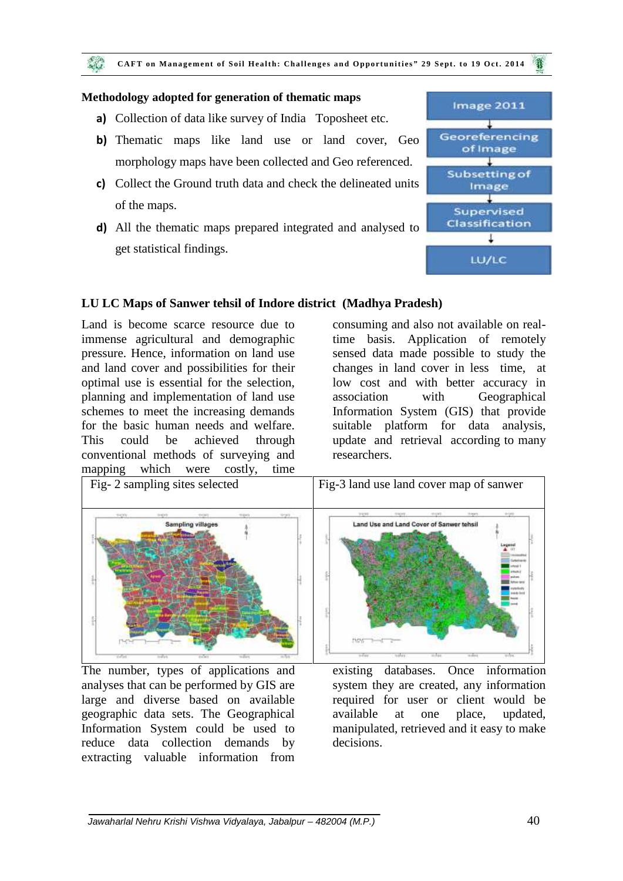**Methodology adopted for generation of thematic maps**

a) Collection of data like survey of India Toposheet etc.

b) Thematic maps like land use or land cover, Geo morphology maps have been collected and Geo referenced.

c) Collect the Ground truth data and check the delineated units of the maps.

d) All the thematic maps prepared integrated and analysed to get statistical findings.

Image 2011 → Georeferencing of Image → Subsetting of Image → Supervised Classification → LU/LC

**LU LC Maps of Sanwer tehsil of Indore district (Madhya Pradesh)**

Land is become scarce resource due to immense agricultural and demographic pressure. Hence, information on land use and land cover and possibilities for their optimal use is essential for the selection, planning and implementation of land use schemes to meet the increasing demands for the basic human needs and welfare. This could be achieved through conventional methods of surveying and mapping which were costly, time consuming and also not available on real-time basis. Application of remotely sensed data made possible to study the changes in land cover in less time, at low cost and with better accuracy in association with Geographical Information System (GIS) that provide suitable platform for data analysis, update and retrieval according to many researchers.

| Fig- 2 sampling sites selected | Fig-3 land use land cover map of sanwer |
|---|---|

The number, types of applications and analyses that can be performed by GIS are large and diverse based on available geographic data sets. The Geographical Information System could be used to reduce data collection demands by extracting valuable information from existing databases. Once information system they are created, any information required for user or client would be available at one place, updated, manipulated, retrieved and it easy to make decisions.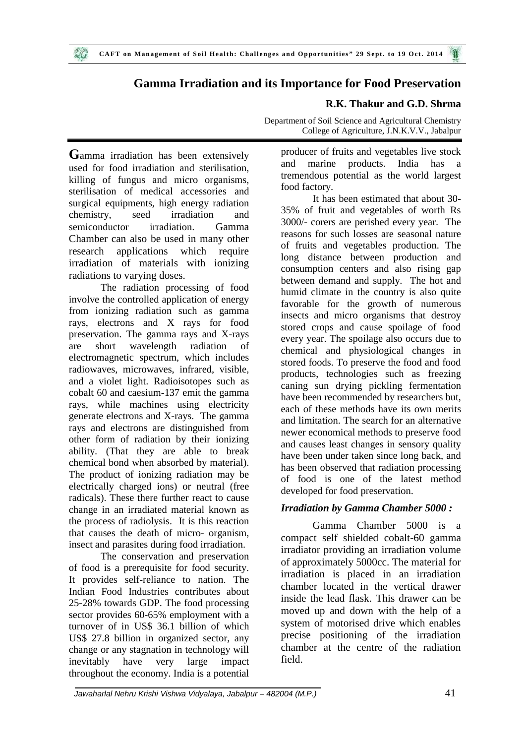# Gamma Irradiation and its Importance for Food Preservation

**R.K. Thakur and G.D. Shrma**

Department of Soil Science and Agricultural Chemistry
College of Agriculture, J.N.K.V.V., Jabalpur

**G**amma irradiation has been extensively used for food irradiation and sterilisation, killing of fungus and micro organisms, sterilisation of medical accessories and surgical equipments, high energy radiation chemistry, seed irradiation and semiconductor irradiation. Gamma Chamber can also be used in many other research applications which require irradiation of materials with ionizing radiations to varying doses.

The radiation processing of food involve the controlled application of energy from ionizing radiation such as gamma rays, electrons and X rays for food preservation. The gamma rays and X-rays are short wavelength radiation of electromagnetic spectrum, which includes radiowaves, microwaves, infrared, visible, and a violet light. Radioisotopes such as cobalt 60 and caesium-137 emit the gamma rays, while machines using electricity generate electrons and X-rays. The gamma rays and electrons are distinguished from other form of radiation by their ionizing ability. (That they are able to break chemical bond when absorbed by material). The product of ionizing radiation may be electrically charged ions) or neutral (free radicals). These there further react to cause change in an irradiated material known as the process of radiolysis. It is this reaction that causes the death of micro- organism, insect and parasites during food irradiation.

The conservation and preservation of food is a prerequisite for food security. It provides self-reliance to nation. The Indian Food Industries contributes about 25-28% towards GDP. The food processing sector provides 60-65% employment with a turnover of in US$ 36.1 billion of which US$ 27.8 billion in organized sector, any change or any stagnation in technology will inevitably have very large impact throughout the economy. India is a potential producer of fruits and vegetables live stock and marine products. India has a tremendous potential as the world largest food factory.

It has been estimated that about 30-35% of fruit and vegetables of worth Rs 3000/- corers are perished every year. The reasons for such losses are seasonal nature of fruits and vegetables production. The long distance between production and consumption centers and also rising gap between demand and supply. The hot and humid climate in the country is also quite favorable for the growth of numerous insects and micro organisms that destroy stored crops and cause spoilage of food every year. The spoilage also occurs due to chemical and physiological changes in stored foods. To preserve the food and food products, technologies such as freezing caning sun drying pickling fermentation have been recommended by researchers but, each of these methods have its own merits and limitation. The search for an alternative newer economical methods to preserve food and causes least changes in sensory quality have been under taken since long back, and has been observed that radiation processing of food is one of the latest method developed for food preservation.

### *Irradiation by Gamma Chamber 5000 :*

Gamma Chamber 5000 is a compact self shielded cobalt-60 gamma irradiator providing an irradiation volume of approximately 5000cc. The material for irradiation is placed in an irradiation chamber located in the vertical drawer inside the lead flask. This drawer can be moved up and down with the help of a system of motorised drive which enables precise positioning of the irradiation chamber at the centre of the radiation field.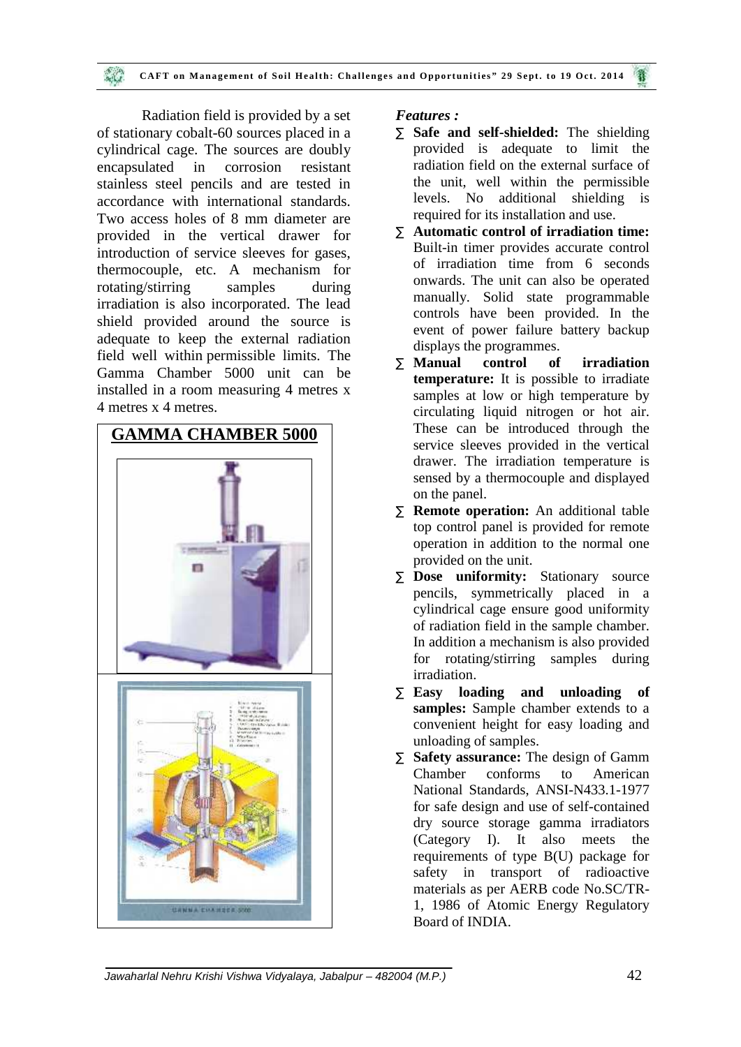Radiation field is provided by a set of stationary cobalt-60 sources placed in a cylindrical cage. The sources are doubly encapsulated in corrosion resistant stainless steel pencils and are tested in accordance with international standards. Two access holes of 8 mm diameter are provided in the vertical drawer for introduction of service sleeves for gases, thermocouple, etc. A mechanism for rotating/stirring samples during irradiation is also incorporated. The lead shield provided around the source is adequate to keep the external radiation field well within permissible limits. The Gamma Chamber 5000 unit can be installed in a room measuring 4 metres x 4 metres x 4 metres.

**GAMMA CHAMBER 5000**

*Features :*

- **Safe and self-shielded:** The shielding provided is adequate to limit the radiation field on the external surface of the unit, well within the permissible levels. No additional shielding is required for its installation and use.
- **Automatic control of irradiation time:** Built-in timer provides accurate control of irradiation time from 6 seconds onwards. The unit can also be operated manually. Solid state programmable controls have been provided. In the event of power failure battery backup displays the programmes.
- **Manual control of irradiation temperature:** It is possible to irradiate samples at low or high temperature by circulating liquid nitrogen or hot air. These can be introduced through the service sleeves provided in the vertical drawer. The irradiation temperature is sensed by a thermocouple and displayed on the panel.
- **Remote operation:** An additional table top control panel is provided for remote operation in addition to the normal one provided on the unit.
- **Dose uniformity:** Stationary source pencils, symmetrically placed in a cylindrical cage ensure good uniformity of radiation field in the sample chamber. In addition a mechanism is also provided for rotating/stirring samples during irradiation.
- **Easy loading and unloading of samples:** Sample chamber extends to a convenient height for easy loading and unloading of samples.
- **Safety assurance:** The design of Gamm Chamber conforms to American National Standards, ANSI-N433.1-1977 for safe design and use of self-contained dry source storage gamma irradiators (Category I). It also meets the requirements of type B(U) package for safety in transport of radioactive materials as per AERB code No.SC/TR-1, 1986 of Atomic Energy Regulatory Board of INDIA.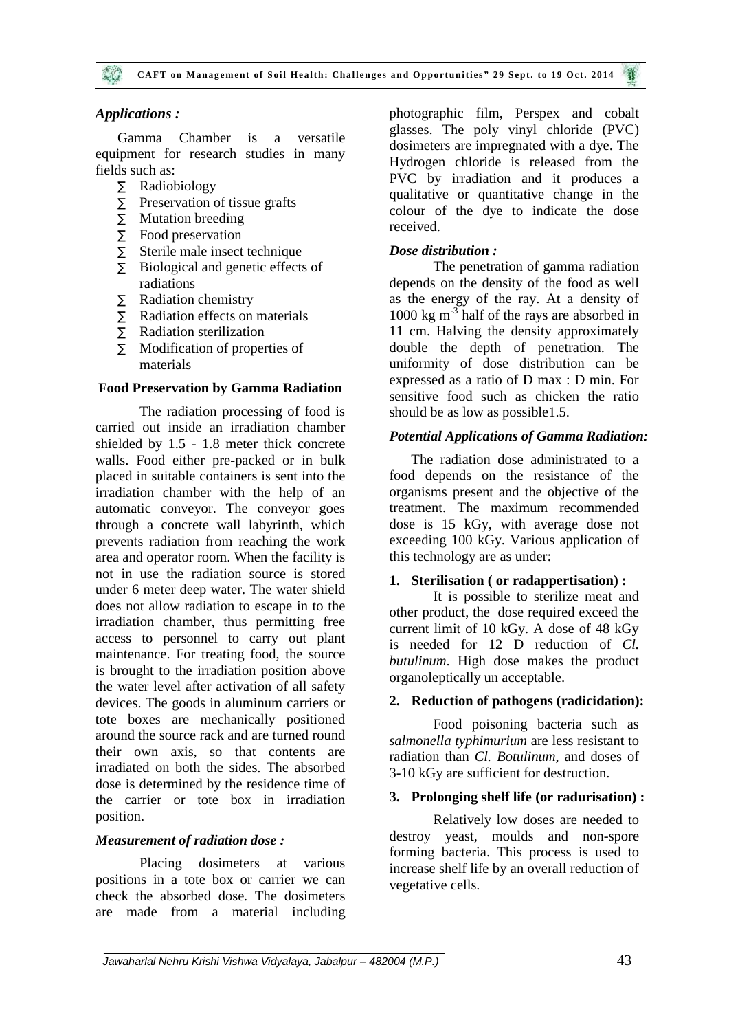### *Applications :*

Gamma Chamber is a versatile equipment for research studies in many fields such as:

- Radiobiology
- Preservation of tissue grafts
- Mutation breeding
- Food preservation
- Sterile male insect technique
- Biological and genetic effects of radiations
- Radiation chemistry
- Radiation effects on materials
- Radiation sterilization
- Modification of properties of materials

### Food Preservation by Gamma Radiation

The radiation processing of food is carried out inside an irradiation chamber shielded by 1.5 - 1.8 meter thick concrete walls. Food either pre-packed or in bulk placed in suitable containers is sent into the irradiation chamber with the help of an automatic conveyor. The conveyor goes through a concrete wall labyrinth, which prevents radiation from reaching the work area and operator room. When the facility is not in use the radiation source is stored under 6 meter deep water. The water shield does not allow radiation to escape in to the irradiation chamber, thus permitting free access to personnel to carry out plant maintenance. For treating food, the source is brought to the irradiation position above the water level after activation of all safety devices. The goods in aluminum carriers or tote boxes are mechanically positioned around the source rack and are turned round their own axis, so that contents are irradiated on both the sides. The absorbed dose is determined by the residence time of the carrier or tote box in irradiation position.

### *Measurement of radiation dose :*

Placing dosimeters at various positions in a tote box or carrier we can check the absorbed dose. The dosimeters are made from a material including photographic film, Perspex and cobalt glasses. The poly vinyl chloride (PVC) dosimeters are impregnated with a dye. The Hydrogen chloride is released from the PVC by irradiation and it produces a qualitative or quantitative change in the colour of the dye to indicate the dose received.

### *Dose distribution :*

The penetration of gamma radiation depends on the density of the food as well as the energy of the ray. At a density of 1000 kg $m^{-3}$ half of the rays are absorbed in 11 cm. Halving the density approximately double the depth of penetration. The uniformity of dose distribution can be expressed as a ratio of D max : D min. For sensitive food such as chicken the ratio should be as low as possible1.5.

### *Potential Applications of Gamma Radiation:*

The radiation dose administrated to a food depends on the resistance of the organisms present and the objective of the treatment. The maximum recommended dose is 15 kGy, with average dose not exceeding 100 kGy. Various application of this technology are as under:

**1. Sterilisation ( or radappertisation) :**

It is possible to sterilize meat and other product, the dose required exceed the current limit of 10 kGy. A dose of 48 kGy is needed for 12 D reduction of *Cl. butulinum*. High dose makes the product organoleptically un acceptable.

**2. Reduction of pathogens (radicidation):**

Food poisoning bacteria such as *salmonella typhimurium* are less resistant to radiation than *Cl. Botulinum*, and doses of 3-10 kGy are sufficient for destruction.

**3. Prolonging shelf life (or radurisation) :**

Relatively low doses are needed to destroy yeast, moulds and non-spore forming bacteria. This process is used to increase shelf life by an overall reduction of vegetative cells.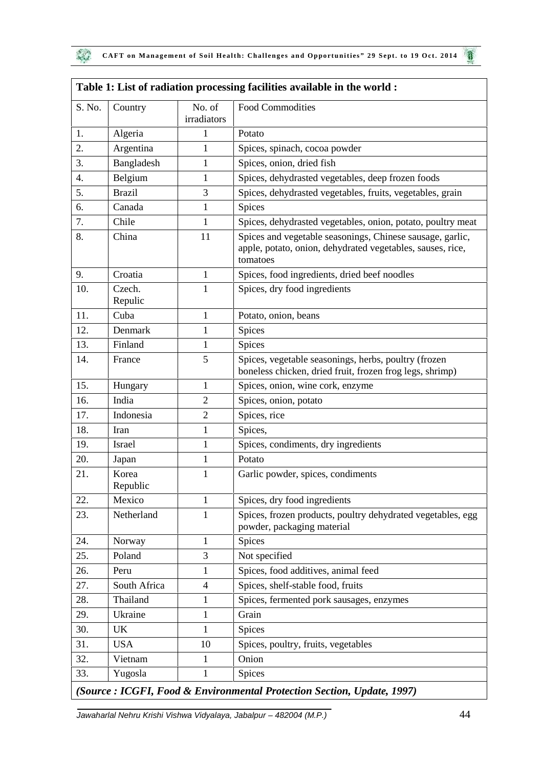**Table 1: List of radiation processing facilities available in the world :**

| S. No. | Country | No. of irradiators | Food Commodities |
|---|---|---|---|
| 1. | Algeria | 1 | Potato |
| 2. | Argentina | 1 | Spices, spinach, cocoa powder |
| 3. | Bangladesh | 1 | Spices, onion, dried fish |
| 4. | Belgium | 1 | Spices, dehydrasted vegetables, deep frozen foods |
| 5. | Brazil | 3 | Spices, dehydrasted vegetables, fruits, vegetables, grain |
| 6. | Canada | 1 | Spices |
| 7. | Chile | 1 | Spices, dehydrasted vegetables, onion, potato, poultry meat |
| 8. | China | 11 | Spices and vegetable seasonings, Chinese sausage, garlic, apple, potato, onion, dehydrated vegetables, sauses, rice, tomatoes |
| 9. | Croatia | 1 | Spices, food ingredients, dried beef noodles |
| 10. | Czech. Repulic | 1 | Spices, dry food ingredients |
| 11. | Cuba | 1 | Potato, onion, beans |
| 12. | Denmark | 1 | Spices |
| 13. | Finland | 1 | Spices |
| 14. | France | 5 | Spices, vegetable seasonings, herbs, poultry (frozen boneless chicken, dried fruit, frozen frog legs, shrimp) |
| 15. | Hungary | 1 | Spices, onion, wine cork, enzyme |
| 16. | India | 2 | Spices, onion, potato |
| 17. | Indonesia | 2 | Spices, rice |
| 18. | Iran | 1 | Spices, |
| 19. | Israel | 1 | Spices, condiments, dry ingredients |
| 20. | Japan | 1 | Potato |
| 21. | Korea Republic | 1 | Garlic powder, spices, condiments |
| 22. | Mexico | 1 | Spices, dry food ingredients |
| 23. | Netherland | 1 | Spices, frozen products, poultry dehydrated vegetables, egg powder, packaging material |
| 24. | Norway | 1 | Spices |
| 25. | Poland | 3 | Not specified |
| 26. | Peru | 1 | Spices, food additives, animal feed |
| 27. | South Africa | 4 | Spices, shelf-stable food, fruits |
| 28. | Thailand | 1 | Spices, fermented pork sausages, enzymes |
| 29. | Ukraine | 1 | Grain |
| 30. | UK | 1 | Spices |
| 31. | USA | 10 | Spices, poultry, fruits, vegetables |
| 32. | Vietnam | 1 | Onion |
| 33. | Yugosla | 1 | Spices |

***(Source : ICGFI, Food & Environmental Protection Section, Update, 1997)***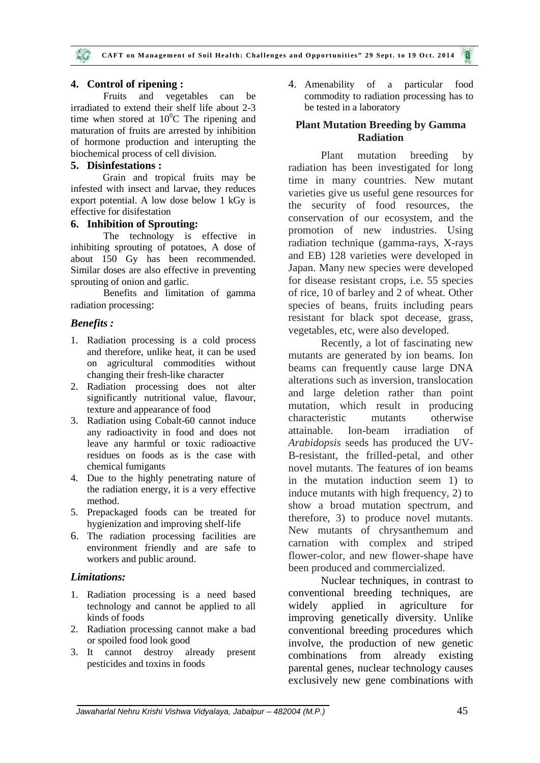## 4. Control of ripening :

Fruits and vegetables can be irradiated to extend their shelf life about 2-3 time when stored at $10^0$C The ripening and maturation of fruits are arrested by inhibition of hormone production and interupting the biochemical process of cell division.

## 5. Disinfestations :

Grain and tropical fruits may be infested with insect and larvae, they reduces export potential. A low dose below 1 kGy is effective for disifestation

## 6. Inhibition of Sprouting:

The technology is effective in inhibiting sprouting of potatoes, A dose of about 150 Gy has been recommended. Similar doses are also effective in preventing sprouting of onion and garlic.

Benefits and limitation of gamma radiation processing:

### *Benefits :*

1. Radiation processing is a cold process and therefore, unlike heat, it can be used on agricultural commodities without changing their fresh-like character
2. Radiation processing does not alter significantly nutritional value, flavour, texture and appearance of food
3. Radiation using Cobalt-60 cannot induce any radioactivity in food and does not leave any harmful or toxic radioactive residues on foods as is the case with chemical fumigants
4. Due to the highly penetrating nature of the radiation energy, it is a very effective method.
5. Prepackaged foods can be treated for hygienization and improving shelf-life
6. The radiation processing facilities are environment friendly and are safe to workers and public around.

### *Limitations:*

1. Radiation processing is a need based technology and cannot be applied to all kinds of foods
2. Radiation processing cannot make a bad or spoiled food look good
3. It cannot destroy already present pesticides and toxins in foods
4. Amenability of a particular food commodity to radiation processing has to be tested in a laboratory

## Plant Mutation Breeding by Gamma Radiation

Plant mutation breeding by radiation has been investigated for long time in many countries. New mutant varieties give us useful gene resources for the security of food resources, the conservation of our ecosystem, and the promotion of new industries. Using radiation technique (gamma-rays, X-rays and EB) 128 varieties were developed in Japan. Many new species were developed for disease resistant crops, i.e. 55 species of rice, 10 of barley and 2 of wheat. Other species of beans, fruits including pears resistant for black spot decease, grass, vegetables, etc, were also developed.

Recently, a lot of fascinating new mutants are generated by ion beams. Ion beams can frequently cause large DNA alterations such as inversion, translocation and large deletion rather than point mutation, which result in producing characteristic mutants otherwise attainable. Ion-beam irradiation of *Arabidopsis* seeds has produced the UV-B-resistant, the frilled-petal, and other novel mutants. The features of ion beams in the mutation induction seem 1) to induce mutants with high frequency, 2) to show a broad mutation spectrum, and therefore, 3) to produce novel mutants. New mutants of chrysanthemum and carnation with complex and striped flower-color, and new flower-shape have been produced and commercialized.

Nuclear techniques, in contrast to conventional breeding techniques, are widely applied in agriculture for improving genetically diversity. Unlike conventional breeding procedures which involve, the production of new genetic combinations from already existing parental genes, nuclear technology causes exclusively new gene combinations with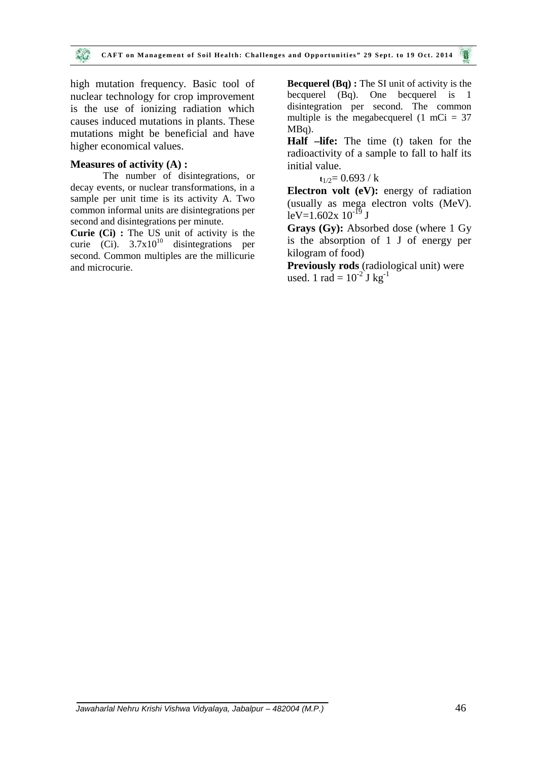high mutation frequency. Basic tool of nuclear technology for crop improvement is the use of ionizing radiation which causes induced mutations in plants. These mutations might be beneficial and have higher economical values.

**Measures of activity (A) :**

The number of disintegrations, or decay events, or nuclear transformations, in a sample per unit time is its activity A. Two common informal units are disintegrations per second and disintegrations per minute.

**Curie (Ci) :** The US unit of activity is the curie (Ci). $3.7x10^{10}$ disintegrations per second. Common multiples are the millicurie and microcurie.

**Becquerel (Bq) :** The SI unit of activity is the becquerel (Bq). One becquerel is 1 disintegration per second. The common multiple is the megabecquerel (1 mCi = 37 MBq).

**Half –life:** The time (t) taken for the radioactivity of a sample to fall to half its initial value.

$t_{1/2} = 0.693 / k$

**Electron volt (eV):** energy of radiation (usually as mega electron volts (MeV). leV=$1.602x\ 10^{-19}$ J

**Grays (Gy):** Absorbed dose (where 1 Gy is the absorption of 1 J of energy per kilogram of food)

**Previously rods** (radiological unit) were used. 1 rad = $10^{-2}$ J $kg^{-1}$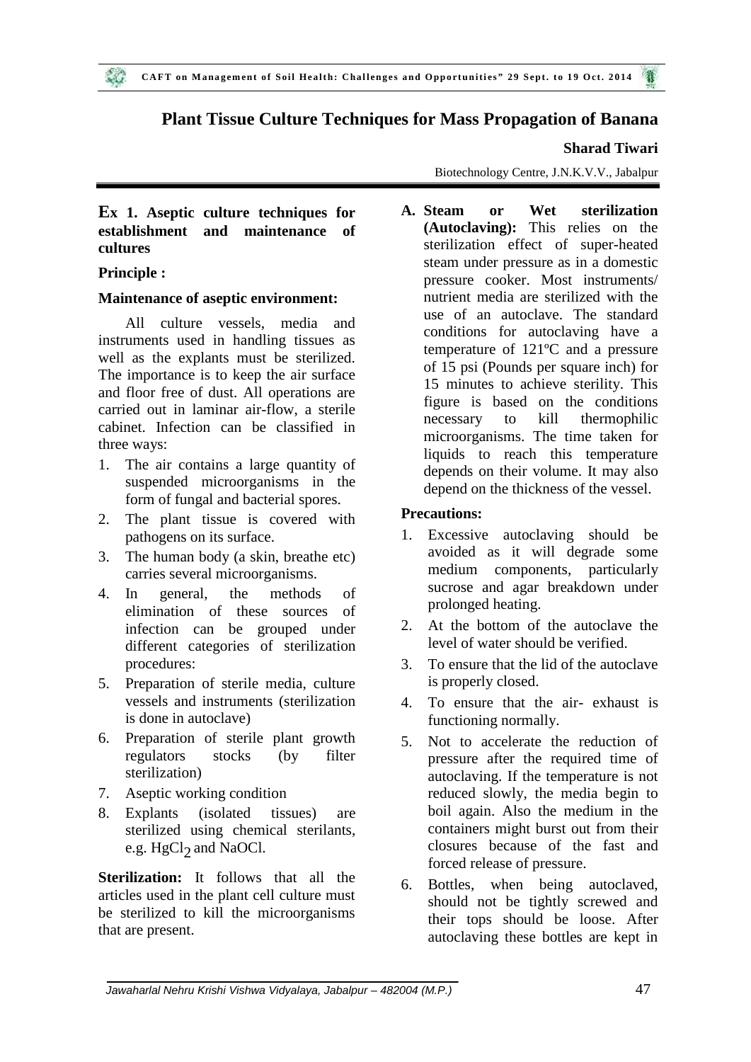# Plant Tissue Culture Techniques for Mass Propagation of Banana

**Sharad Tiwari**

Biotechnology Centre, J.N.K.V.V., Jabalpur

## Ex 1. Aseptic culture techniques for establishment and maintenance of cultures

### Principle :

**Maintenance of aseptic environment:**

All culture vessels, media and instruments used in handling tissues as well as the explants must be sterilized. The importance is to keep the air surface and floor free of dust. All operations are carried out in laminar air-flow, a sterile cabinet. Infection can be classified in three ways:

1. The air contains a large quantity of suspended microorganisms in the form of fungal and bacterial spores.
2. The plant tissue is covered with pathogens on its surface.
3. The human body (a skin, breathe etc) carries several microorganisms.
4. In general, the methods of elimination of these sources of infection can be grouped under different categories of sterilization procedures:
5. Preparation of sterile media, culture vessels and instruments (sterilization is done in autoclave)
6. Preparation of sterile plant growth regulators stocks (by filter sterilization)
7. Aseptic working condition
8. Explants (isolated tissues) are sterilized using chemical sterilants, e.g. $HgCl_2$ and NaOCl.

**Sterilization:** It follows that all the articles used in the plant cell culture must be sterilized to kill the microorganisms that are present.

**A. Steam or Wet sterilization (Autoclaving):** This relies on the sterilization effect of super-heated steam under pressure as in a domestic pressure cooker. Most instruments/ nutrient media are sterilized with the use of an autoclave. The standard conditions for autoclaving have a temperature of 121ºC and a pressure of 15 psi (Pounds per square inch) for 15 minutes to achieve sterility. This figure is based on the conditions necessary to kill thermophilic microorganisms. The time taken for liquids to reach this temperature depends on their volume. It may also depend on the thickness of the vessel.

**Precautions:**

1. Excessive autoclaving should be avoided as it will degrade some medium components, particularly sucrose and agar breakdown under prolonged heating.
2. At the bottom of the autoclave the level of water should be verified.
3. To ensure that the lid of the autoclave is properly closed.
4. To ensure that the air- exhaust is functioning normally.
5. Not to accelerate the reduction of pressure after the required time of autoclaving. If the temperature is not reduced slowly, the media begin to boil again. Also the medium in the containers might burst out from their closures because of the fast and forced release of pressure.
6. Bottles, when being autoclaved, should not be tightly screwed and their tops should be loose. After autoclaving these bottles are kept in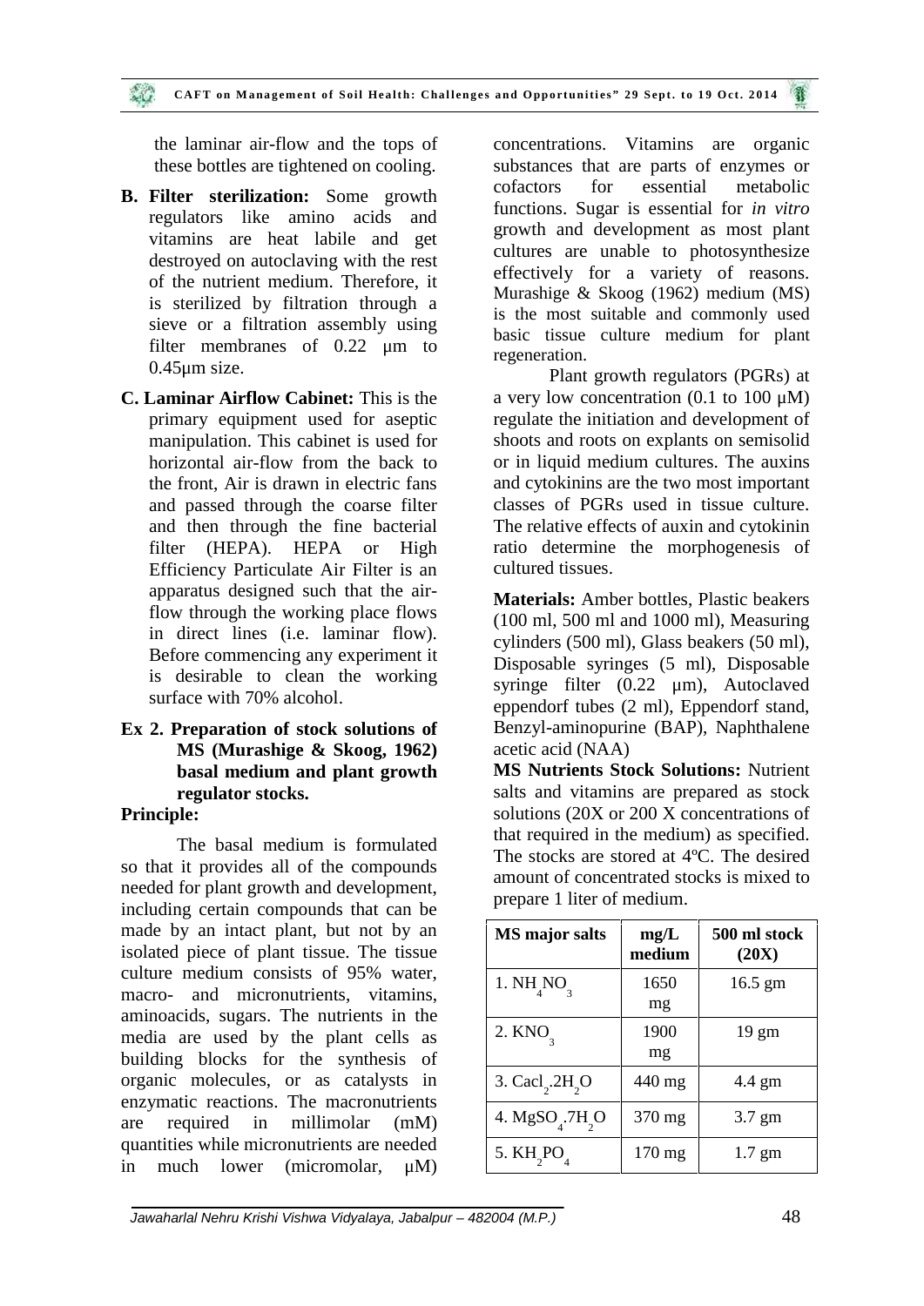the laminar air-flow and the tops of these bottles are tightened on cooling.

**B. Filter sterilization:** Some growth regulators like amino acids and vitamins are heat labile and get destroyed on autoclaving with the rest of the nutrient medium. Therefore, it is sterilized by filtration through a sieve or a filtration assembly using filter membranes of 0.22 µm to 0.45µm size.

**C. Laminar Airflow Cabinet:** This is the primary equipment used for aseptic manipulation. This cabinet is used for horizontal air-flow from the back to the front, Air is drawn in electric fans and passed through the coarse filter and then through the fine bacterial filter (HEPA). HEPA or High Efficiency Particulate Air Filter is an apparatus designed such that the air-flow through the working place flows in direct lines (i.e. laminar flow). Before commencing any experiment it is desirable to clean the working surface with 70% alcohol.

**Ex 2. Preparation of stock solutions of MS (Murashige & Skoog, 1962) basal medium and plant growth regulator stocks.**

**Principle:**

The basal medium is formulated so that it provides all of the compounds needed for plant growth and development, including certain compounds that can be made by an intact plant, but not by an isolated piece of plant tissue. The tissue culture medium consists of 95% water, macro- and micronutrients, vitamins, aminoacids, sugars. The nutrients in the media are used by the plant cells as building blocks for the synthesis of organic molecules, or as catalysts in enzymatic reactions. The macronutrients are required in millimolar (mM) quantities while micronutrients are needed in much lower (micromolar, µM) concentrations. Vitamins are organic substances that are parts of enzymes or cofactors for essential metabolic functions. Sugar is essential for *in vitro* growth and development as most plant cultures are unable to photosynthesize effectively for a variety of reasons. Murashige & Skoog (1962) medium (MS) is the most suitable and commonly used basic tissue culture medium for plant regeneration.

Plant growth regulators (PGRs) at a very low concentration (0.1 to 100 µM) regulate the initiation and development of shoots and roots on explants on semisolid or in liquid medium cultures. The auxins and cytokinins are the two most important classes of PGRs used in tissue culture. The relative effects of auxin and cytokinin ratio determine the morphogenesis of cultured tissues.

**Materials:** Amber bottles, Plastic beakers (100 ml, 500 ml and 1000 ml), Measuring cylinders (500 ml), Glass beakers (50 ml), Disposable syringes (5 ml), Disposable syringe filter (0.22 µm), Autoclaved eppendorf tubes (2 ml), Eppendorf stand, Benzyl-aminopurine (BAP), Naphthalene acetic acid (NAA)

**MS Nutrients Stock Solutions:** Nutrient salts and vitamins are prepared as stock solutions (20X or 200 X concentrations of that required in the medium) as specified. The stocks are stored at 4ºC. The desired amount of concentrated stocks is mixed to prepare 1 liter of medium.

| MS major salts | mg/L medium | 500 ml stock (20X) |
|---|---|---|
| 1. $NH_4NO_3$ | 1650 mg | 16.5 gm |
| 2. $KNO_3$ | 1900 mg | 19 gm |
| 3. $Cacl_2.2H_2O$ | 440 mg | 4.4 gm |
| 4. $MgSO_4.7H_2O$ | 370 mg | 3.7 gm |
| 5. $KH_2PO_4$ | 170 mg | 1.7 gm |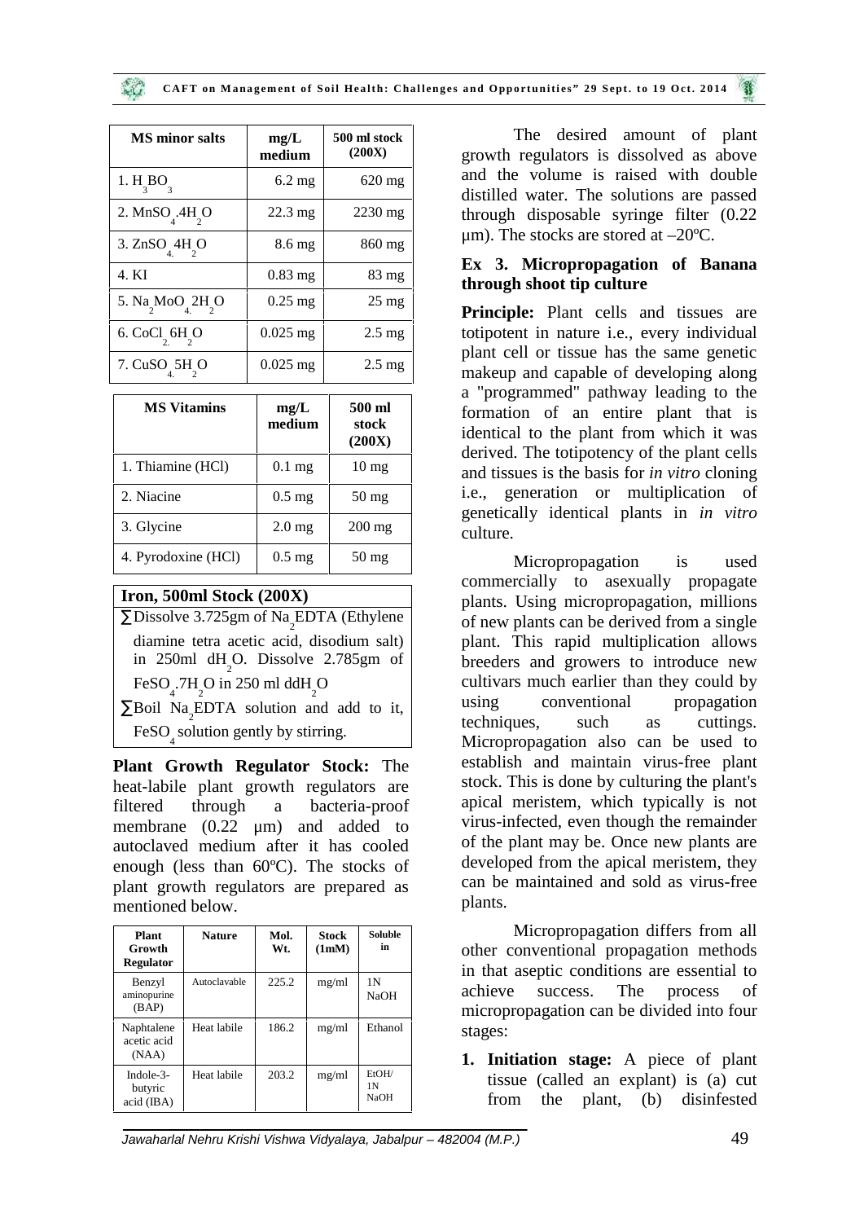| MS minor salts | mg/L medium | 500 ml stock (200X) |
|---|---|---|
| 1. $H_3BO_3$ | 6.2 mg | 620 mg |
| 2. $MnSO_4.4H_2O$ | 22.3 mg | 2230 mg |
| 3. $ZnSO_4.4H_2O$ | 8.6 mg | 860 mg |
| 4. KI | 0.83 mg | 83 mg |
| 5. $Na_2MoO_4.2H_2O$ | 0.25 mg | 25 mg |
| 6. $CoCl_2.6H_2O$ | 0.025 mg | 2.5 mg |
| 7. $CuSO_4.5H_2O$ | 0.025 mg | 2.5 mg |

| MS Vitamins | mg/L medium | 500 ml stock (200X) |
|---|---|---|
| 1. Thiamine (HCl) | 0.1 mg | 10 mg |
| 2. Niacine | 0.5 mg | 50 mg |
| 3. Glycine | 2.0 mg | 200 mg |
| 4. Pyrodoxine (HCl) | 0.5 mg | 50 mg |

**Iron, 500ml Stock (200X)**

- Dissolve 3.725gm of $Na_2EDTA$ (Ethylene diamine tetra acetic acid, disodium salt) in 250ml $dH_2O$. Dissolve 2.785gm of $FeSO_4.7H_2O$ in 250 ml $ddH_2O$
- Boil $Na_2EDTA$ solution and add to it, $FeSO_4$ solution gently by stirring.

**Plant Growth Regulator Stock:** The heat-labile plant growth regulators are filtered through a bacteria-proof membrane (0.22 μm) and added to autoclaved medium after it has cooled enough (less than 60ºC). The stocks of plant growth regulators are prepared as mentioned below.

| Plant Growth Regulator | Nature | Mol. Wt. | Stock (1mM) | Soluble in |
|---|---|---|---|---|
| Benzyl aminopurine (BAP) | Autoclavable | 225.2 | mg/ml | 1N NaOH |
| Naphtalene acetic acid (NAA) | Heat labile | 186.2 | mg/ml | Ethanol |
| Indole-3-butyric acid (IBA) | Heat labile | 203.2 | mg/ml | EtOH/ 1N NaOH |

The desired amount of plant growth regulators is dissolved as above and the volume is raised with double distilled water. The solutions are passed through disposable syringe filter (0.22 μm). The stocks are stored at –20ºC.

### Ex 3. Micropropagation of Banana through shoot tip culture

**Principle:** Plant cells and tissues are totipotent in nature i.e., every individual plant cell or tissue has the same genetic makeup and capable of developing along a "programmed" pathway leading to the formation of an entire plant that is identical to the plant from which it was derived. The totipotency of the plant cells and tissues is the basis for *in vitro* cloning i.e., generation or multiplication of genetically identical plants in *in vitro* culture.

Micropropagation is used commercially to asexually propagate plants. Using micropropagation, millions of new plants can be derived from a single plant. This rapid multiplication allows breeders and growers to introduce new cultivars much earlier than they could by using conventional propagation techniques, such as cuttings. Micropropagation also can be used to establish and maintain virus-free plant stock. This is done by culturing the plant's apical meristem, which typically is not virus-infected, even though the remainder of the plant may be. Once new plants are developed from the apical meristem, they can be maintained and sold as virus-free plants.

Micropropagation differs from all other conventional propagation methods in that aseptic conditions are essential to achieve success. The process of micropropagation can be divided into four stages:

1. **Initiation stage:** A piece of plant tissue (called an explant) is (a) cut from the plant, (b) disinfested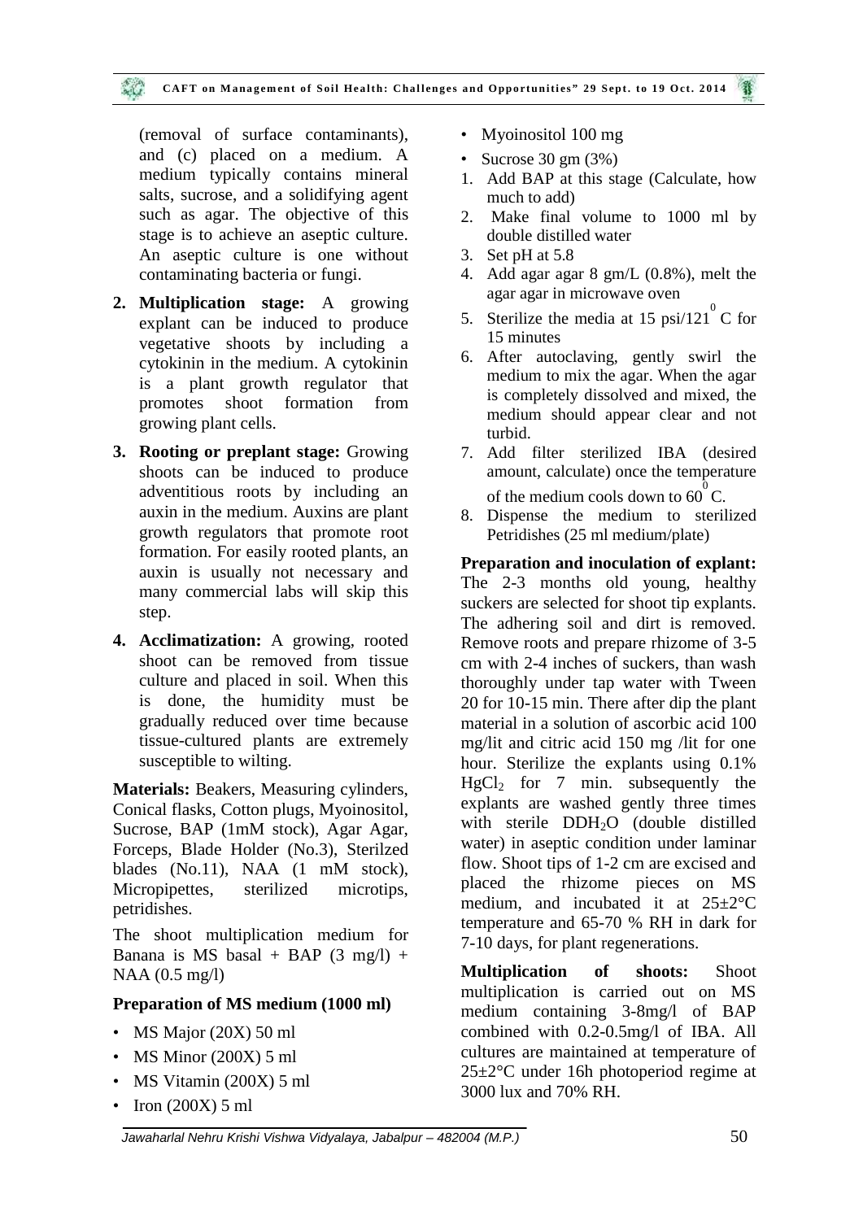(removal of surface contaminants), and (c) placed on a medium. A medium typically contains mineral salts, sucrose, and a solidifying agent such as agar. The objective of this stage is to achieve an aseptic culture. An aseptic culture is one without contaminating bacteria or fungi.

2. **Multiplication stage:** A growing explant can be induced to produce vegetative shoots by including a cytokinin in the medium. A cytokinin is a plant growth regulator that promotes shoot formation from growing plant cells.

3. **Rooting or preplant stage:** Growing shoots can be induced to produce adventitious roots by including an auxin in the medium. Auxins are plant growth regulators that promote root formation. For easily rooted plants, an auxin is usually not necessary and many commercial labs will skip this step.

4. **Acclimatization:** A growing, rooted shoot can be removed from tissue culture and placed in soil. When this is done, the humidity must be gradually reduced over time because tissue-cultured plants are extremely susceptible to wilting.

**Materials:** Beakers, Measuring cylinders, Conical flasks, Cotton plugs, Myoinositol, Sucrose, BAP (1mM stock), Agar Agar, Forceps, Blade Holder (No.3), Sterilzed blades (No.11), NAA (1 mM stock), Micropipettes, sterilized microtips, petridishes.

The shoot multiplication medium for Banana is MS basal + BAP (3 mg/l) + NAA (0.5 mg/l)

**Preparation of MS medium (1000 ml)**

- MS Major (20X) 50 ml
- MS Minor (200X) 5 ml
- MS Vitamin (200X) 5 ml
- Iron (200X) 5 ml
- Myoinositol 100 mg
- Sucrose 30 gm (3%)

1. Add BAP at this stage (Calculate, how much to add)
2. Make final volume to 1000 ml by double distilled water
3. Set pH at 5.8
4. Add agar agar 8 gm/L (0.8%), melt the agar agar in microwave oven
5. Sterilize the media at 15 psi/121$^{0}$ C for 15 minutes
6. After autoclaving, gently swirl the medium to mix the agar. When the agar is completely dissolved and mixed, the medium should appear clear and not turbid.
7. Add filter sterilized IBA (desired amount, calculate) once the temperature of the medium cools down to 60$^{0}$ C.
8. Dispense the medium to sterilized Petridishes (25 ml medium/plate)

**Preparation and inoculation of explant:** The 2-3 months old young, healthy suckers are selected for shoot tip explants. The adhering soil and dirt is removed. Remove roots and prepare rhizome of 3-5 cm with 2-4 inches of suckers, than wash thoroughly under tap water with Tween 20 for 10-15 min. There after dip the plant material in a solution of ascorbic acid 100 mg/lit and citric acid 150 mg /lit for one hour. Sterilize the explants using 0.1% $HgCl_2$ for 7 min. subsequently the explants are washed gently three times with sterile $DDH_2O$ (double distilled water) in aseptic condition under laminar flow. Shoot tips of 1-2 cm are excised and placed the rhizome pieces on MS medium, and incubated it at 25±2°C temperature and 65-70 % RH in dark for 7-10 days, for plant regenerations.

**Multiplication of shoots:** Shoot multiplication is carried out on MS medium containing 3-8mg/l of BAP combined with 0.2-0.5mg/l of IBA. All cultures are maintained at temperature of 25±2°C under 16h photoperiod regime at 3000 lux and 70% RH.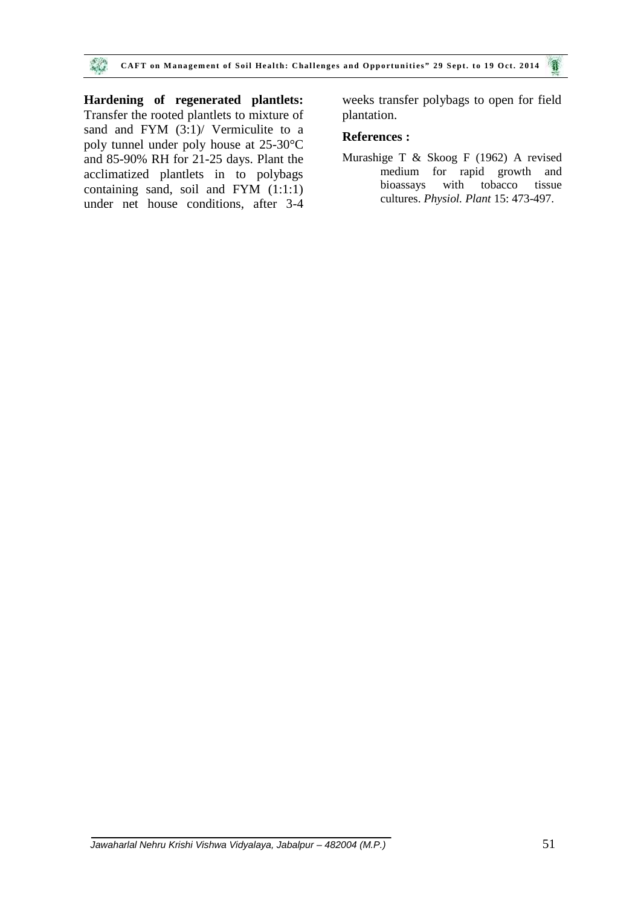**Hardening of regenerated plantlets:** Transfer the rooted plantlets to mixture of sand and FYM (3:1)/ Vermiculite to a poly tunnel under poly house at 25-30°C and 85-90% RH for 21-25 days. Plant the acclimatized plantlets in to polybags containing sand, soil and FYM (1:1:1) under net house conditions, after 3-4 weeks transfer polybags to open for field plantation.

**References :**

Murashige T & Skoog F (1962) A revised medium for rapid growth and bioassays with tobacco tissue cultures. *Physiol. Plant* 15: 473-497.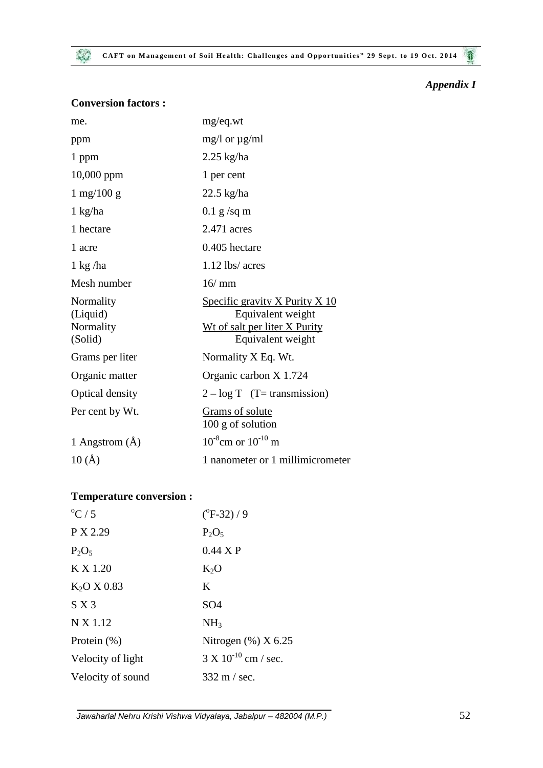*Appendix I*

**Conversion factors :**

| | |
|---|---|
| me. | mg/eq.wt |
| ppm | mg/l or µg/ml |
| 1 ppm | 2.25 kg/ha |
| 10,000 ppm | 1 per cent |
| 1 mg/100 g | 22.5 kg/ha |
| 1 kg/ha | 0.1 g /sq m |
| 1 hectare | 2.471 acres |
| 1 acre | 0.405 hectare |
| 1 kg /ha | 1.12 lbs/ acres |
| Mesh number | 16/ mm |
| Normality (Liquid) | $\frac{\text{Specific gravity X Purity X 10}}{\text{Equivalent weight}}$ |
| Normality (Solid) | $\frac{\text{Wt of salt per liter X Purity}}{\text{Equivalent weight}}$ |
| Grams per liter | Normality X Eq. Wt. |
| Organic matter | Organic carbon X 1.724 |
| Optical density | 2 – log T (T= transmission) |
| Per cent by Wt. | $\frac{\text{Grams of solute}}{\text{100 g of solution}}$ |
| 1 Angstrom (Å) | $10^{-8}$cm or $10^{-10}$ m |
| 10 (Å) | 1 nanometer or 1 millimicrometer |

**Temperature conversion :**

| | |
|---|---|
| $^{o}C$ / 5 | ($^{o}F$-32) / 9 |
| P X 2.29 | $P_2O_5$ |
| $P_2O_5$ | 0.44 X P |
| K X 1.20 | $K_2O$ |
| $K_2O$ X 0.83 | K |
| S X 3 | SO4 |
| N X 1.12 | $NH_3$ |
| Protein (%) | Nitrogen (%) X 6.25 |
| Velocity of light | 3 X $10^{-10}$ cm / sec. |
| Velocity of sound | 332 m / sec. |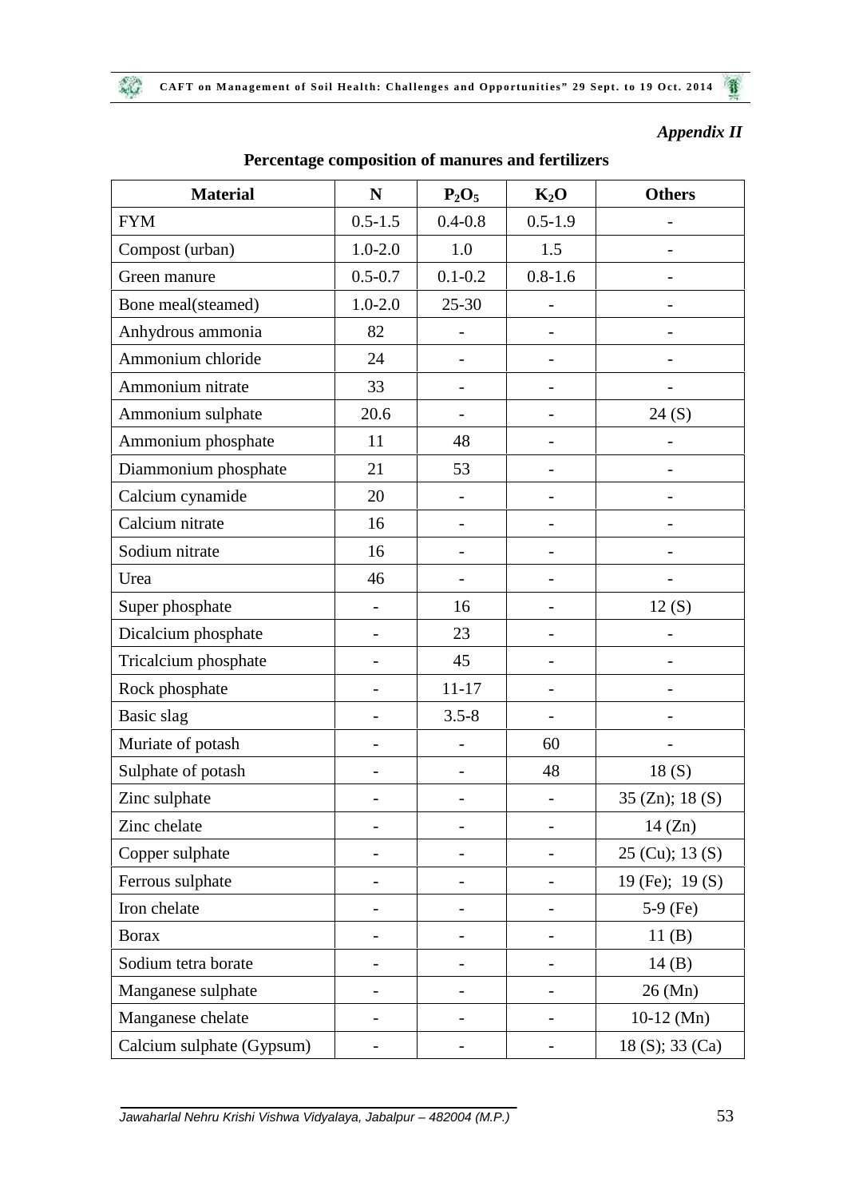*Appendix II*

## Percentage composition of manures and fertilizers

| Material | N | $P_2O_5$ | $K_2O$ | Others |
|---|---|---|---|---|
| FYM | 0.5-1.5 | 0.4-0.8 | 0.5-1.9 | - |
| Compost (urban) | 1.0-2.0 | 1.0 | 1.5 | - |
| Green manure | 0.5-0.7 | 0.1-0.2 | 0.8-1.6 | - |
| Bone meal(steamed) | 1.0-2.0 | 25-30 | - | - |
| Anhydrous ammonia | 82 | - | - | - |
| Ammonium chloride | 24 | - | - | - |
| Ammonium nitrate | 33 | - | - | - |
| Ammonium sulphate | 20.6 | - | - | 24 (S) |
| Ammonium phosphate | 11 | 48 | - | - |
| Diammonium phosphate | 21 | 53 | - | - |
| Calcium cynamide | 20 | - | - | - |
| Calcium nitrate | 16 | - | - | - |
| Sodium nitrate | 16 | - | - | - |
| Urea | 46 | - | - | - |
| Super phosphate | - | 16 | - | 12 (S) |
| Dicalcium phosphate | - | 23 | - | - |
| Tricalcium phosphate | - | 45 | - | - |
| Rock phosphate | - | 11-17 | - | - |
| Basic slag | - | 3.5-8 | - | - |
| Muriate of potash | - | - | 60 | - |
| Sulphate of potash | - | - | 48 | 18 (S) |
| Zinc sulphate | - | - | - | 35 (Zn); 18 (S) |
| Zinc chelate | - | - | - | 14 (Zn) |
| Copper sulphate | - | - | - | 25 (Cu); 13 (S) |
| Ferrous sulphate | - | - | - | 19 (Fe); 19 (S) |
| Iron chelate | - | - | - | 5-9 (Fe) |
| Borax | - | - | - | 11 (B) |
| Sodium tetra borate | - | - | - | 14 (B) |
| Manganese sulphate | - | - | - | 26 (Mn) |
| Manganese chelate | - | - | - | 10-12 (Mn) |
| Calcium sulphate (Gypsum) | - | - | - | 18 (S); 33 (Ca) |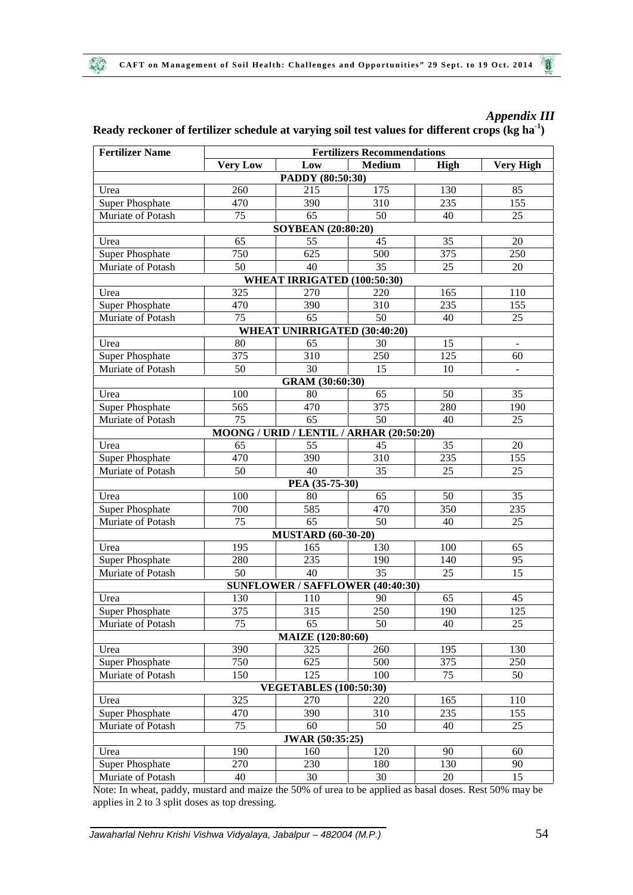*Appendix III*

**Ready reckoner of fertilizer schedule at varying soil test values for different crops (kg $ha^{-1}$)**

| Fertilizer Name | Fertilizers Recommendations | | | | |
|---|---|---|---|---|---|
| | **Very Low** | **Low** | **Medium** | **High** | **Very High** |
| **PADDY (80:50:30)** | | | | | |
| Urea | 260 | 215 | 175 | 130 | 85 |
| Super Phosphate | 470 | 390 | 310 | 235 | 155 |
| Muriate of Potash | 75 | 65 | 50 | 40 | 25 |
| **SOYBEAN (20:80:20)** | | | | | |
| Urea | 65 | 55 | 45 | 35 | 20 |
| Super Phosphate | 750 | 625 | 500 | 375 | 250 |
| Muriate of Potash | 50 | 40 | 35 | 25 | 20 |
| **WHEAT IRRIGATED (100:50:30)** | | | | | |
| Urea | 325 | 270 | 220 | 165 | 110 |
| Super Phosphate | 470 | 390 | 310 | 235 | 155 |
| Muriate of Potash | 75 | 65 | 50 | 40 | 25 |
| **WHEAT UNIRRIGATED (30:40:20)** | | | | | |
| Urea | 80 | 65 | 30 | 15 | - |
| Super Phosphate | 375 | 310 | 250 | 125 | 60 |
| Muriate of Potash | 50 | 30 | 15 | 10 | - |
| **GRAM (30:60:30)** | | | | | |
| Urea | 100 | 80 | 65 | 50 | 35 |
| Super Phosphate | 565 | 470 | 375 | 280 | 190 |
| Muriate of Potash | 75 | 65 | 50 | 40 | 25 |
| **MOONG / URID / LENTIL / ARHAR (20:50:20)** | | | | | |
| Urea | 65 | 55 | 45 | 35 | 20 |
| Super Phosphate | 470 | 390 | 310 | 235 | 155 |
| Muriate of Potash | 50 | 40 | 35 | 25 | 25 |
| **PEA (35-75-30)** | | | | | |
| Urea | 100 | 80 | 65 | 50 | 35 |
| Super Phosphate | 700 | 585 | 470 | 350 | 235 |
| Muriate of Potash | 75 | 65 | 50 | 40 | 25 |
| **MUSTARD (60-30-20)** | | | | | |
| Urea | 195 | 165 | 130 | 100 | 65 |
| Super Phosphate | 280 | 235 | 190 | 140 | 95 |
| Muriate of Potash | 50 | 40 | 35 | 25 | 15 |
| **SUNFLOWER / SAFFLOWER (40:40:30)** | | | | | |
| Urea | 130 | 110 | 90 | 65 | 45 |
| Super Phosphate | 375 | 315 | 250 | 190 | 125 |
| Muriate of Potash | 75 | 65 | 50 | 40 | 25 |
| **MAIZE (120:80:60)** | | | | | |
| Urea | 390 | 325 | 260 | 195 | 130 |
| Super Phosphate | 750 | 625 | 500 | 375 | 250 |
| Muriate of Potash | 150 | 125 | 100 | 75 | 50 |
| **VEGETABLES (100:50:30)** | | | | | |
| Urea | 325 | 270 | 220 | 165 | 110 |
| Super Phosphate | 470 | 390 | 310 | 235 | 155 |
| Muriate of Potash | 75 | 60 | 50 | 40 | 25 |
| **JWAR (50:35:25)** | | | | | |
| Urea | 190 | 160 | 120 | 90 | 60 |
| Super Phosphate | 270 | 230 | 180 | 130 | 90 |
| Muriate of Potash | 40 | 30 | 30 | 20 | 15 |

Note: In wheat, paddy, mustard and maize the 50% of urea to be applied as basal doses. Rest 50% may be applies in 2 to 3 split doses as top dressing.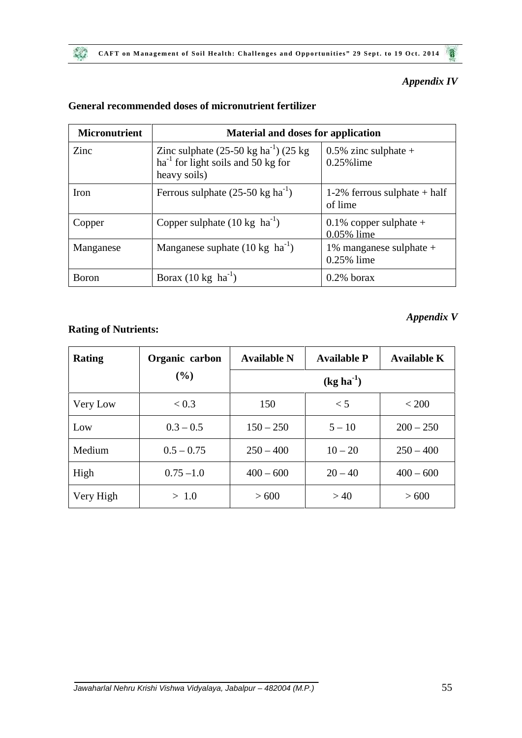*Appendix IV*

**General recommended doses of micronutrient fertilizer**

| Micronutrient | Material and doses for application | |
|---|---|---|
| Zinc | Zinc sulphate (25-50 kg $ha^{-1}$) (25 kg $ha^{-1}$ for light soils and 50 kg for heavy soils) | 0.5% zinc sulphate + 0.25%lime |
| Iron | Ferrous sulphate (25-50 kg $ha^{-1}$) | 1-2% ferrous sulphate + half of lime |
| Copper | Copper sulphate (10 kg $ha^{-1}$) | 0.1% copper sulphate + 0.05% lime |
| Manganese | Manganese suphate (10 kg $ha^{-1}$) | 1% manganese sulphate + 0.25% lime |
| Boron | Borax (10 kg $ha^{-1}$) | 0.2% borax |

*Appendix V*

**Rating of Nutrients:**

| Rating | Organic carbon (%) | Available N | Available P | Available K |
|---|---|---|---|---|
| | | (kg $ha^{-1}$) | | |
| Very Low | < 0.3 | 150 | < 5 | < 200 |
| Low | 0.3 – 0.5 | 150 – 250 | 5 – 10 | 200 – 250 |
| Medium | 0.5 – 0.75 | 250 – 400 | 10 – 20 | 250 – 400 |
| High | 0.75 –1.0 | 400 – 600 | 20 – 40 | 400 – 600 |
| Very High | > 1.0 | > 600 | > 40 | > 600 |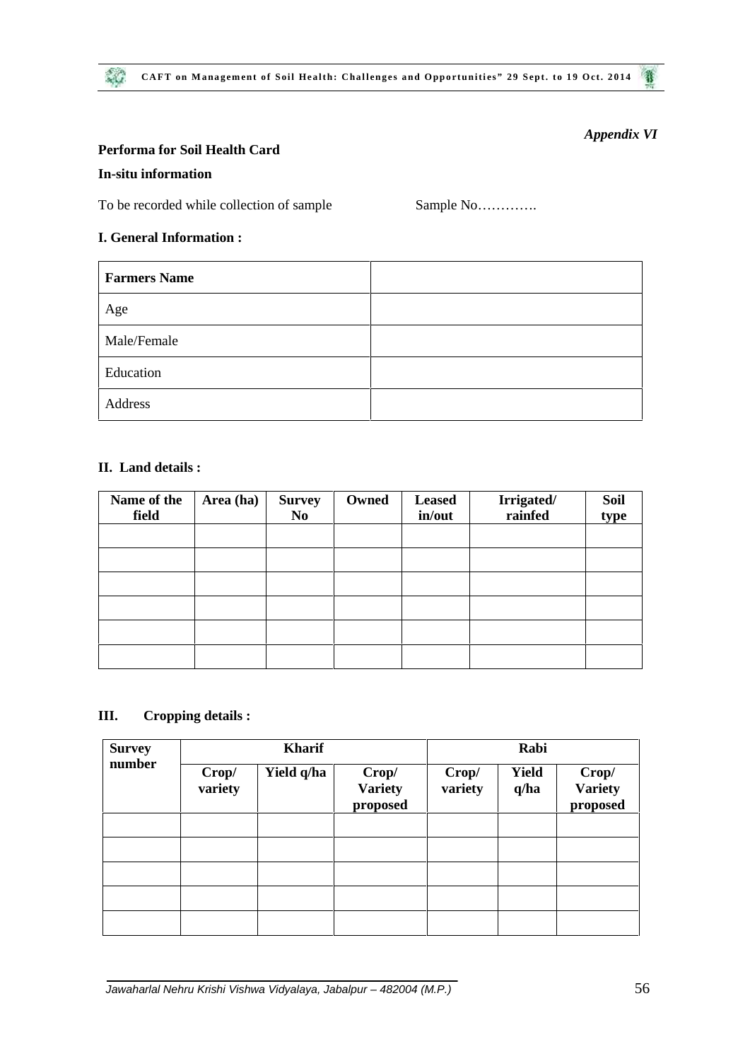*Appendix VI*

**Performa for Soil Health Card**

**In-situ information**

To be recorded while collection of sample          Sample No………….

**I. General Information :**

| **Farmers Name** | |
|---|---|
| Age | |
| Male/Female | |
| Education | |
| Address | |

**II. Land details :**

| Name of the field | Area (ha) | Survey No | Owned | Leased in/out | Irrigated/ rainfed | Soil type |
|---|---|---|---|---|---|---|
| | | | | | | |
| | | | | | | |
| | | | | | | |
| | | | | | | |
| | | | | | | |
| | | | | | | |

**III. Cropping details :**

| Survey number | Kharif | | | Rabi | | |
|---|---|---|---|---|---|---|
| | Crop/ variety | Yield q/ha | Crop/ Variety proposed | Crop/ variety | Yield q/ha | Crop/ Variety proposed |
| | | | | | | |
| | | | | | | |
| | | | | | | |
| | | | | | | |
| | | | | | | |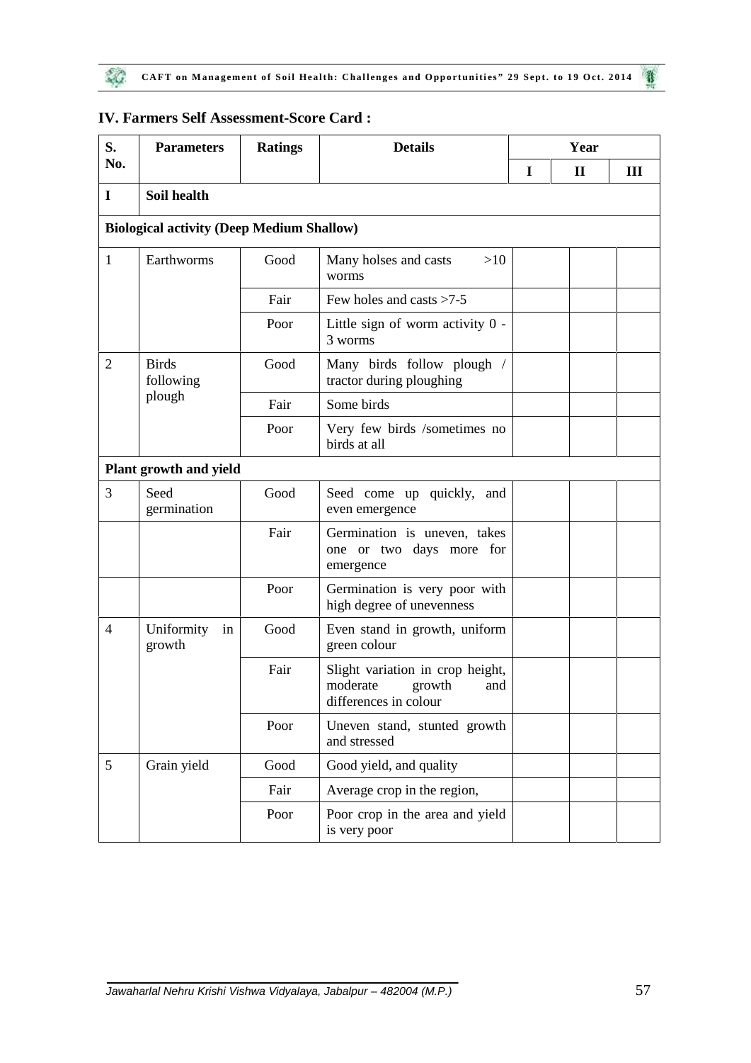## IV. Farmers Self Assessment-Score Card :

| S. No. | Parameters | Ratings | Details | Year | | |
|---|---|---|---|---|---|---|
| | | | | I | II | III |
| I | **Soil health** | | | | | |
| **Biological activity (Deep Medium Shallow)** | | | | | | |
| 1 | Earthworms | Good | Many holses and casts >10 worms | | | |
| | | Fair | Few holes and casts >7-5 | | | |
| | | Poor | Little sign of worm activity 0 - 3 worms | | | |
| 2 | Birds following plough | Good | Many birds follow plough / tractor during ploughing | | | |
| | | Fair | Some birds | | | |
| | | Poor | Very few birds /sometimes no birds at all | | | |
| **Plant growth and yield** | | | | | | |
| 3 | Seed germination | Good | Seed come up quickly, and even emergence | | | |
| | | Fair | Germination is uneven, takes one or two days more for emergence | | | |
| | | Poor | Germination is very poor with high degree of unevenness | | | |
| 4 | Uniformity in growth | Good | Even stand in growth, uniform green colour | | | |
| | | Fair | Slight variation in crop height, moderate growth and differences in colour | | | |
| | | Poor | Uneven stand, stunted growth and stressed | | | |
| 5 | Grain yield | Good | Good yield, and quality | | | |
| | | Fair | Average crop in the region, | | | |
| | | Poor | Poor crop in the area and yield is very poor | | | |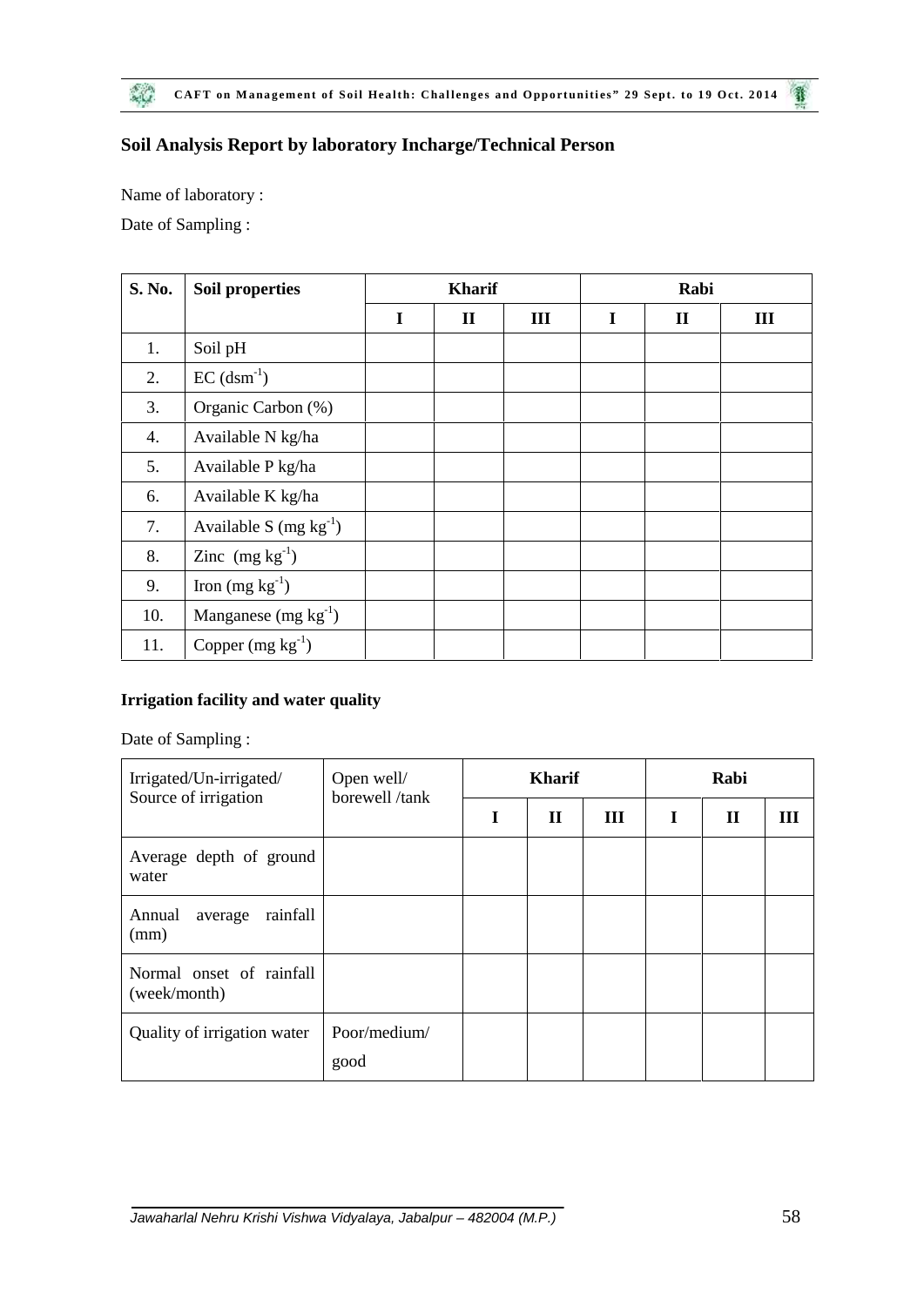## Soil Analysis Report by laboratory Incharge/Technical Person

Name of laboratory :

Date of Sampling :

| S. No. | Soil properties | Kharif | | | Rabi | | |
|---|---|---|---|---|---|---|---|
| | | I | II | III | I | II | III |
| 1. | Soil pH | | | | | | |
| 2. | EC ($dsm^{-1}$) | | | | | | |
| 3. | Organic Carbon (%) | | | | | | |
| 4. | Available N kg/ha | | | | | | |
| 5. | Available P kg/ha | | | | | | |
| 6. | Available K kg/ha | | | | | | |
| 7. | Available S (mg $kg^{-1}$) | | | | | | |
| 8. | Zinc (mg $kg^{-1}$) | | | | | | |
| 9. | Iron (mg $kg^{-1}$) | | | | | | |
| 10. | Manganese (mg $kg^{-1}$) | | | | | | |
| 11. | Copper (mg $kg^{-1}$) | | | | | | |

**Irrigation facility and water quality**

Date of Sampling :

| Irrigated/Un-irrigated/ Source of irrigation | Open well/ borewell /tank | Kharif | | | Rabi | | |
|---|---|---|---|---|---|---|---|
| | | I | II | III | I | II | III |
| Average depth of ground water | | | | | | | |
| Annual average rainfall (mm) | | | | | | | |
| Normal onset of rainfall (week/month) | | | | | | | |
| Quality of irrigation water | Poor/medium/ good | | | | | | |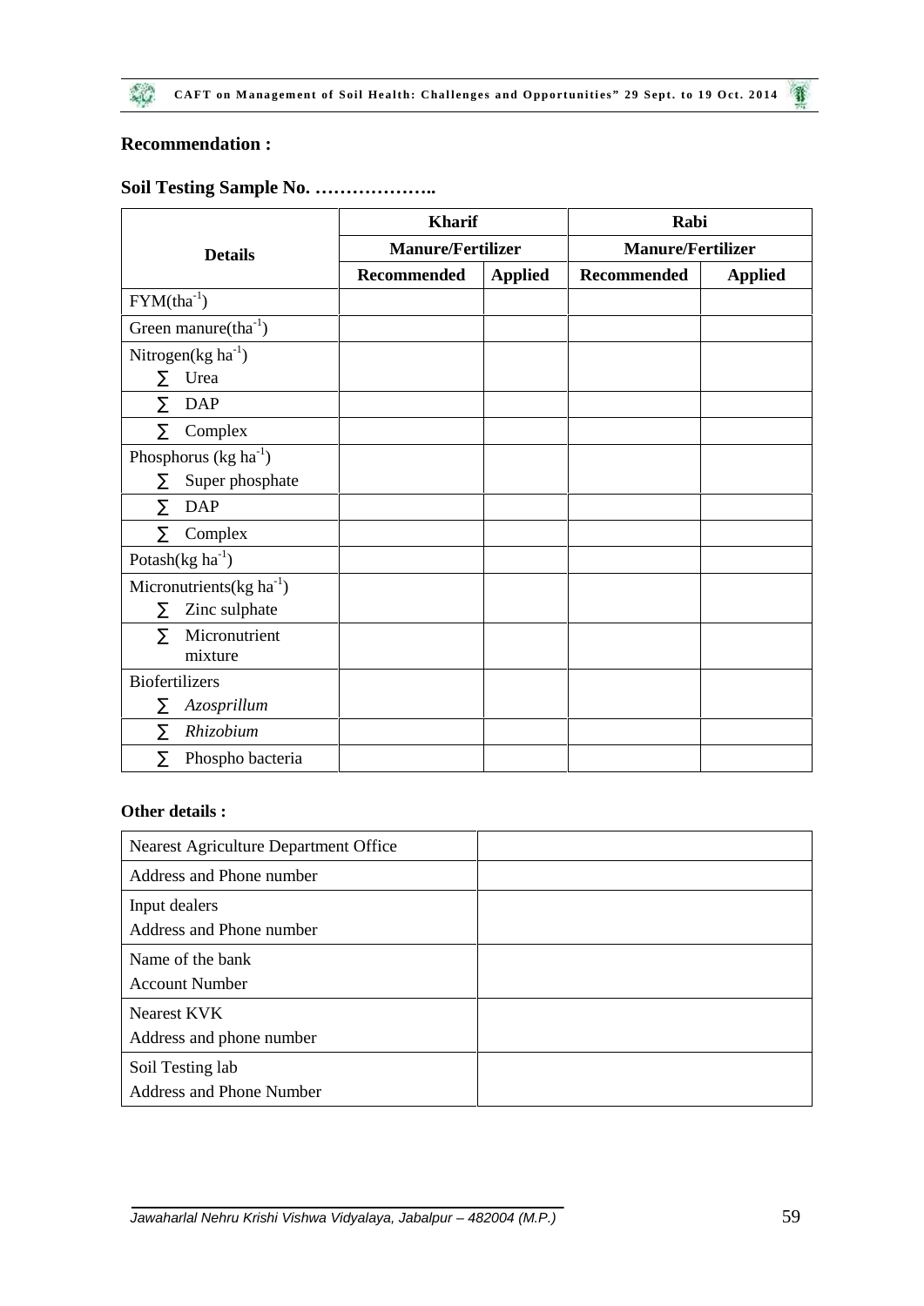**Recommendation :**

**Soil Testing Sample No. ………………..**

| Details | Kharif | | Rabi | |
|---|---|---|---|---|
| | Manure/Fertilizer | | Manure/Fertilizer | |
| | Recommended | Applied | Recommended | Applied |
| FYM($tha^{-1}$) | | | | |
| Green manure($tha^{-1}$) | | | | |
| Nitrogen(kg $ha^{-1}$)<br>∑ Urea | | | | |
| ∑ DAP | | | | |
| ∑ Complex | | | | |
| Phosphorus (kg $ha^{-1}$)<br>∑ Super phosphate | | | | |
| ∑ DAP | | | | |
| ∑ Complex | | | | |
| Potash(kg $ha^{-1}$) | | | | |
| Micronutrients(kg $ha^{-1}$)<br>∑ Zinc sulphate | | | | |
| ∑ Micronutrient mixture | | | | |
| Biofertilizers<br>∑ *Azosprillum* | | | | |
| ∑ *Rhizobium* | | | | |
| ∑ Phospho bacteria | | | | |

**Other details :**

| | |
|---|---|
| Nearest Agriculture Department Office | |
| Address and Phone number | |
| Input dealers<br>Address and Phone number | |
| Name of the bank<br>Account Number | |
| Nearest KVK<br>Address and phone number | |
| Soil Testing lab<br>Address and Phone Number | |